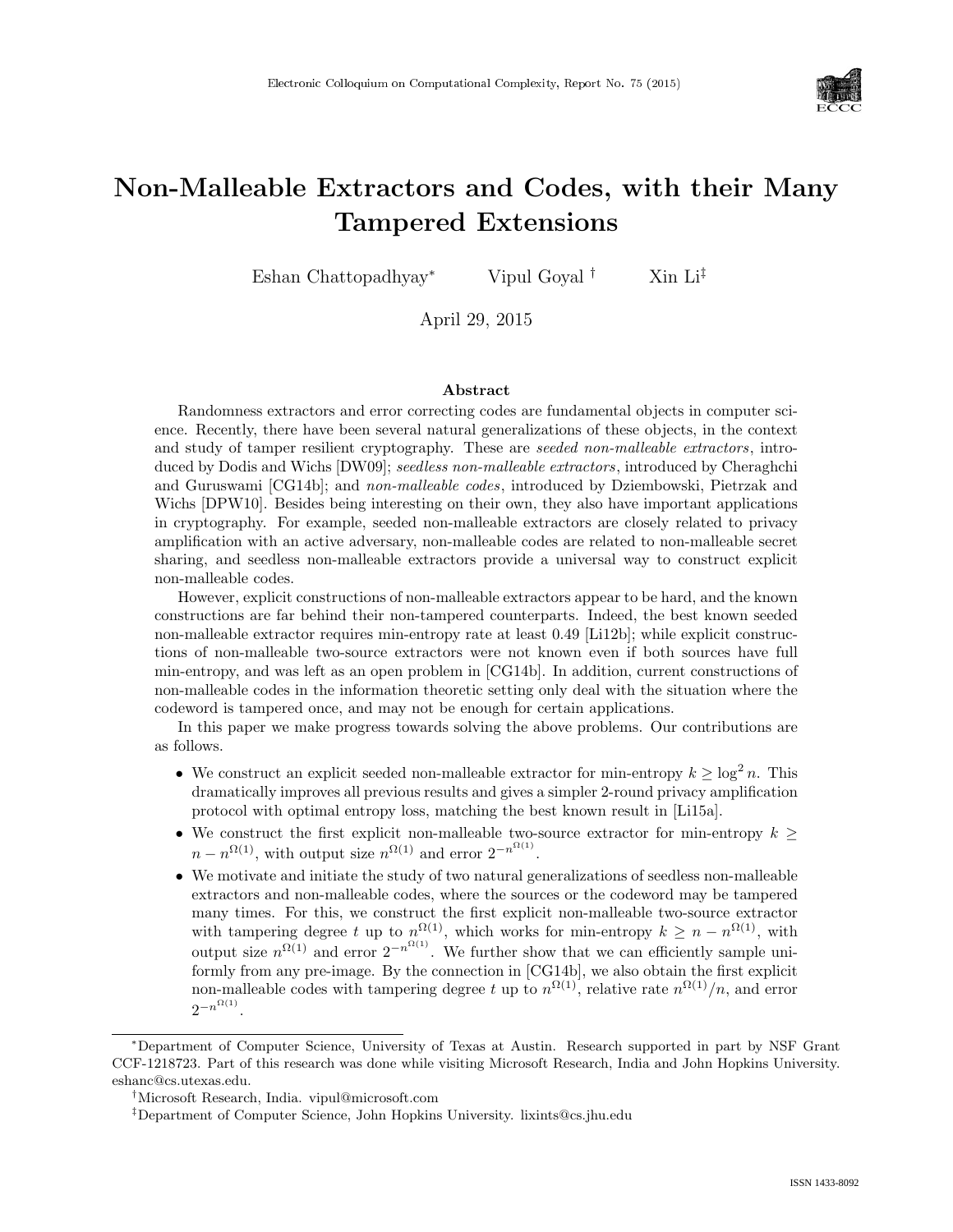# Non-Malleable Extractors and Codes, with their Many Tampered Extensions

Eshan Chattopadhyay[*] Vipul Goyal[†] Xin Li[‡]

April 29, 2015

## Abstract

Randomness extractors and error correcting codes are fundamental objects in computer science. Recently, there have been several natural generalizations of these objects, in the context and study of tamper resilient cryptography. These are *seeded non-malleable extractors*, introduced by Dodis and Wichs [DW09]; *seedless non-malleable extractors*, introduced by Cheraghchi and Guruswami [CG14b]; and *non-malleable codes*, introduced by Dziembowski, Pietrzak and Wichs [DPW10]. Besides being interesting on their own, they also have important applications in cryptography. For example, seeded non-malleable extractors are closely related to privacy amplification with an active adversary, non-malleable codes are related to non-malleable secret sharing, and seedless non-malleable extractors provide a universal way to construct explicit non-malleable codes.

However, explicit constructions of non-malleable extractors appear to be hard, and the known constructions are far behind their non-tampered counterparts. Indeed, the best known seeded non-malleable extractor requires min-entropy rate at least 0.49 [Li12b]; while explicit constructions of non-malleable two-source extractors were not known even if both sources have full min-entropy, and was left as an open problem in [CG14b]. In addition, current constructions of non-malleable codes in the information theoretic setting only deal with the situation where the codeword is tampered once, and may not be enough for certain applications.

In this paper we make progress towards solving the above problems. Our contributions are as follows.

- We construct an explicit seeded non-malleable extractor for min-entropy $k \geq \log^2 n$. This dramatically improves all previous results and gives a simpler 2-round privacy amplification protocol with optimal entropy loss, matching the best known result in [Li15a].
- We construct the first explicit non-malleable two-source extractor for min-entropy $k \geq n - n^{\Omega(1)}$, with output size $n^{\Omega(1)}$ and error $2^{-n^{\Omega(1)}}$.
- We motivate and initiate the study of two natural generalizations of seedless non-malleable extractors and non-malleable codes, where the sources or the codeword may be tampered many times. For this, we construct the first explicit non-malleable two-source extractor with tampering degree $t$ up to $n^{\Omega(1)}$, which works for min-entropy $k \geq n - n^{\Omega(1)}$, with output size $n^{\Omega(1)}$ and error $2^{-n^{\Omega(1)}}$. We further show that we can efficiently sample uniformly from any pre-image. By the connection in [CG14b], we also obtain the first explicit non-malleable codes with tampering degree $t$ up to $n^{\Omega(1)}$, relative rate $n^{\Omega(1)}/n$, and error $2^{-n^{\Omega(1)}}$.

---

[*] Department of Computer Science, University of Texas at Austin. Research supported in part by NSF Grant CCF-1218723. Part of this research was done while visiting Microsoft Research, India and John Hopkins University. eshanc@cs.utexas.edu.

[†] Microsoft Research, India. vipul@microsoft.com

[‡] Department of Computer Science, John Hopkins University. lixints@cs.jhu.edu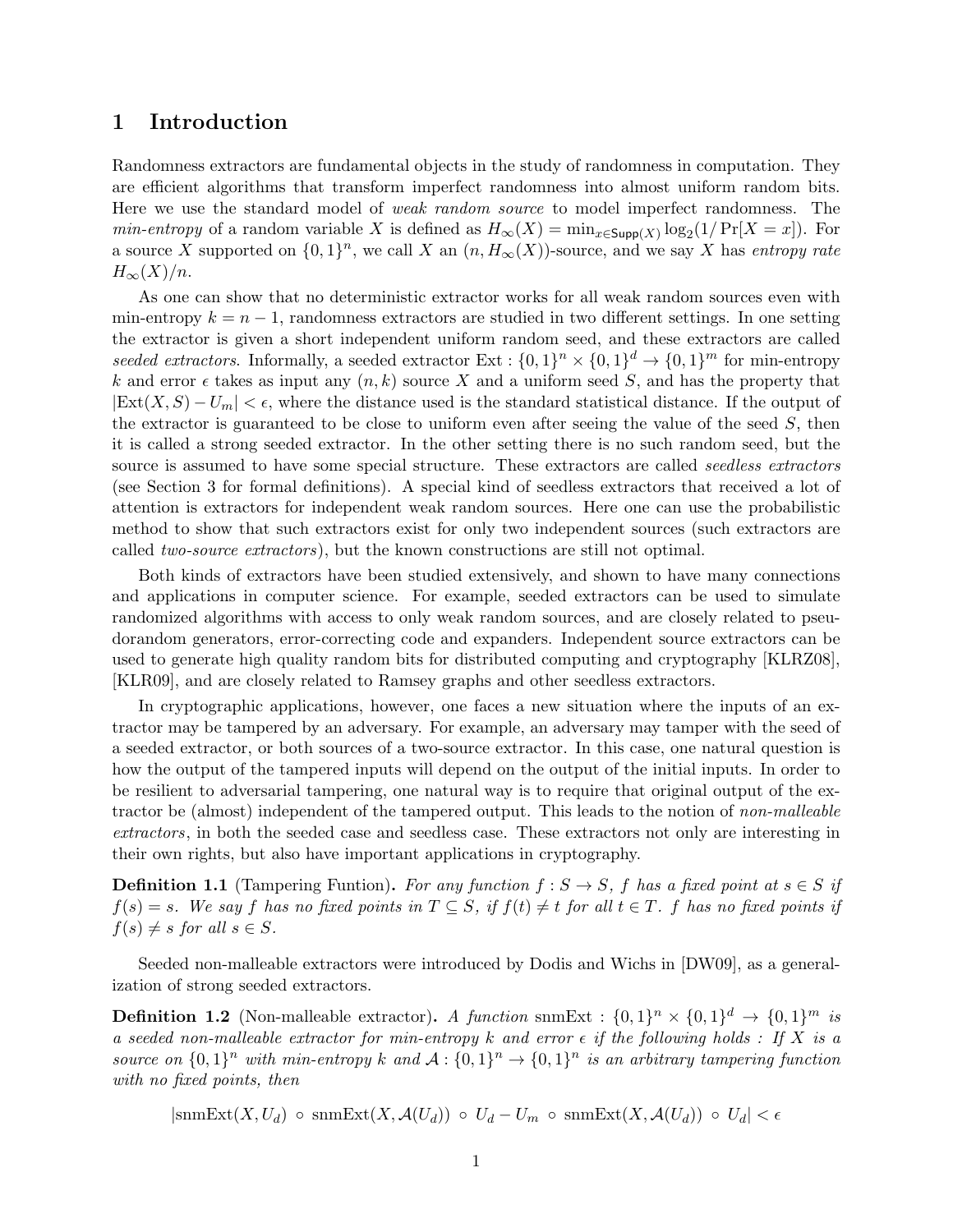# 1 Introduction

Randomness extractors are fundamental objects in the study of randomness in computation. They are efficient algorithms that transform imperfect randomness into almost uniform random bits. Here we use the standard model of *weak random source* to model imperfect randomness. The *min-entropy* of a random variable $X$ is defined as $H_\infty(X) = \min_{x \in \mathsf{Supp}(X)} \log_2(1/\Pr[X = x])$. For a source $X$ supported on $\{0,1\}^n$, we call $X$ an $(n, H_\infty(X))$-source, and we say $X$ has *entropy rate* $H_\infty(X)/n$.

As one can show that no deterministic extractor works for all weak random sources even with min-entropy $k = n - 1$, randomness extractors are studied in two different settings. In one setting the extractor is given a short independent uniform random seed, and these extractors are called *seeded extractors*. Informally, a seeded extractor $\text{Ext} : \{0,1\}^n \times \{0,1\}^d \to \{0,1\}^m$ for min-entropy $k$ and error $\epsilon$ takes as input any $(n, k)$ source $X$ and a uniform seed $S$, and has the property that $|\text{Ext}(X, S) - U_m| < \epsilon$, where the distance used is the standard statistical distance. If the output of the extractor is guaranteed to be close to uniform even after seeing the value of the seed $S$, then it is called a strong seeded extractor. In the other setting there is no such random seed, but the source is assumed to have some special structure. These extractors are called *seedless extractors* (see Section 3 for formal definitions). A special kind of seedless extractors that received a lot of attention is extractors for independent weak random sources. Here one can use the probabilistic method to show that such extractors exist for only two independent sources (such extractors are called *two-source extractors*), but the known constructions are still not optimal.

Both kinds of extractors have been studied extensively, and shown to have many connections and applications in computer science. For example, seeded extractors can be used to simulate randomized algorithms with access to only weak random sources, and are closely related to pseudorandom generators, error-correcting code and expanders. Independent source extractors can be used to generate high quality random bits for distributed computing and cryptography [KLRZ08], [KLR09], and are closely related to Ramsey graphs and other seedless extractors.

In cryptographic applications, however, one faces a new situation where the inputs of an extractor may be tampered by an adversary. For example, an adversary may tamper with the seed of a seeded extractor, or both sources of a two-source extractor. In this case, one natural question is how the output of the tampered inputs will depend on the output of the initial inputs. In order to be resilient to adversarial tampering, one natural way is to require that original output of the extractor be (almost) independent of the tampered output. This leads to the notion of *non-malleable extractors*, in both the seeded case and seedless case. These extractors not only are interesting in their own rights, but also have important applications in cryptography.

**Definition 1.1** (Tampering Funtion)**.** *For any function $f : S \to S$, $f$ has a fixed point at $s \in S$ if $f(s) = s$. We say $f$ has no fixed points in $T \subseteq S$, if $f(t) \neq t$ for all $t \in T$. $f$ has no fixed points if $f(s) \neq s$ for all $s \in S$.*

Seeded non-malleable extractors were introduced by Dodis and Wichs in [DW09], as a generalization of strong seeded extractors.

**Definition 1.2** (Non-malleable extractor)**.** *A function $\text{snmExt} : \{0,1\}^n \times \{0,1\}^d \to \{0,1\}^m$ is a seeded non-malleable extractor for min-entropy $k$ and error $\epsilon$ if the following holds : If $X$ is a source on $\{0,1\}^n$ with min-entropy $k$ and $\mathcal{A} : \{0,1\}^n \to \{0,1\}^n$ is an arbitrary tampering function with no fixed points, then*

$$|\text{snmExt}(X, U_d) \circ \text{snmExt}(X, \mathcal{A}(U_d)) \circ U_d - U_m \circ \text{snmExt}(X, \mathcal{A}(U_d)) \circ U_d| < \epsilon$$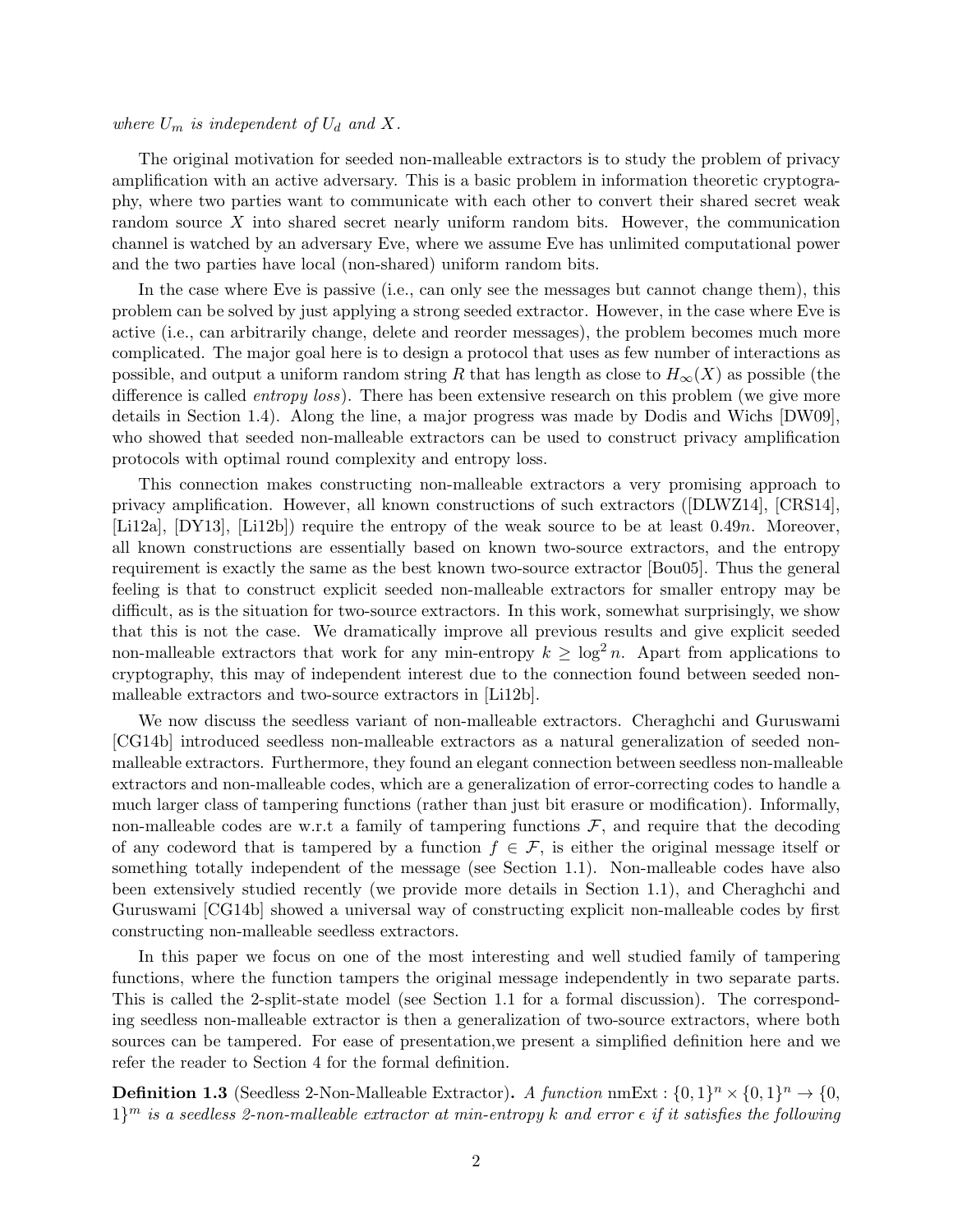*where $U_m$ is independent of $U_d$ and $X$.*

The original motivation for seeded non-malleable extractors is to study the problem of privacy amplification with an active adversary. This is a basic problem in information theoretic cryptography, where two parties want to communicate with each other to convert their shared secret weak random source $X$ into shared secret nearly uniform random bits. However, the communication channel is watched by an adversary Eve, where we assume Eve has unlimited computational power and the two parties have local (non-shared) uniform random bits.

In the case where Eve is passive (i.e., can only see the messages but cannot change them), this problem can be solved by just applying a strong seeded extractor. However, in the case where Eve is active (i.e., can arbitrarily change, delete and reorder messages), the problem becomes much more complicated. The major goal here is to design a protocol that uses as few number of interactions as possible, and output a uniform random string $R$ that has length as close to $H_\infty(X)$ as possible (the difference is called *entropy loss*). There has been extensive research on this problem (we give more details in Section 1.4). Along the line, a major progress was made by Dodis and Wichs [DW09], who showed that seeded non-malleable extractors can be used to construct privacy amplification protocols with optimal round complexity and entropy loss.

This connection makes constructing non-malleable extractors a very promising approach to privacy amplification. However, all known constructions of such extractors ([DLWZ14], [CRS14], [Li12a], [DY13], [Li12b]) require the entropy of the weak source to be at least $0.49n$. Moreover, all known constructions are essentially based on known two-source extractors, and the entropy requirement is exactly the same as the best known two-source extractor [Bou05]. Thus the general feeling is that to construct explicit seeded non-malleable extractors for smaller entropy may be difficult, as is the situation for two-source extractors. In this work, somewhat surprisingly, we show that this is not the case. We dramatically improve all previous results and give explicit seeded non-malleable extractors that work for any min-entropy $k \geq \log^2 n$. Apart from applications to cryptography, this may of independent interest due to the connection found between seeded non-malleable extractors and two-source extractors in [Li12b].

We now discuss the seedless variant of non-malleable extractors. Cheraghchi and Guruswami [CG14b] introduced seedless non-malleable extractors as a natural generalization of seeded non-malleable extractors. Furthermore, they found an elegant connection between seedless non-malleable extractors and non-malleable codes, which are a generalization of error-correcting codes to handle a much larger class of tampering functions (rather than just bit erasure or modification). Informally, non-malleable codes are w.r.t a family of tampering functions $\mathcal{F}$, and require that the decoding of any codeword that is tampered by a function $f \in \mathcal{F}$, is either the original message itself or something totally independent of the message (see Section 1.1). Non-malleable codes have also been extensively studied recently (we provide more details in Section 1.1), and Cheraghchi and Guruswami [CG14b] showed a universal way of constructing explicit non-malleable codes by first constructing non-malleable seedless extractors.

In this paper we focus on one of the most interesting and well studied family of tampering functions, where the function tampers the original message independently in two separate parts. This is called the 2-split-state model (see Section 1.1 for a formal discussion). The corresponding seedless non-malleable extractor is then a generalization of two-source extractors, where both sources can be tampered. For ease of presentation,we present a simplified definition here and we refer the reader to Section 4 for the formal definition.

**Definition 1.3** (Seedless 2-Non-Malleable Extractor)**.** *A function* $\text{nmExt} : \{0,1\}^n \times \{0,1\}^n \to \{0,1\}^m$ *is a seedless 2-non-malleable extractor at min-entropy $k$ and error $\epsilon$ if it satisfies the following*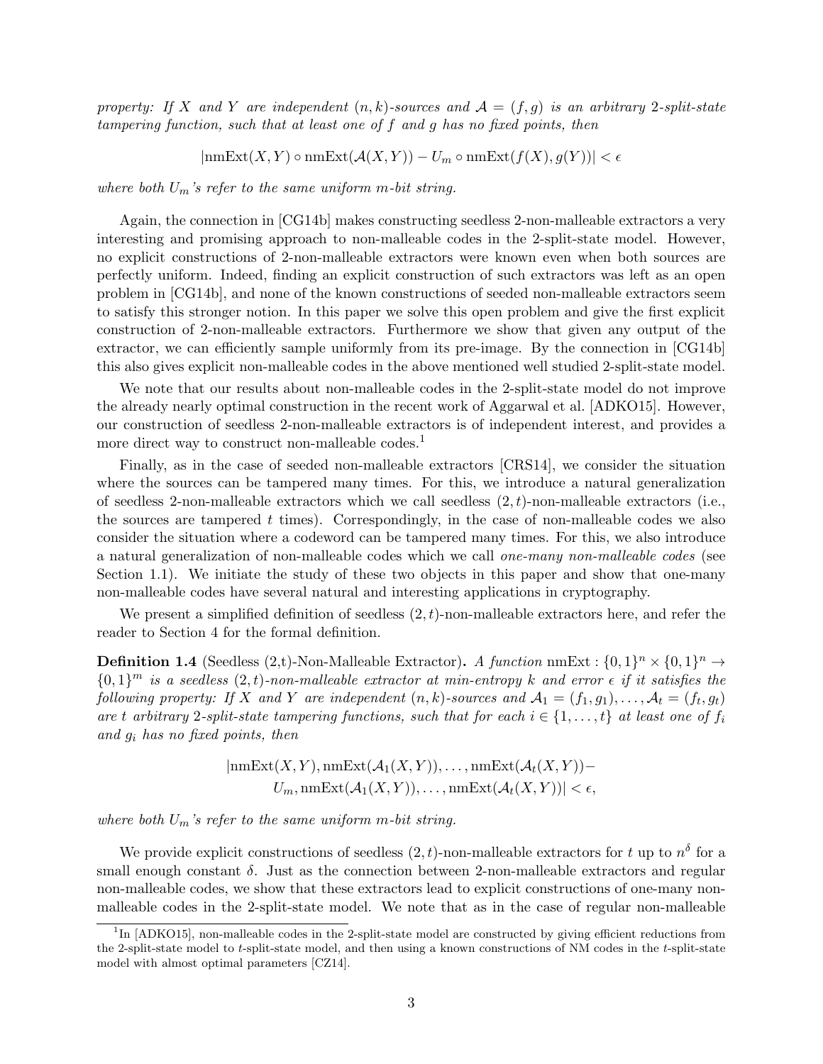*property: If $X$ and $Y$ are independent $(n, k)$-sources and $\mathcal{A} = (f, g)$ is an arbitrary 2-split-state tampering function, such that at least one of $f$ and $g$ has no fixed points, then*

$$|\text{nmExt}(X, Y) \circ \text{nmExt}(\mathcal{A}(X, Y)) - U_m \circ \text{nmExt}(f(X), g(Y))| < \epsilon$$

*where both $U_m$'s refer to the same uniform $m$-bit string.*

Again, the connection in [CG14b] makes constructing seedless 2-non-malleable extractors a very interesting and promising approach to non-malleable codes in the 2-split-state model. However, no explicit constructions of 2-non-malleable extractors were known even when both sources are perfectly uniform. Indeed, finding an explicit construction of such extractors was left as an open problem in [CG14b], and none of the known constructions of seeded non-malleable extractors seem to satisfy this stronger notion. In this paper we solve this open problem and give the first explicit construction of 2-non-malleable extractors. Furthermore we show that given any output of the extractor, we can efficiently sample uniformly from its pre-image. By the connection in [CG14b] this also gives explicit non-malleable codes in the above mentioned well studied 2-split-state model.

We note that our results about non-malleable codes in the 2-split-state model do not improve the already nearly optimal construction in the recent work of Aggarwal et al. [ADKO15]. However, our construction of seedless 2-non-malleable extractors is of independent interest, and provides a more direct way to construct non-malleable codes.[1]

Finally, as in the case of seeded non-malleable extractors [CRS14], we consider the situation where the sources can be tampered many times. For this, we introduce a natural generalization of seedless 2-non-malleable extractors which we call seedless $(2, t)$-non-malleable extractors (i.e., the sources are tampered $t$ times). Correspondingly, in the case of non-malleable codes we also consider the situation where a codeword can be tampered many times. For this, we also introduce a natural generalization of non-malleable codes which we call *one-many non-malleable codes* (see Section 1.1). We initiate the study of these two objects in this paper and show that one-many non-malleable codes have several natural and interesting applications in cryptography.

We present a simplified definition of seedless $(2, t)$-non-malleable extractors here, and refer the reader to Section 4 for the formal definition.

**Definition 1.4** (Seedless (2,t)-Non-Malleable Extractor)**.** *A function $\text{nmExt} : \{0,1\}^n \times \{0,1\}^n \to \{0,1\}^m$ is a seedless $(2, t)$-non-malleable extractor at min-entropy $k$ and error $\epsilon$ if it satisfies the following property: If $X$ and $Y$ are independent $(n, k)$-sources and $\mathcal{A}_1 = (f_1, g_1), \ldots, \mathcal{A}_t = (f_t, g_t)$ are $t$ arbitrary 2-split-state tampering functions, such that for each $i \in \{1, \ldots, t\}$ at least one of $f_i$ and $g_i$ has no fixed points, then*

$$|\text{nmExt}(X, Y), \text{nmExt}(\mathcal{A}_1(X, Y)), \ldots, \text{nmExt}(\mathcal{A}_t(X, Y))- \\ U_m, \text{nmExt}(\mathcal{A}_1(X, Y)), \ldots, \text{nmExt}(\mathcal{A}_t(X, Y))| < \epsilon,$$

*where both $U_m$'s refer to the same uniform $m$-bit string.*

We provide explicit constructions of seedless $(2, t)$-non-malleable extractors for $t$ up to $n^\delta$ for a small enough constant $\delta$. Just as the connection between 2-non-malleable extractors and regular non-malleable codes, we show that these extractors lead to explicit constructions of one-many non-malleable codes in the 2-split-state model. We note that as in the case of regular non-malleable

[1] In [ADKO15], non-malleable codes in the 2-split-state model are constructed by giving efficient reductions from the 2-split-state model to $t$-split-state model, and then using a known constructions of NM codes in the $t$-split-state model with almost optimal parameters [CZ14].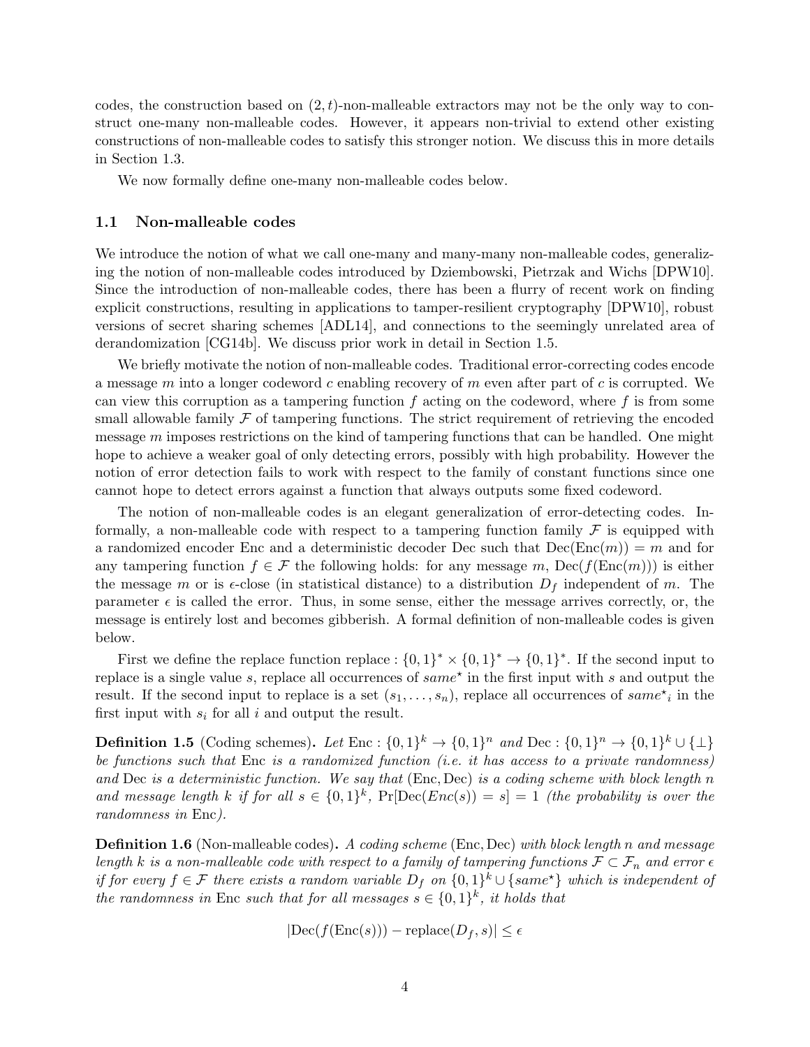codes, the construction based on $(2,t)$-non-malleable extractors may not be the only way to construct one-many non-malleable codes. However, it appears non-trivial to extend other existing constructions of non-malleable codes to satisfy this stronger notion. We discuss this in more details in Section 1.3.

We now formally define one-many non-malleable codes below.

## 1.1 Non-malleable codes

We introduce the notion of what we call one-many and many-many non-malleable codes, generalizing the notion of non-malleable codes introduced by Dziembowski, Pietrzak and Wichs [DPW10]. Since the introduction of non-malleable codes, there has been a flurry of recent work on finding explicit constructions, resulting in applications to tamper-resilient cryptography [DPW10], robust versions of secret sharing schemes [ADL14], and connections to the seemingly unrelated area of derandomization [CG14b]. We discuss prior work in detail in Section 1.5.

We briefly motivate the notion of non-malleable codes. Traditional error-correcting codes encode a message $m$ into a longer codeword $c$ enabling recovery of $m$ even after part of $c$ is corrupted. We can view this corruption as a tampering function $f$ acting on the codeword, where $f$ is from some small allowable family $\mathcal{F}$ of tampering functions. The strict requirement of retrieving the encoded message $m$ imposes restrictions on the kind of tampering functions that can be handled. One might hope to achieve a weaker goal of only detecting errors, possibly with high probability. However the notion of error detection fails to work with respect to the family of constant functions since one cannot hope to detect errors against a function that always outputs some fixed codeword.

The notion of non-malleable codes is an elegant generalization of error-detecting codes. Informally, a non-malleable code with respect to a tampering function family $\mathcal{F}$ is equipped with a randomized encoder Enc and a deterministic decoder Dec such that $\text{Dec}(\text{Enc}(m)) = m$ and for any tampering function $f \in \mathcal{F}$ the following holds: for any message $m$, $\text{Dec}(f(\text{Enc}(m)))$ is either the message $m$ or is $\epsilon$-close (in statistical distance) to a distribution $D_f$ independent of $m$. The parameter $\epsilon$ is called the error. Thus, in some sense, either the message arrives correctly, or, the message is entirely lost and becomes gibberish. A formal definition of non-malleable codes is given below.

First we define the replace function $\text{replace} : \{0,1\}^* \times \{0,1\}^* \to \{0,1\}^*$. If the second input to replace is a single value $s$, replace all occurrences of $same^\star$ in the first input with $s$ and output the result. If the second input to replace is a set $(s_1, \ldots, s_n)$, replace all occurrences of $same^\star{}_i$ in the first input with $s_i$ for all $i$ and output the result.

**Definition 1.5** (Coding schemes). *Let $\text{Enc} : \{0,1\}^k \to \{0,1\}^n$ and $\text{Dec} : \{0,1\}^n \to \{0,1\}^k \cup \{\perp\}$ be functions such that* Enc *is a randomized function (i.e. it has access to a private randomness) and* Dec *is a deterministic function. We say that* (Enc, Dec) *is a coding scheme with block length $n$ and message length $k$ if for all $s \in \{0,1\}^k$, $\Pr[\text{Dec}(Enc(s)) = s] = 1$ (the probability is over the randomness in* Enc*).*

**Definition 1.6** (Non-malleable codes). *A coding scheme* (Enc, Dec) *with block length $n$ and message length $k$ is a non-malleable code with respect to a family of tampering functions $\mathcal{F} \subset \mathcal{F}_n$ and error $\epsilon$ if for every $f \in \mathcal{F}$ there exists a random variable $D_f$ on $\{0,1\}^k \cup \{same^\star\}$ which is independent of the randomness in* Enc *such that for all messages $s \in \{0,1\}^k$, it holds that*

$$|\text{Dec}(f(\text{Enc}(s))) - \text{replace}(D_f, s)| \leq \epsilon$$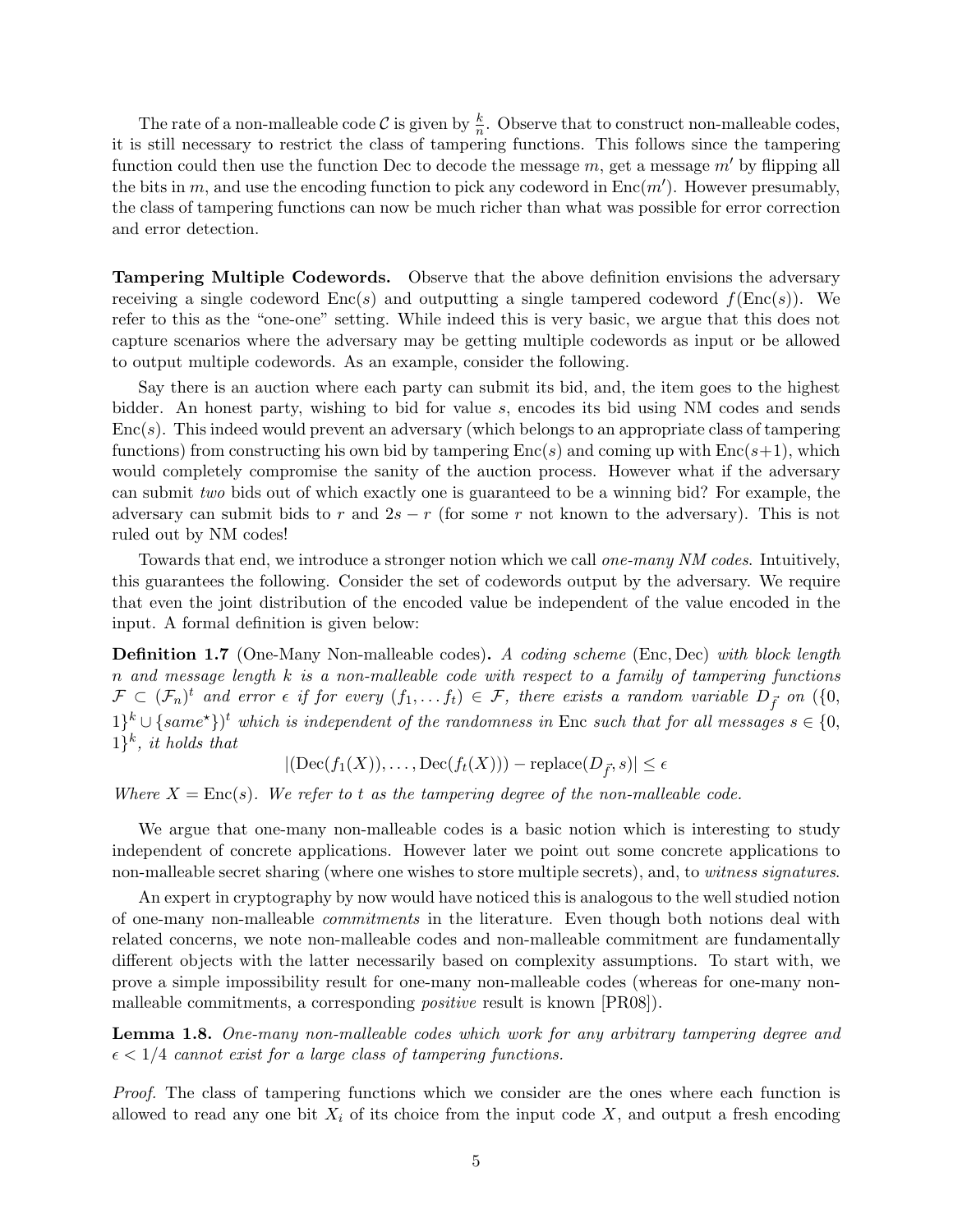The rate of a non-malleable code $\mathcal{C}$ is given by $\frac{k}{n}$. Observe that to construct non-malleable codes, it is still necessary to restrict the class of tampering functions. This follows since the tampering function could then use the function Dec to decode the message $m$, get a message $m'$ by flipping all the bits in $m$, and use the encoding function to pick any codeword in $\text{Enc}(m')$. However presumably, the class of tampering functions can now be much richer than what was possible for error correction and error detection.

**Tampering Multiple Codewords.** Observe that the above definition envisions the adversary receiving a single codeword $\text{Enc}(s)$ and outputting a single tampered codeword $f(\text{Enc}(s))$. We refer to this as the "one-one" setting. While indeed this is very basic, we argue that this does not capture scenarios where the adversary may be getting multiple codewords as input or be allowed to output multiple codewords. As an example, consider the following.

Say there is an auction where each party can submit its bid, and, the item goes to the highest bidder. An honest party, wishing to bid for value $s$, encodes its bid using NM codes and sends $\text{Enc}(s)$. This indeed would prevent an adversary (which belongs to an appropriate class of tampering functions) from constructing his own bid by tampering $\text{Enc}(s)$ and coming up with $\text{Enc}(s+1)$, which would completely compromise the sanity of the auction process. However what if the adversary can submit *two* bids out of which exactly one is guaranteed to be a winning bid? For example, the adversary can submit bids to $r$ and $2s - r$ (for some $r$ not known to the adversary). This is not ruled out by NM codes!

Towards that end, we introduce a stronger notion which we call *one-many NM codes*. Intuitively, this guarantees the following. Consider the set of codewords output by the adversary. We require that even the joint distribution of the encoded value be independent of the value encoded in the input. A formal definition is given below:

**Definition 1.7** (One-Many Non-malleable codes). *A coding scheme* $(\text{Enc}, \text{Dec})$ *with block length* $n$ *and message length* $k$ *is a non-malleable code with respect to a family of tampering functions* $\mathcal{F} \subset (\mathcal{F}_n)^t$ *and error* $\epsilon$ *if for every* $(f_1, \ldots f_t) \in \mathcal{F}$*, there exists a random variable* $D_{\vec{f}}$ *on* $(\{0,1\}^k \cup \{same^\star\})^t$ *which is independent of the randomness in* Enc *such that for all messages* $s \in \{0,1\}^k$*, it holds that*

$$|(\text{Dec}(f_1(X)), \ldots, \text{Dec}(f_t(X))) - \text{replace}(D_{\vec{f}}, s)| \leq \epsilon$$

*Where* $X = \text{Enc}(s)$*. We refer to* $t$ *as the tampering degree of the non-malleable code.*

We argue that one-many non-malleable codes is a basic notion which is interesting to study independent of concrete applications. However later we point out some concrete applications to non-malleable secret sharing (where one wishes to store multiple secrets), and, to *witness signatures*.

An expert in cryptography by now would have noticed this is analogous to the well studied notion of one-many non-malleable *commitments* in the literature. Even though both notions deal with related concerns, we note non-malleable codes and non-malleable commitment are fundamentally different objects with the latter necessarily based on complexity assumptions. To start with, we prove a simple impossibility result for one-many non-malleable codes (whereas for one-many non-malleable commitments, a corresponding *positive* result is known [PR08]).

**Lemma 1.8.** *One-many non-malleable codes which work for any arbitrary tampering degree and* $\epsilon < 1/4$ *cannot exist for a large class of tampering functions.*

*Proof.* The class of tampering functions which we consider are the ones where each function is allowed to read any one bit $X_i$ of its choice from the input code $X$, and output a fresh encoding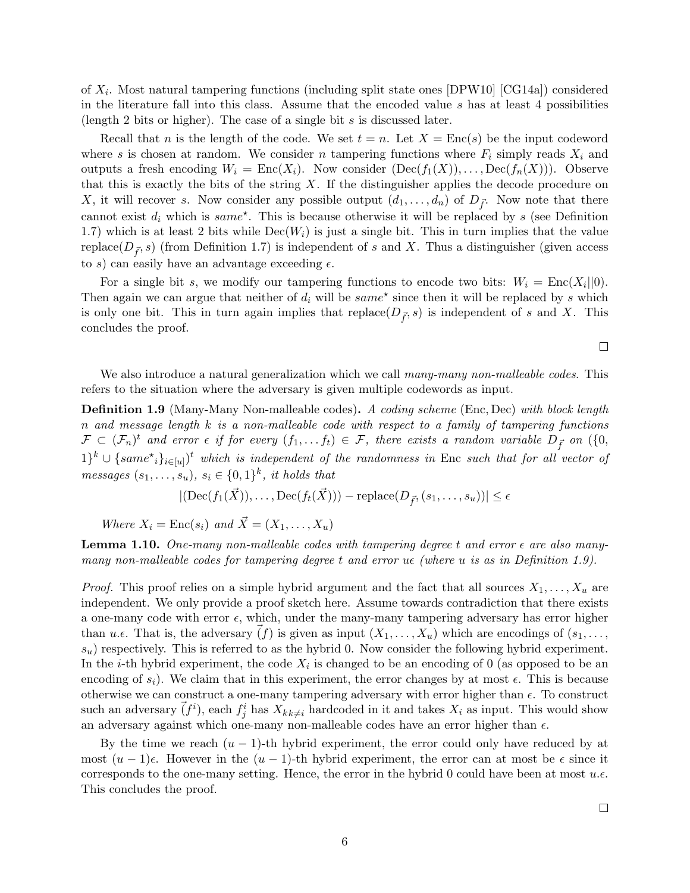of $X_i$. Most natural tampering functions (including split state ones [DPW10] [CG14a]) considered in the literature fall into this class. Assume that the encoded value $s$ has at least 4 possibilities (length 2 bits or higher). The case of a single bit $s$ is discussed later.

Recall that $n$ is the length of the code. We set $t = n$. Let $X = \text{Enc}(s)$ be the input codeword where $s$ is chosen at random. We consider $n$ tampering functions where $F_i$ simply reads $X_i$ and outputs a fresh encoding $W_i = \text{Enc}(X_i)$. Now consider $(\text{Dec}(f_1(X)), \ldots, \text{Dec}(f_n(X)))$. Observe that this is exactly the bits of the string $X$. If the distinguisher applies the decode procedure on $X$, it will recover $s$. Now consider any possible output $(d_1, \ldots, d_n)$ of $D_{\vec{f}}$. Now note that there cannot exist $d_i$ which is $same^\star$. This is because otherwise it will be replaced by $s$ (see Definition 1.7) which is at least 2 bits while $\text{Dec}(W_i)$ is just a single bit. This in turn implies that the value $\text{replace}(D_{\vec{f}}, s)$ (from Definition 1.7) is independent of $s$ and $X$. Thus a distinguisher (given access to $s$) can easily have an advantage exceeding $\epsilon$.

For a single bit $s$, we modify our tampering functions to encode two bits: $W_i = \text{Enc}(X_i||0)$. Then again we can argue that neither of $d_i$ will be $same^\star$ since then it will be replaced by $s$ which is only one bit. This in turn again implies that $\text{replace}(D_{\vec{f}}, s)$ is independent of $s$ and $X$. This concludes the proof.

□

We also introduce a natural generalization which we call *many-many non-malleable codes*. This refers to the situation where the adversary is given multiple codewords as input.

**Definition 1.9** (Many-Many Non-malleable codes)**.** *A coding scheme* $(\text{Enc}, \text{Dec})$ *with block length* $n$ *and message length* $k$ *is a non-malleable code with respect to a family of tampering functions* $\mathcal{F} \subset (\mathcal{F}_n)^t$ *and error* $\epsilon$ *if for every* $(f_1, \ldots f_t) \in \mathcal{F}$*, there exists a random variable* $D_{\vec{f}}$ *on* $(\{0,1\}^k \cup \{same^\star{}_i\}_{i\in[u]})^t$ *which is independent of the randomness in* Enc *such that for all vector of messages* $(s_1, \ldots, s_u)$*,* $s_i \in \{0,1\}^k$*, it holds that*

$$|(\text{Dec}(f_1(\vec{X})), \ldots, \text{Dec}(f_t(\vec{X}))) - \text{replace}(D_{\vec{f}}, (s_1, \ldots, s_u))| \leq \epsilon$$

*Where* $X_i = \text{Enc}(s_i)$ *and* $\vec{X} = (X_1, \ldots, X_u)$

**Lemma 1.10.** *One-many non-malleable codes with tampering degree* $t$ *and error* $\epsilon$ *are also many-many non-malleable codes for tampering degree* $t$ *and error* $u\epsilon$ *(where* $u$ *is as in Definition 1.9).*

*Proof.* This proof relies on a simple hybrid argument and the fact that all sources $X_1, \ldots, X_u$ are independent. We only provide a proof sketch here. Assume towards contradiction that there exists a one-many code with error $\epsilon$, which, under the many-many tampering adversary has error higher than $u.\epsilon$. That is, the adversary $\vec{(f)}$ is given as input $(X_1, \ldots, X_u)$ which are encodings of $(s_1, \ldots, s_u)$ respectively. This is referred to as the hybrid 0. Now consider the following hybrid experiment. In the $i$-th hybrid experiment, the code $X_i$ is changed to be an encoding of 0 (as opposed to be an encoding of $s_i$). We claim that in this experiment, the error changes by at most $\epsilon$. This is because otherwise we can construct a one-many tampering adversary with error higher than $\epsilon$. To construct such an adversary $\vec{(f^i)}$, each $f^i_j$ has $X_{kk\neq i}$ hardcoded in it and takes $X_i$ as input. This would show an adversary against which one-many non-malleable codes have an error higher than $\epsilon$.

By the time we reach $(u-1)$-th hybrid experiment, the error could only have reduced by at most $(u-1)\epsilon$. However in the $(u-1)$-th hybrid experiment, the error can at most be $\epsilon$ since it corresponds to the one-many setting. Hence, the error in the hybrid 0 could have been at most $u.\epsilon$. This concludes the proof.

□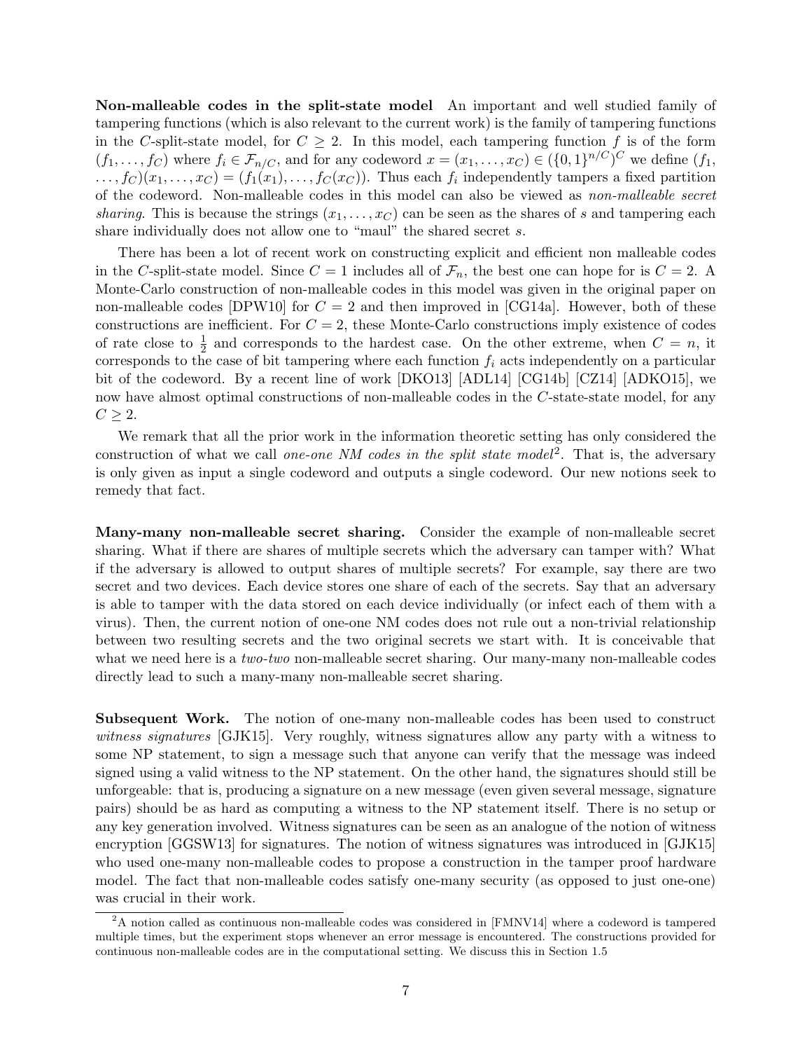**Non-malleable codes in the split-state model** An important and well studied family of tampering functions (which is also relevant to the current work) is the family of tampering functions in the $C$-split-state model, for $C \geq 2$. In this model, each tampering function $f$ is of the form $(f_1, \ldots, f_C)$ where $f_i \in \mathcal{F}_{n/C}$, and for any codeword $x = (x_1, \ldots, x_C) \in (\{0,1\}^{n/C})^C$ we define $(f_1, \ldots, f_C)(x_1, \ldots, x_C) = (f_1(x_1), \ldots, f_C(x_C))$. Thus each $f_i$ independently tampers a fixed partition of the codeword. Non-malleable codes in this model can also be viewed as *non-malleable secret sharing*. This is because the strings $(x_1, \ldots, x_C)$ can be seen as the shares of $s$ and tampering each share individually does not allow one to "maul" the shared secret $s$.

There has been a lot of recent work on constructing explicit and efficient non malleable codes in the $C$-split-state model. Since $C = 1$ includes all of $\mathcal{F}_n$, the best one can hope for is $C = 2$. A Monte-Carlo construction of non-malleable codes in this model was given in the original paper on non-malleable codes [DPW10] for $C = 2$ and then improved in [CG14a]. However, both of these constructions are inefficient. For $C = 2$, these Monte-Carlo constructions imply existence of codes of rate close to $\frac{1}{2}$ and corresponds to the hardest case. On the other extreme, when $C = n$, it corresponds to the case of bit tampering where each function $f_i$ acts independently on a particular bit of the codeword. By a recent line of work [DKO13] [ADL14] [CG14b] [CZ14] [ADKO15], we now have almost optimal constructions of non-malleable codes in the $C$-state-state model, for any $C \geq 2$.

We remark that all the prior work in the information theoretic setting has only considered the construction of what we call *one-one NM codes in the split state model*[2]. That is, the adversary is only given as input a single codeword and outputs a single codeword. Our new notions seek to remedy that fact.

**Many-many non-malleable secret sharing.** Consider the example of non-malleable secret sharing. What if there are shares of multiple secrets which the adversary can tamper with? What if the adversary is allowed to output shares of multiple secrets? For example, say there are two secret and two devices. Each device stores one share of each of the secrets. Say that an adversary is able to tamper with the data stored on each device individually (or infect each of them with a virus). Then, the current notion of one-one NM codes does not rule out a non-trivial relationship between two resulting secrets and the two original secrets we start with. It is conceivable that what we need here is a *two-two* non-malleable secret sharing. Our many-many non-malleable codes directly lead to such a many-many non-malleable secret sharing.

**Subsequent Work.** The notion of one-many non-malleable codes has been used to construct *witness signatures* [GJK15]. Very roughly, witness signatures allow any party with a witness to some NP statement, to sign a message such that anyone can verify that the message was indeed signed using a valid witness to the NP statement. On the other hand, the signatures should still be unforgeable: that is, producing a signature on a new message (even given several message, signature pairs) should be as hard as computing a witness to the NP statement itself. There is no setup or any key generation involved. Witness signatures can be seen as an analogue of the notion of witness encryption [GGSW13] for signatures. The notion of witness signatures was introduced in [GJK15] who used one-many non-malleable codes to propose a construction in the tamper proof hardware model. The fact that non-malleable codes satisfy one-many security (as opposed to just one-one) was crucial in their work.

[2] A notion called as continuous non-malleable codes was considered in [FMNV14] where a codeword is tampered multiple times, but the experiment stops whenever an error message is encountered. The constructions provided for continuous non-malleable codes are in the computational setting. We discuss this in Section 1.5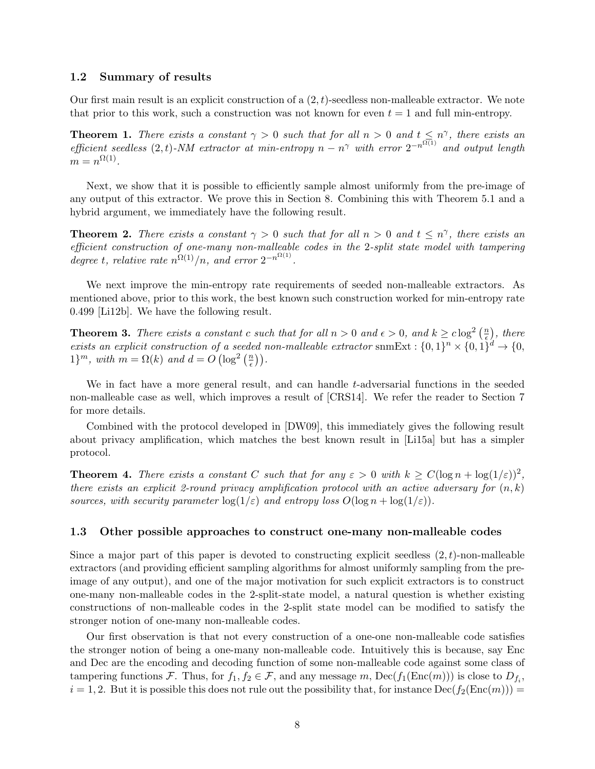## 1.2 Summary of results

Our first main result is an explicit construction of a $(2,t)$-seedless non-malleable extractor. We note that prior to this work, such a construction was not known for even $t = 1$ and full min-entropy.

**Theorem 1.** *There exists a constant $\gamma > 0$ such that for all $n > 0$ and $t \leq n^{\gamma}$, there exists an efficient seedless $(2,t)$-NM extractor at min-entropy $n - n^{\gamma}$ with error $2^{-n^{\Omega(1)}}$ and output length $m = n^{\Omega(1)}$.*

Next, we show that it is possible to efficiently sample almost uniformly from the pre-image of any output of this extractor. We prove this in Section 8. Combining this with Theorem 5.1 and a hybrid argument, we immediately have the following result.

**Theorem 2.** *There exists a constant $\gamma > 0$ such that for all $n > 0$ and $t \leq n^{\gamma}$, there exists an efficient construction of one-many non-malleable codes in the 2-split state model with tampering degree $t$, relative rate $n^{\Omega(1)}/n$, and error $2^{-n^{\Omega(1)}}$.*

We next improve the min-entropy rate requirements of seeded non-malleable extractors. As mentioned above, prior to this work, the best known such construction worked for min-entropy rate 0.499 [Li12b]. We have the following result.

**Theorem 3.** *There exists a constant $c$ such that for all $n > 0$ and $\epsilon > 0$, and $k \geq c \log^2\left(\frac{n}{\epsilon}\right)$, there exists an explicit construction of a seeded non-malleable extractor $\text{snmExt} : \{0,1\}^n \times \{0,1\}^d \to \{0,1\}^m$, with $m = \Omega(k)$ and $d = O\left(\log^2\left(\frac{n}{\epsilon}\right)\right)$.*

We in fact have a more general result, and can handle $t$-adversarial functions in the seeded non-malleable case as well, which improves a result of [CRS14]. We refer the reader to Section 7 for more details.

Combined with the protocol developed in [DW09], this immediately gives the following result about privacy amplification, which matches the best known result in [Li15a] but has a simpler protocol.

**Theorem 4.** *There exists a constant $C$ such that for any $\varepsilon > 0$ with $k \geq C(\log n + \log(1/\varepsilon))^2$, there exists an explicit 2-round privacy amplification protocol with an active adversary for $(n,k)$ sources, with security parameter $\log(1/\varepsilon)$ and entropy loss $O(\log n + \log(1/\varepsilon))$.*

## 1.3 Other possible approaches to construct one-many non-malleable codes

Since a major part of this paper is devoted to constructing explicit seedless $(2,t)$-non-malleable extractors (and providing efficient sampling algorithms for almost uniformly sampling from the pre-image of any output), and one of the major motivation for such explicit extractors is to construct one-many non-malleable codes in the 2-split-state model, a natural question is whether existing constructions of non-malleable codes in the 2-split state model can be modified to satisfy the stronger notion of one-many non-malleable codes.

Our first observation is that not every construction of a one-one non-malleable code satisfies the stronger notion of being a one-many non-malleable code. Intuitively this is because, say Enc and Dec are the encoding and decoding function of some non-malleable code against some class of tampering functions $\mathcal{F}$. Thus, for $f_1, f_2 \in \mathcal{F}$, and any message $m$, $\text{Dec}(f_1(\text{Enc}(m)))$ is close to $D_{f_i}$, $i = 1, 2$. But it is possible this does not rule out the possibility that, for instance $\text{Dec}(f_2(\text{Enc}(m))) =$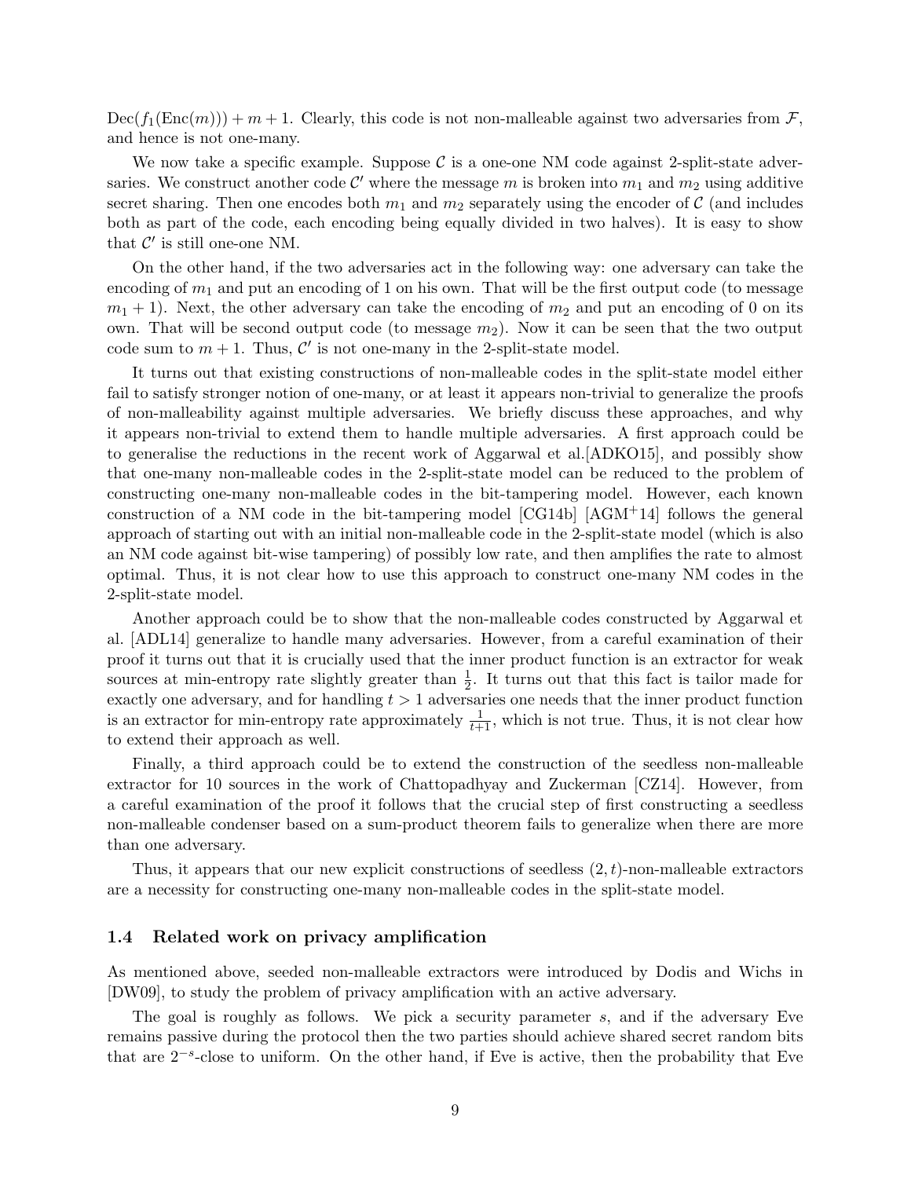$\text{Dec}(f_1(\text{Enc}(m))) + m + 1$. Clearly, this code is not non-malleable against two adversaries from $\mathcal{F}$, and hence is not one-many.

We now take a specific example. Suppose $\mathcal{C}$ is a one-one NM code against 2-split-state adversaries. We construct another code $\mathcal{C}'$ where the message $m$ is broken into $m_1$ and $m_2$ using additive secret sharing. Then one encodes both $m_1$ and $m_2$ separately using the encoder of $\mathcal{C}$ (and includes both as part of the code, each encoding being equally divided in two halves). It is easy to show that $\mathcal{C}'$ is still one-one NM.

On the other hand, if the two adversaries act in the following way: one adversary can take the encoding of $m_1$ and put an encoding of 1 on his own. That will be the first output code (to message $m_1 + 1$). Next, the other adversary can take the encoding of $m_2$ and put an encoding of 0 on its own. That will be second output code (to message $m_2$). Now it can be seen that the two output code sum to $m + 1$. Thus, $\mathcal{C}'$ is not one-many in the 2-split-state model.

It turns out that existing constructions of non-malleable codes in the split-state model either fail to satisfy stronger notion of one-many, or at least it appears non-trivial to generalize the proofs of non-malleability against multiple adversaries. We briefly discuss these approaches, and why it appears non-trivial to extend them to handle multiple adversaries. A first approach could be to generalise the reductions in the recent work of Aggarwal et al.[ADKO15], and possibly show that one-many non-malleable codes in the 2-split-state model can be reduced to the problem of constructing one-many non-malleable codes in the bit-tampering model. However, each known construction of a NM code in the bit-tampering model [CG14b] [AGM+14] follows the general approach of starting out with an initial non-malleable code in the 2-split-state model (which is also an NM code against bit-wise tampering) of possibly low rate, and then amplifies the rate to almost optimal. Thus, it is not clear how to use this approach to construct one-many NM codes in the 2-split-state model.

Another approach could be to show that the non-malleable codes constructed by Aggarwal et al. [ADL14] generalize to handle many adversaries. However, from a careful examination of their proof it turns out that it is crucially used that the inner product function is an extractor for weak sources at min-entropy rate slightly greater than $\frac{1}{2}$. It turns out that this fact is tailor made for exactly one adversary, and for handling $t > 1$ adversaries one needs that the inner product function is an extractor for min-entropy rate approximately $\frac{1}{t+1}$, which is not true. Thus, it is not clear how to extend their approach as well.

Finally, a third approach could be to extend the construction of the seedless non-malleable extractor for 10 sources in the work of Chattopadhyay and Zuckerman [CZ14]. However, from a careful examination of the proof it follows that the crucial step of first constructing a seedless non-malleable condenser based on a sum-product theorem fails to generalize when there are more than one adversary.

Thus, it appears that our new explicit constructions of seedless $(2, t)$-non-malleable extractors are a necessity for constructing one-many non-malleable codes in the split-state model.

### 1.4 Related work on privacy amplification

As mentioned above, seeded non-malleable extractors were introduced by Dodis and Wichs in [DW09], to study the problem of privacy amplification with an active adversary.

The goal is roughly as follows. We pick a security parameter $s$, and if the adversary Eve remains passive during the protocol then the two parties should achieve shared secret random bits that are $2^{-s}$-close to uniform. On the other hand, if Eve is active, then the probability that Eve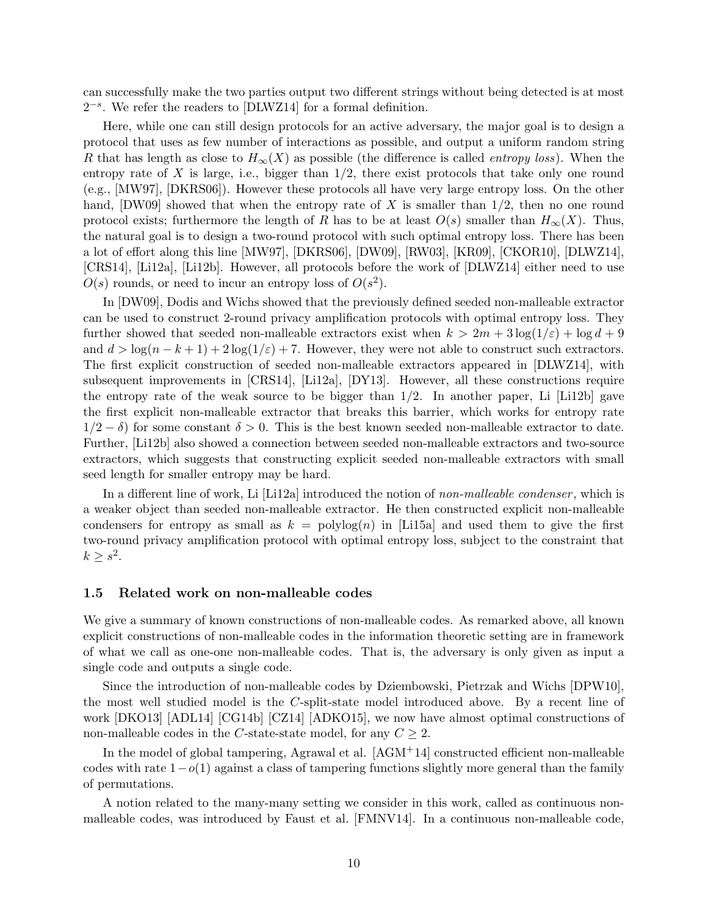can successfully make the two parties output two different strings without being detected is at most $2^{-s}$. We refer the readers to [DLWZ14] for a formal definition.

Here, while one can still design protocols for an active adversary, the major goal is to design a protocol that uses as few number of interactions as possible, and output a uniform random string $R$ that has length as close to $H_\infty(X)$ as possible (the difference is called *entropy loss*). When the entropy rate of $X$ is large, i.e., bigger than $1/2$, there exist protocols that take only one round (e.g., [MW97], [DKRS06]). However these protocols all have very large entropy loss. On the other hand, [DW09] showed that when the entropy rate of $X$ is smaller than $1/2$, then no one round protocol exists; furthermore the length of $R$ has to be at least $O(s)$ smaller than $H_\infty(X)$. Thus, the natural goal is to design a two-round protocol with such optimal entropy loss. There has been a lot of effort along this line [MW97], [DKRS06], [DW09], [RW03], [KR09], [CKOR10], [DLWZ14], [CRS14], [Li12a], [Li12b]. However, all protocols before the work of [DLWZ14] either need to use $O(s)$ rounds, or need to incur an entropy loss of $O(s^2)$.

In [DW09], Dodis and Wichs showed that the previously defined seeded non-malleable extractor can be used to construct 2-round privacy amplification protocols with optimal entropy loss. They further showed that seeded non-malleable extractors exist when $k > 2m + 3\log(1/\varepsilon) + \log d + 9$ and $d > \log(n - k + 1) + 2\log(1/\varepsilon) + 7$. However, they were not able to construct such extractors. The first explicit construction of seeded non-malleable extractors appeared in [DLWZ14], with subsequent improvements in [CRS14], [Li12a], [DY13]. However, all these constructions require the entropy rate of the weak source to be bigger than $1/2$. In another paper, Li [Li12b] gave the first explicit non-malleable extractor that breaks this barrier, which works for entropy rate $1/2 - \delta$) for some constant $\delta > 0$. This is the best known seeded non-malleable extractor to date. Further, [Li12b] also showed a connection between seeded non-malleable extractors and two-source extractors, which suggests that constructing explicit seeded non-malleable extractors with small seed length for smaller entropy may be hard.

In a different line of work, Li [Li12a] introduced the notion of *non-malleable condenser*, which is a weaker object than seeded non-malleable extractor. He then constructed explicit non-malleable condensers for entropy as small as $k = \text{polylog}(n)$ in [Li15a] and used them to give the first two-round privacy amplification protocol with optimal entropy loss, subject to the constraint that $k \geq s^2$.

### 1.5 Related work on non-malleable codes

We give a summary of known constructions of non-malleable codes. As remarked above, all known explicit constructions of non-malleable codes in the information theoretic setting are in framework of what we call as one-one non-malleable codes. That is, the adversary is only given as input a single code and outputs a single code.

Since the introduction of non-malleable codes by Dziembowski, Pietrzak and Wichs [DPW10], the most well studied model is the $C$-split-state model introduced above. By a recent line of work [DKO13] [ADL14] [CG14b] [CZ14] [ADKO15], we now have almost optimal constructions of non-malleable codes in the $C$-state-state model, for any $C \geq 2$.

In the model of global tampering, Agrawal et al. [AGM+14] constructed efficient non-malleable codes with rate $1 - o(1)$ against a class of tampering functions slightly more general than the family of permutations.

A notion related to the many-many setting we consider in this work, called as continuous non-malleable codes, was introduced by Faust et al. [FMNV14]. In a continuous non-malleable code,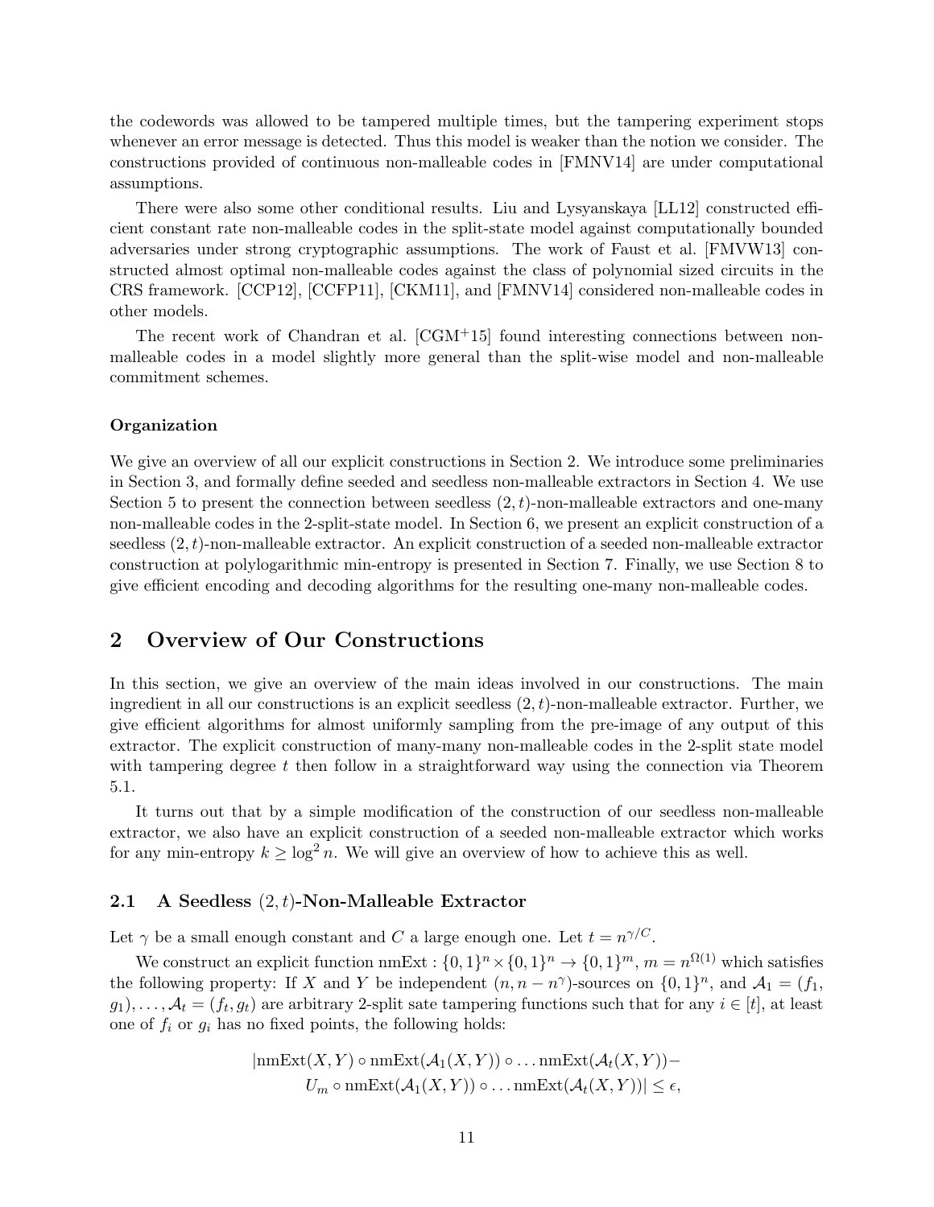the codewords was allowed to be tampered multiple times, but the tampering experiment stops whenever an error message is detected. Thus this model is weaker than the notion we consider. The constructions provided of continuous non-malleable codes in [FMNV14] are under computational assumptions.

There were also some other conditional results. Liu and Lysyanskaya [LL12] constructed efficient constant rate non-malleable codes in the split-state model against computationally bounded adversaries under strong cryptographic assumptions. The work of Faust et al. [FMVW13] constructed almost optimal non-malleable codes against the class of polynomial sized circuits in the CRS framework. [CCP12], [CCFP11], [CKM11], and [FMNV14] considered non-malleable codes in other models.

The recent work of Chandran et al. [CGM+15] found interesting connections between non-malleable codes in a model slightly more general than the split-wise model and non-malleable commitment schemes.

**Organization**

We give an overview of all our explicit constructions in Section 2. We introduce some preliminaries in Section 3, and formally define seeded and seedless non-malleable extractors in Section 4. We use Section 5 to present the connection between seedless $(2,t)$-non-malleable extractors and one-many non-malleable codes in the 2-split-state model. In Section 6, we present an explicit construction of a seedless $(2,t)$-non-malleable extractor. An explicit construction of a seeded non-malleable extractor construction at polylogarithmic min-entropy is presented in Section 7. Finally, we use Section 8 to give efficient encoding and decoding algorithms for the resulting one-many non-malleable codes.

## 2 Overview of Our Constructions

In this section, we give an overview of the main ideas involved in our constructions. The main ingredient in all our constructions is an explicit seedless $(2,t)$-non-malleable extractor. Further, we give efficient algorithms for almost uniformly sampling from the pre-image of any output of this extractor. The explicit construction of many-many non-malleable codes in the 2-split state model with tampering degree $t$ then follow in a straightforward way using the connection via Theorem 5.1.

It turns out that by a simple modification of the construction of our seedless non-malleable extractor, we also have an explicit construction of a seeded non-malleable extractor which works for any min-entropy $k \geq \log^2 n$. We will give an overview of how to achieve this as well.

### 2.1 A Seedless $(2,t)$-Non-Malleable Extractor

Let $\gamma$ be a small enough constant and $C$ a large enough one. Let $t = n^{\gamma/C}$.

We construct an explicit function $\text{nmExt} : \{0,1\}^n \times \{0,1\}^n \to \{0,1\}^m$, $m = n^{\Omega(1)}$ which satisfies the following property: If $X$ and $Y$ be independent $(n, n-n^{\gamma})$-sources on $\{0,1\}^n$, and $\mathcal{A}_1 = (f_1, g_1), \ldots, \mathcal{A}_t = (f_t, g_t)$ are arbitrary 2-split sate tampering functions such that for any $i \in [t]$, at least one of $f_i$ or $g_i$ has no fixed points, the following holds:

$$|\text{nmExt}(X,Y) \circ \text{nmExt}(\mathcal{A}_1(X,Y)) \circ \ldots \text{nmExt}(\mathcal{A}_t(X,Y)) - U_m \circ \text{nmExt}(\mathcal{A}_1(X,Y)) \circ \ldots \text{nmExt}(\mathcal{A}_t(X,Y))| \leq \epsilon,$$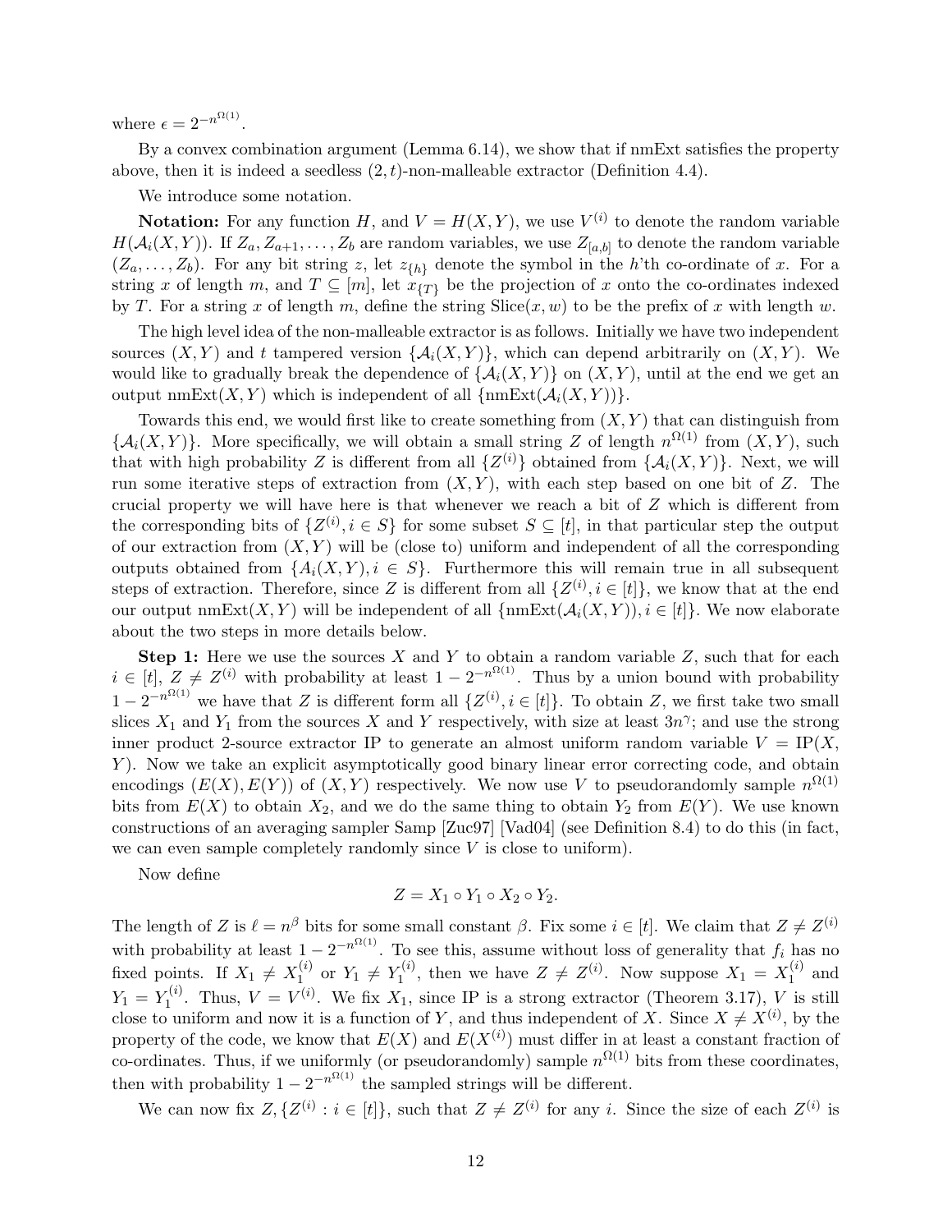where $\epsilon = 2^{-n^{\Omega(1)}}$.

By a convex combination argument (Lemma 6.14), we show that if nmExt satisfies the property above, then it is indeed a seedless $(2, t)$-non-malleable extractor (Definition 4.4).

We introduce some notation.

**Notation:** For any function $H$, and $V = H(X, Y)$, we use $V^{(i)}$ to denote the random variable $H(\mathcal{A}_i(X, Y))$. If $Z_a, Z_{a+1}, \ldots, Z_b$ are random variables, we use $Z_{[a,b]}$ to denote the random variable $(Z_a, \ldots, Z_b)$. For any bit string $z$, let $z_{\{h\}}$ denote the symbol in the $h$'th co-ordinate of $x$. For a string $x$ of length $m$, and $T \subseteq [m]$, let $x_{\{T\}}$ be the projection of $x$ onto the co-ordinates indexed by $T$. For a string $x$ of length $m$, define the string $\text{Slice}(x, w)$ to be the prefix of $x$ with length $w$.

The high level idea of the non-malleable extractor is as follows. Initially we have two independent sources $(X, Y)$ and $t$ tampered version $\{\mathcal{A}_i(X, Y)\}$, which can depend arbitrarily on $(X, Y)$. We would like to gradually break the dependence of $\{\mathcal{A}_i(X, Y)\}$ on $(X, Y)$, until at the end we get an output $\text{nmExt}(X, Y)$ which is independent of all $\{\text{nmExt}(\mathcal{A}_i(X, Y))\}$.

Towards this end, we would first like to create something from $(X, Y)$ that can distinguish from $\{\mathcal{A}_i(X, Y)\}$. More specifically, we will obtain a small string $Z$ of length $n^{\Omega(1)}$ from $(X, Y)$, such that with high probability $Z$ is different from all $\{Z^{(i)}\}$ obtained from $\{\mathcal{A}_i(X, Y)\}$. Next, we will run some iterative steps of extraction from $(X, Y)$, with each step based on one bit of $Z$. The crucial property we will have here is that whenever we reach a bit of $Z$ which is different from the corresponding bits of $\{Z^{(i)}, i \in S\}$ for some subset $S \subseteq [t]$, in that particular step the output of our extraction from $(X, Y)$ will be (close to) uniform and independent of all the corresponding outputs obtained from $\{A_i(X, Y), i \in S\}$. Furthermore this will remain true in all subsequent steps of extraction. Therefore, since $Z$ is different from all $\{Z^{(i)}, i \in [t]\}$, we know that at the end our output $\text{nmExt}(X, Y)$ will be independent of all $\{\text{nmExt}(\mathcal{A}_i(X, Y)), i \in [t]\}$. We now elaborate about the two steps in more details below.

**Step 1:** Here we use the sources $X$ and $Y$ to obtain a random variable $Z$, such that for each $i \in [t]$, $Z \neq Z^{(i)}$ with probability at least $1 - 2^{-n^{\Omega(1)}}$. Thus by a union bound with probability $1 - 2^{-n^{\Omega(1)}}$ we have that $Z$ is different form all $\{Z^{(i)}, i \in [t]\}$. To obtain $Z$, we first take two small slices $X_1$ and $Y_1$ from the sources $X$ and $Y$ respectively, with size at least $3n^{\gamma}$; and use the strong inner product 2-source extractor IP to generate an almost uniform random variable $V = \text{IP}(X, Y)$. Now we take an explicit asymptotically good binary linear error correcting code, and obtain encodings $(E(X), E(Y))$ of $(X, Y)$ respectively. We now use $V$ to pseudorandomly sample $n^{\Omega(1)}$ bits from $E(X)$ to obtain $X_2$, and we do the same thing to obtain $Y_2$ from $E(Y)$. We use known constructions of an averaging sampler Samp [Zuc97] [Vad04] (see Definition 8.4) to do this (in fact, we can even sample completely randomly since $V$ is close to uniform).

Now define

$$Z = X_1 \circ Y_1 \circ X_2 \circ Y_2.$$

The length of $Z$ is $\ell = n^{\beta}$ bits for some small constant $\beta$. Fix some $i \in [t]$. We claim that $Z \neq Z^{(i)}$ with probability at least $1 - 2^{-n^{\Omega(1)}}$. To see this, assume without loss of generality that $f_i$ has no fixed points. If $X_1 \neq X_1^{(i)}$ or $Y_1 \neq Y_1^{(i)}$, then we have $Z \neq Z^{(i)}$. Now suppose $X_1 = X_1^{(i)}$ and $Y_1 = Y_1^{(i)}$. Thus, $V = V^{(i)}$. We fix $X_1$, since IP is a strong extractor (Theorem 3.17), $V$ is still close to uniform and now it is a function of $Y$, and thus independent of $X$. Since $X \neq X^{(i)}$, by the property of the code, we know that $E(X)$ and $E(X^{(i)})$ must differ in at least a constant fraction of co-ordinates. Thus, if we uniformly (or pseudorandomly) sample $n^{\Omega(1)}$ bits from these coordinates, then with probability $1 - 2^{-n^{\Omega(1)}}$ the sampled strings will be different.

We can now fix $Z, \{Z^{(i)} : i \in [t]\}$, such that $Z \neq Z^{(i)}$ for any $i$. Since the size of each $Z^{(i)}$ is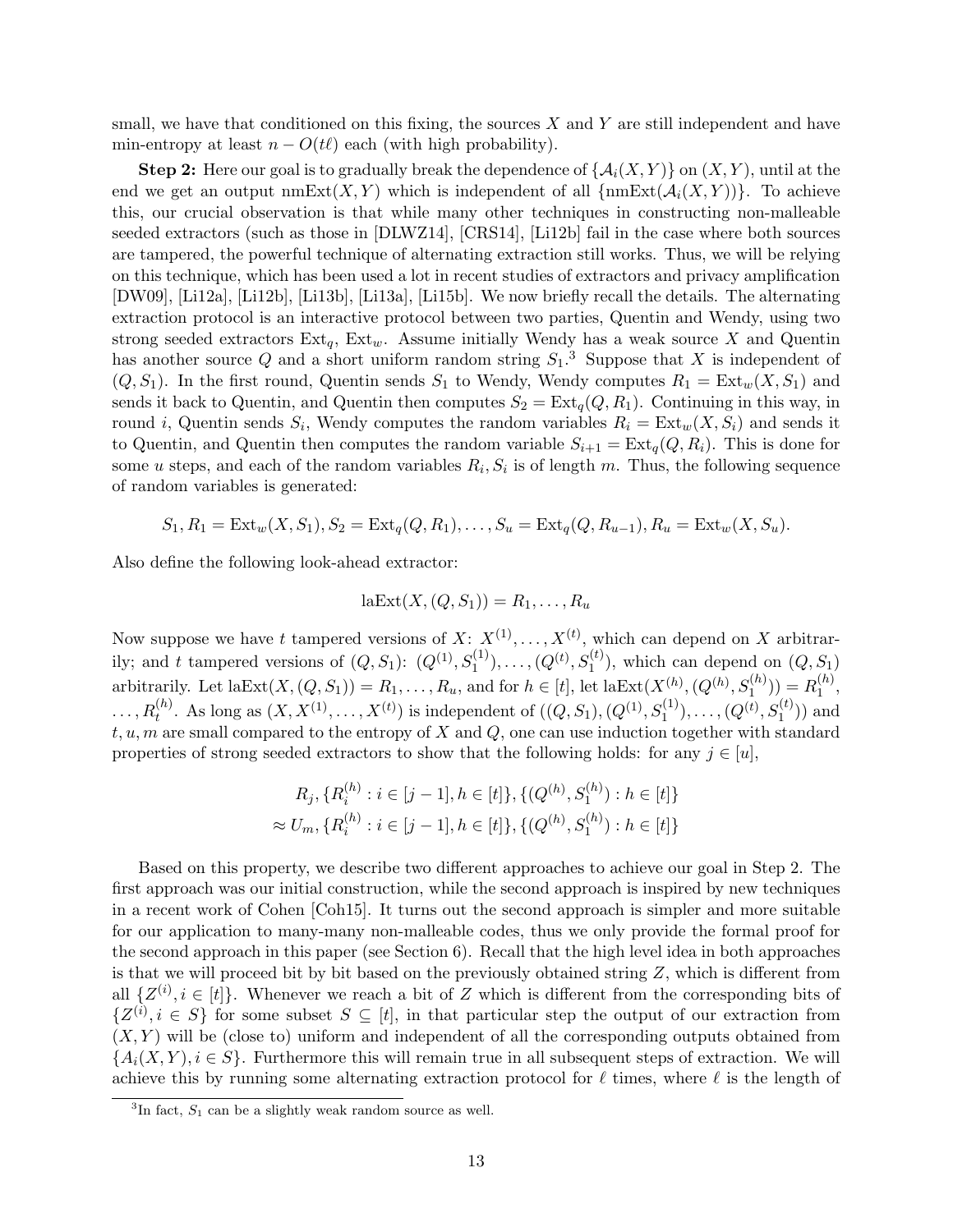small, we have that conditioned on this fixing, the sources $X$ and $Y$ are still independent and have min-entropy at least $n - O(t\ell)$ each (with high probability).

**Step 2:** Here our goal is to gradually break the dependence of $\{\mathcal{A}_i(X,Y)\}$ on $(X,Y)$, until at the end we get an output $\text{nmExt}(X,Y)$ which is independent of all $\{\text{nmExt}(\mathcal{A}_i(X,Y))\}$. To achieve this, our crucial observation is that while many other techniques in constructing non-malleable seeded extractors (such as those in [DLWZ14], [CRS14], [Li12b] fail in the case where both sources are tampered, the powerful technique of alternating extraction still works. Thus, we will be relying on this technique, which has been used a lot in recent studies of extractors and privacy amplification [DW09], [Li12a], [Li12b], [Li13b], [Li13a], [Li15b]. We now briefly recall the details. The alternating extraction protocol is an interactive protocol between two parties, Quentin and Wendy, using two strong seeded extractors $\text{Ext}_q$, $\text{Ext}_w$. Assume initially Wendy has a weak source $X$ and Quentin has another source $Q$ and a short uniform random string $S_1$.[3] Suppose that $X$ is independent of $(Q, S_1)$. In the first round, Quentin sends $S_1$ to Wendy, Wendy computes $R_1 = \text{Ext}_w(X, S_1)$ and sends it back to Quentin, and Quentin then computes $S_2 = \text{Ext}_q(Q, R_1)$. Continuing in this way, in round $i$, Quentin sends $S_i$, Wendy computes the random variables $R_i = \text{Ext}_w(X, S_i)$ and sends it to Quentin, and Quentin then computes the random variable $S_{i+1} = \text{Ext}_q(Q, R_i)$. This is done for some $u$ steps, and each of the random variables $R_i, S_i$ is of length $m$. Thus, the following sequence of random variables is generated:

$$S_1, R_1 = \text{Ext}_w(X, S_1), S_2 = \text{Ext}_q(Q, R_1), \ldots, S_u = \text{Ext}_q(Q, R_{u-1}), R_u = \text{Ext}_w(X, S_u).$$

Also define the following look-ahead extractor:

$$\text{laExt}(X, (Q, S_1)) = R_1, \ldots, R_u$$

Now suppose we have $t$ tampered versions of $X$: $X^{(1)}, \ldots, X^{(t)}$, which can depend on $X$ arbitrarily; and $t$ tampered versions of $(Q, S_1)$: $(Q^{(1)}, S_1^{(1)}), \ldots, (Q^{(t)}, S_1^{(t)})$, which can depend on $(Q, S_1)$ arbitrarily. Let $\text{laExt}(X, (Q, S_1)) = R_1, \ldots, R_u$, and for $h \in [t]$, let $\text{laExt}(X^{(h)}, (Q^{(h)}, S_1^{(h)})) = R_1^{(h)}, \ldots, R_t^{(h)}$. As long as $(X, X^{(1)}, \ldots, X^{(t)})$ is independent of $((Q, S_1), (Q^{(1)}, S_1^{(1)}), \ldots, (Q^{(t)}, S_1^{(t)}))$ and $t, u, m$ are small compared to the entropy of $X$ and $Q$, one can use induction together with standard properties of strong seeded extractors to show that the following holds: for any $j \in [u]$,

$$\begin{aligned} &R_j, \{R_i^{(h)} : i \in [j-1], h \in [t]\}, \{(Q^{(h)}, S_1^{(h)}) : h \in [t]\} \\ \approx\, &U_m, \{R_i^{(h)} : i \in [j-1], h \in [t]\}, \{(Q^{(h)}, S_1^{(h)}) : h \in [t]\} \end{aligned}$$

Based on this property, we describe two different approaches to achieve our goal in Step 2. The first approach was our initial construction, while the second approach is inspired by new techniques in a recent work of Cohen [Coh15]. It turns out the second approach is simpler and more suitable for our application to many-many non-malleable codes, thus we only provide the formal proof for the second approach in this paper (see Section 6). Recall that the high level idea in both approaches is that we will proceed bit by bit based on the previously obtained string $Z$, which is different from all $\{Z^{(i)}, i \in [t]\}$. Whenever we reach a bit of $Z$ which is different from the corresponding bits of $\{Z^{(i)}, i \in S\}$ for some subset $S \subseteq [t]$, in that particular step the output of our extraction from $(X, Y)$ will be (close to) uniform and independent of all the corresponding outputs obtained from $\{A_i(X,Y), i \in S\}$. Furthermore this will remain true in all subsequent steps of extraction. We will achieve this by running some alternating extraction protocol for $\ell$ times, where $\ell$ is the length of

[3] In fact, $S_1$ can be a slightly weak random source as well.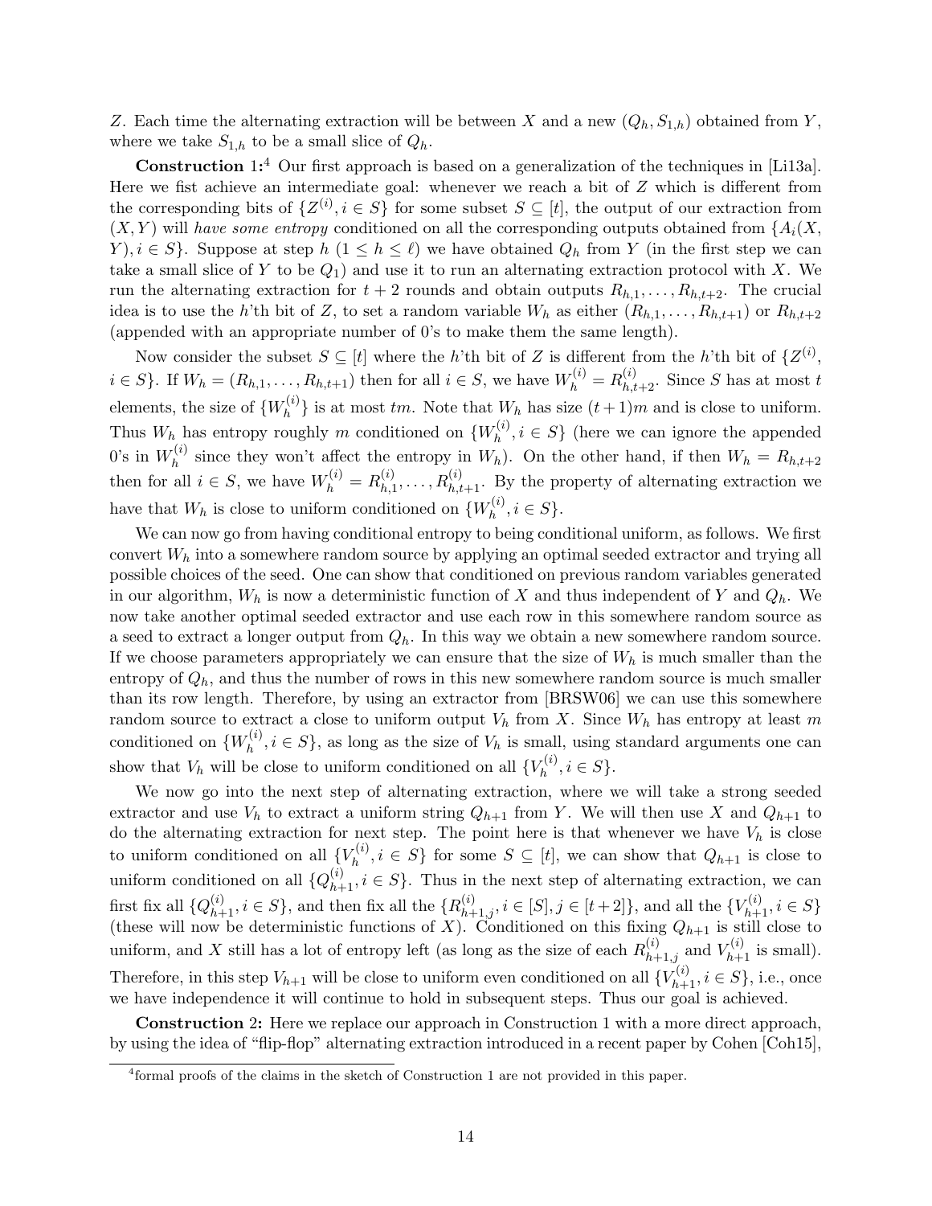$Z$. Each time the alternating extraction will be between $X$ and a new $(Q_h, S_{1,h})$ obtained from $Y$, where we take $S_{1,h}$ to be a small slice of $Q_h$.

**Construction 1:**[4] Our first approach is based on a generalization of the techniques in [Li13a]. Here we fist achieve an intermediate goal: whenever we reach a bit of $Z$ which is different from the corresponding bits of $\{Z^{(i)}, i \in S\}$ for some subset $S \subseteq [t]$, the output of our extraction from $(X, Y)$ will *have some entropy* conditioned on all the corresponding outputs obtained from $\{A_i(X, Y), i \in S\}$. Suppose at step $h$ $(1 \leq h \leq \ell)$ we have obtained $Q_h$ from $Y$ (in the first step we can take a small slice of $Y$ to be $Q_1$) and use it to run an alternating extraction protocol with $X$. We run the alternating extraction for $t+2$ rounds and obtain outputs $R_{h,1}, \ldots, R_{h,t+2}$. The crucial idea is to use the $h$'th bit of $Z$, to set a random variable $W_h$ as either $(R_{h,1}, \ldots, R_{h,t+1})$ or $R_{h,t+2}$ (appended with an appropriate number of 0's to make them the same length).

Now consider the subset $S \subseteq [t]$ where the $h$'th bit of $Z$ is different from the $h$'th bit of $\{Z^{(i)}, i \in S\}$. If $W_h = (R_{h,1}, \ldots, R_{h,t+1})$ then for all $i \in S$, we have $W_h^{(i)} = R_{h,t+2}^{(i)}$. Since $S$ has at most $t$ elements, the size of $\{W_h^{(i)}\}$ is at most $tm$. Note that $W_h$ has size $(t+1)m$ and is close to uniform. Thus $W_h$ has entropy roughly $m$ conditioned on $\{W_h^{(i)}, i \in S\}$ (here we can ignore the appended 0's in $W_h^{(i)}$ since they won't affect the entropy in $W_h$). On the other hand, if then $W_h = R_{h,t+2}$ then for all $i \in S$, we have $W_h^{(i)} = R_{h,1}^{(i)}, \ldots, R_{h,t+1}^{(i)}$. By the property of alternating extraction we have that $W_h$ is close to uniform conditioned on $\{W_h^{(i)}, i \in S\}$.

We can now go from having conditional entropy to being conditional uniform, as follows. We first convert $W_h$ into a somewhere random source by applying an optimal seeded extractor and trying all possible choices of the seed. One can show that conditioned on previous random variables generated in our algorithm, $W_h$ is now a deterministic function of $X$ and thus independent of $Y$ and $Q_h$. We now take another optimal seeded extractor and use each row in this somewhere random source as a seed to extract a longer output from $Q_h$. In this way we obtain a new somewhere random source. If we choose parameters appropriately we can ensure that the size of $W_h$ is much smaller than the entropy of $Q_h$, and thus the number of rows in this new somewhere random source is much smaller than its row length. Therefore, by using an extractor from [BRSW06] we can use this somewhere random source to extract a close to uniform output $V_h$ from $X$. Since $W_h$ has entropy at least $m$ conditioned on $\{W_h^{(i)}, i \in S\}$, as long as the size of $V_h$ is small, using standard arguments one can show that $V_h$ will be close to uniform conditioned on all $\{V_h^{(i)}, i \in S\}$.

We now go into the next step of alternating extraction, where we will take a strong seeded extractor and use $V_h$ to extract a uniform string $Q_{h+1}$ from $Y$. We will then use $X$ and $Q_{h+1}$ to do the alternating extraction for next step. The point here is that whenever we have $V_h$ is close to uniform conditioned on all $\{V_h^{(i)}, i \in S\}$ for some $S \subseteq [t]$, we can show that $Q_{h+1}$ is close to uniform conditioned on all $\{Q_{h+1}^{(i)}, i \in S\}$. Thus in the next step of alternating extraction, we can first fix all $\{Q_{h+1}^{(i)}, i \in S\}$, and then fix all the $\{R_{h+1,j}^{(i)}, i \in [S], j \in [t+2]\}$, and all the $\{V_{h+1}^{(i)}, i \in S\}$ (these will now be deterministic functions of $X$). Conditioned on this fixing $Q_{h+1}$ is still close to uniform, and $X$ still has a lot of entropy left (as long as the size of each $R_{h+1,j}^{(i)}$ and $V_{h+1}^{(i)}$ is small). Therefore, in this step $V_{h+1}$ will be close to uniform even conditioned on all $\{V_{h+1}^{(i)}, i \in S\}$, i.e., once we have independence it will continue to hold in subsequent steps. Thus our goal is achieved.

**Construction 2:** Here we replace our approach in Construction 1 with a more direct approach, by using the idea of "flip-flop" alternating extraction introduced in a recent paper by Cohen [Coh15],

[4] formal proofs of the claims in the sketch of Construction 1 are not provided in this paper.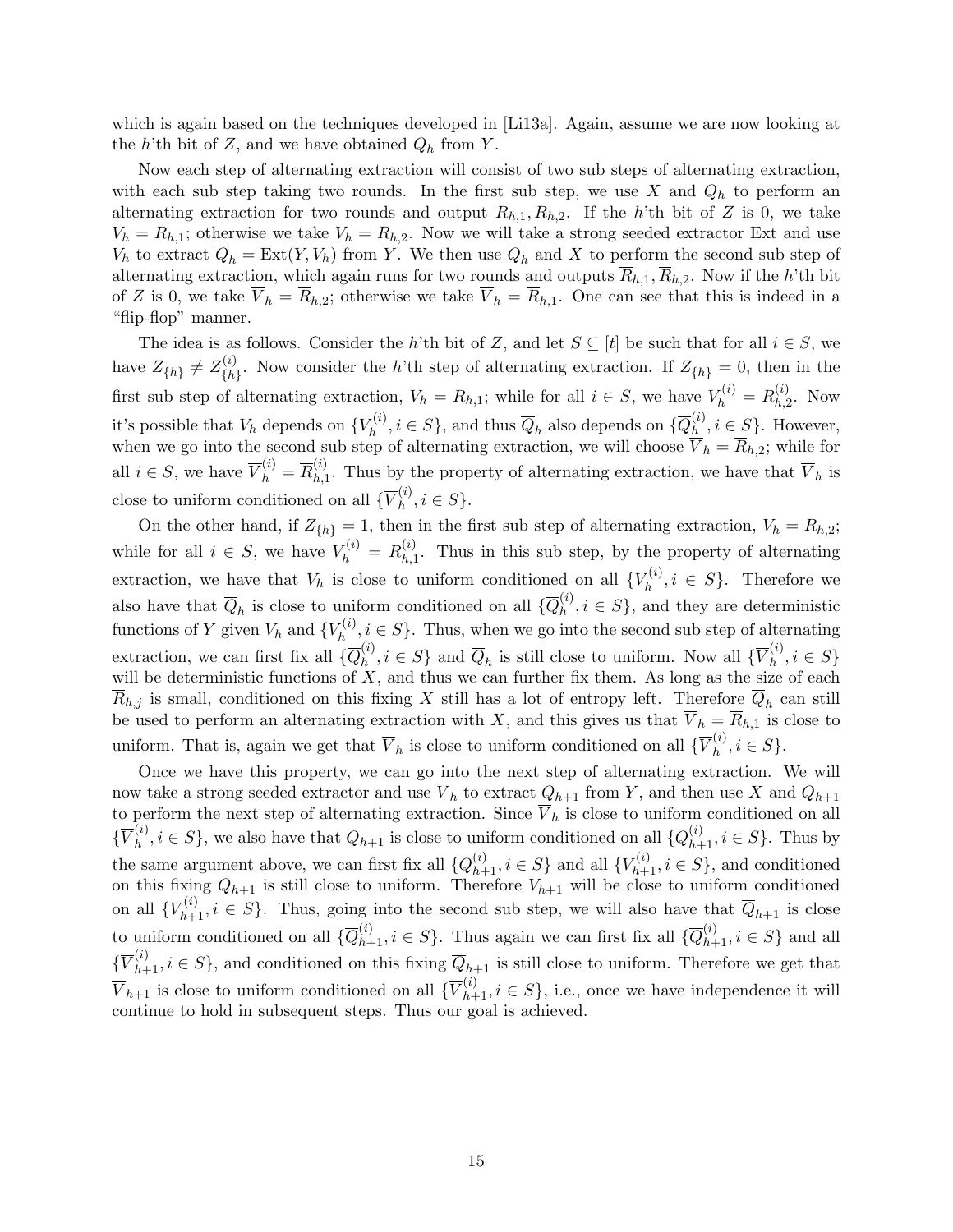which is again based on the techniques developed in [Li13a]. Again, assume we are now looking at the $h$'th bit of $Z$, and we have obtained $Q_h$ from $Y$.

Now each step of alternating extraction will consist of two sub steps of alternating extraction, with each sub step taking two rounds. In the first sub step, we use $X$ and $Q_h$ to perform an alternating extraction for two rounds and output $R_{h,1}, R_{h,2}$. If the $h$'th bit of $Z$ is 0, we take $V_h = R_{h,1}$; otherwise we take $V_h = R_{h,2}$. Now we will take a strong seeded extractor Ext and use $V_h$ to extract $\overline{Q}_h = \text{Ext}(Y, V_h)$ from $Y$. We then use $\overline{Q}_h$ and $X$ to perform the second sub step of alternating extraction, which again runs for two rounds and outputs $\overline{R}_{h,1}, \overline{R}_{h,2}$. Now if the $h$'th bit of $Z$ is 0, we take $\overline{V}_h = \overline{R}_{h,2}$; otherwise we take $\overline{V}_h = \overline{R}_{h,1}$. One can see that this is indeed in a "flip-flop" manner.

The idea is as follows. Consider the $h$'th bit of $Z$, and let $S \subseteq [t]$ be such that for all $i \in S$, we have $Z_{\{h\}} \neq Z^{(i)}_{\{h\}}$. Now consider the $h$'th step of alternating extraction. If $Z_{\{h\}} = 0$, then in the first sub step of alternating extraction, $V_h = R_{h,1}$; while for all $i \in S$, we have $V_h^{(i)} = R_{h,2}^{(i)}$. Now it's possible that $V_h$ depends on $\{V_h^{(i)}, i \in S\}$, and thus $\overline{Q}_h$ also depends on $\{\overline{Q}_h^{(i)}, i \in S\}$. However, when we go into the second sub step of alternating extraction, we will choose $\overline{V}_h = \overline{R}_{h,2}$; while for all $i \in S$, we have $\overline{V}_h^{(i)} = \overline{R}_{h,1}^{(i)}$. Thus by the property of alternating extraction, we have that $\overline{V}_h$ is close to uniform conditioned on all $\{\overline{V}_h^{(i)}, i \in S\}$.

On the other hand, if $Z_{\{h\}} = 1$, then in the first sub step of alternating extraction, $V_h = R_{h,2}$; while for all $i \in S$, we have $V_h^{(i)} = R_{h,1}^{(i)}$. Thus in this sub step, by the property of alternating extraction, we have that $V_h$ is close to uniform conditioned on all $\{V_h^{(i)}, i \in S\}$. Therefore we also have that $\overline{Q}_h$ is close to uniform conditioned on all $\{\overline{Q}_h^{(i)}, i \in S\}$, and they are deterministic functions of $Y$ given $V_h$ and $\{V_h^{(i)}, i \in S\}$. Thus, when we go into the second sub step of alternating extraction, we can first fix all $\{\overline{Q}_h^{(i)}, i \in S\}$ and $\overline{Q}_h$ is still close to uniform. Now all $\{\overline{V}_h^{(i)}, i \in S\}$ will be deterministic functions of $X$, and thus we can further fix them. As long as the size of each $\overline{R}_{h,j}$ is small, conditioned on this fixing $X$ still has a lot of entropy left. Therefore $\overline{Q}_h$ can still be used to perform an alternating extraction with $X$, and this gives us that $\overline{V}_h = \overline{R}_{h,1}$ is close to uniform. That is, again we get that $\overline{V}_h$ is close to uniform conditioned on all $\{\overline{V}_h^{(i)}, i \in S\}$.

Once we have this property, we can go into the next step of alternating extraction. We will now take a strong seeded extractor and use $\overline{V}_h$ to extract $Q_{h+1}$ from $Y$, and then use $X$ and $Q_{h+1}$ to perform the next step of alternating extraction. Since $\overline{V}_h$ is close to uniform conditioned on all $\{\overline{V}_h^{(i)}, i \in S\}$, we also have that $Q_{h+1}$ is close to uniform conditioned on all $\{Q_{h+1}^{(i)}, i \in S\}$. Thus by the same argument above, we can first fix all $\{Q_{h+1}^{(i)}, i \in S\}$ and all $\{V_{h+1}^{(i)}, i \in S\}$, and conditioned on this fixing $Q_{h+1}$ is still close to uniform. Therefore $V_{h+1}$ will be close to uniform conditioned on all $\{V_{h+1}^{(i)}, i \in S\}$. Thus, going into the second sub step, we will also have that $\overline{Q}_{h+1}$ is close to uniform conditioned on all $\{\overline{Q}_{h+1}^{(i)}, i \in S\}$. Thus again we can first fix all $\{\overline{Q}_{h+1}^{(i)}, i \in S\}$ and all $\{\overline{V}_{h+1}^{(i)}, i \in S\}$, and conditioned on this fixing $\overline{Q}_{h+1}$ is still close to uniform. Therefore we get that $\overline{V}_{h+1}$ is close to uniform conditioned on all $\{\overline{V}_{h+1}^{(i)}, i \in S\}$, i.e., once we have independence it will continue to hold in subsequent steps. Thus our goal is achieved.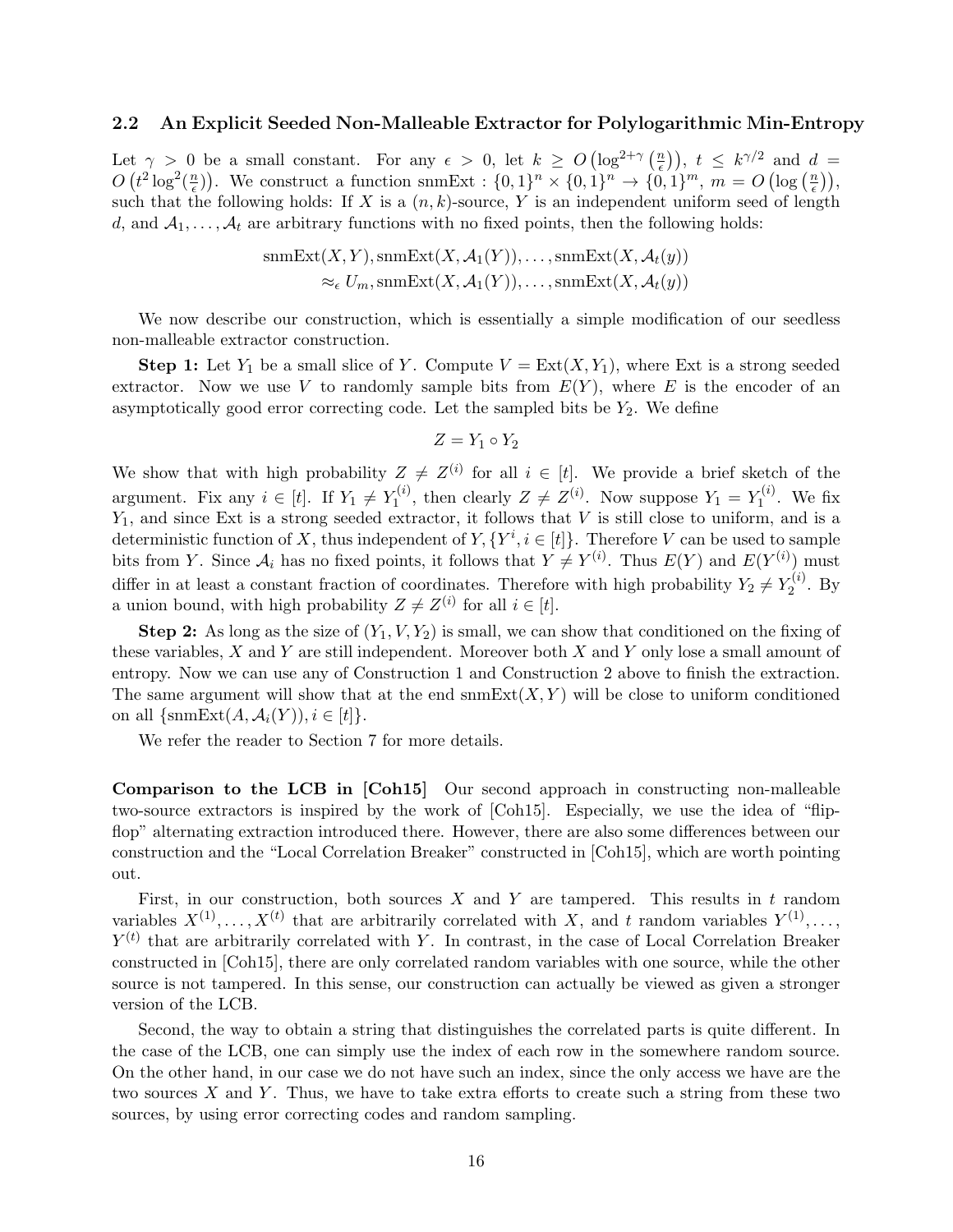### 2.2 An Explicit Seeded Non-Malleable Extractor for Polylogarithmic Min-Entropy

Let $\gamma > 0$ be a small constant. For any $\epsilon > 0$, let $k \geq O\left(\log^{2+\gamma}\left(\frac{n}{\epsilon}\right)\right)$, $t \leq k^{\gamma/2}$ and $d = O\left(t^2 \log^2(\frac{n}{\epsilon})\right)$. We construct a function $\text{snmExt} : \{0,1\}^n \times \{0,1\}^n \to \{0,1\}^m$, $m = O\left(\log\left(\frac{n}{\epsilon}\right)\right)$, such that the following holds: If $X$ is a $(n,k)$-source, $Y$ is an independent uniform seed of length $d$, and $\mathcal{A}_1, \ldots, \mathcal{A}_t$ are arbitrary functions with no fixed points, then the following holds:

$$\text{snmExt}(X,Y), \text{snmExt}(X, \mathcal{A}_1(Y)), \ldots, \text{snmExt}(X, \mathcal{A}_t(y))$$
$$\approx_\epsilon U_m, \text{snmExt}(X, \mathcal{A}_1(Y)), \ldots, \text{snmExt}(X, \mathcal{A}_t(y))$$

We now describe our construction, which is essentially a simple modification of our seedless non-malleable extractor construction.

**Step 1:** Let $Y_1$ be a small slice of $Y$. Compute $V = \text{Ext}(X, Y_1)$, where Ext is a strong seeded extractor. Now we use $V$ to randomly sample bits from $E(Y)$, where $E$ is the encoder of an asymptotically good error correcting code. Let the sampled bits be $Y_2$. We define

$$Z = Y_1 \circ Y_2$$

We show that with high probability $Z \neq Z^{(i)}$ for all $i \in [t]$. We provide a brief sketch of the argument. Fix any $i \in [t]$. If $Y_1 \neq Y_1^{(i)}$, then clearly $Z \neq Z^{(i)}$. Now suppose $Y_1 = Y_1^{(i)}$. We fix $Y_1$, and since Ext is a strong seeded extractor, it follows that $V$ is still close to uniform, and is a deterministic function of $X$, thus independent of $Y, \{Y^i, i \in [t]\}$. Therefore $V$ can be used to sample bits from $Y$. Since $\mathcal{A}_i$ has no fixed points, it follows that $Y \neq Y^{(i)}$. Thus $E(Y)$ and $E(Y^{(i)})$ must differ in at least a constant fraction of coordinates. Therefore with high probability $Y_2 \neq Y_2^{(i)}$. By a union bound, with high probability $Z \neq Z^{(i)}$ for all $i \in [t]$.

**Step 2:** As long as the size of $(Y_1, V, Y_2)$ is small, we can show that conditioned on the fixing of these variables, $X$ and $Y$ are still independent. Moreover both $X$ and $Y$ only lose a small amount of entropy. Now we can use any of Construction 1 and Construction 2 above to finish the extraction. The same argument will show that at the end $\text{snmExt}(X, Y)$ will be close to uniform conditioned on all $\{\text{snmExt}(A, \mathcal{A}_i(Y)), i \in [t]\}$.

We refer the reader to Section 7 for more details.

**Comparison to the LCB in [Coh15]** Our second approach in constructing non-malleable two-source extractors is inspired by the work of [Coh15]. Especially, we use the idea of "flip-flop" alternating extraction introduced there. However, there are also some differences between our construction and the "Local Correlation Breaker" constructed in [Coh15], which are worth pointing out.

First, in our construction, both sources $X$ and $Y$ are tampered. This results in $t$ random variables $X^{(1)}, \ldots, X^{(t)}$ that are arbitrarily correlated with $X$, and $t$ random variables $Y^{(1)}, \ldots, Y^{(t)}$ that are arbitrarily correlated with $Y$. In contrast, in the case of Local Correlation Breaker constructed in [Coh15], there are only correlated random variables with one source, while the other source is not tampered. In this sense, our construction can actually be viewed as given a stronger version of the LCB.

Second, the way to obtain a string that distinguishes the correlated parts is quite different. In the case of the LCB, one can simply use the index of each row in the somewhere random source. On the other hand, in our case we do not have such an index, since the only access we have are the two sources $X$ and $Y$. Thus, we have to take extra efforts to create such a string from these two sources, by using error correcting codes and random sampling.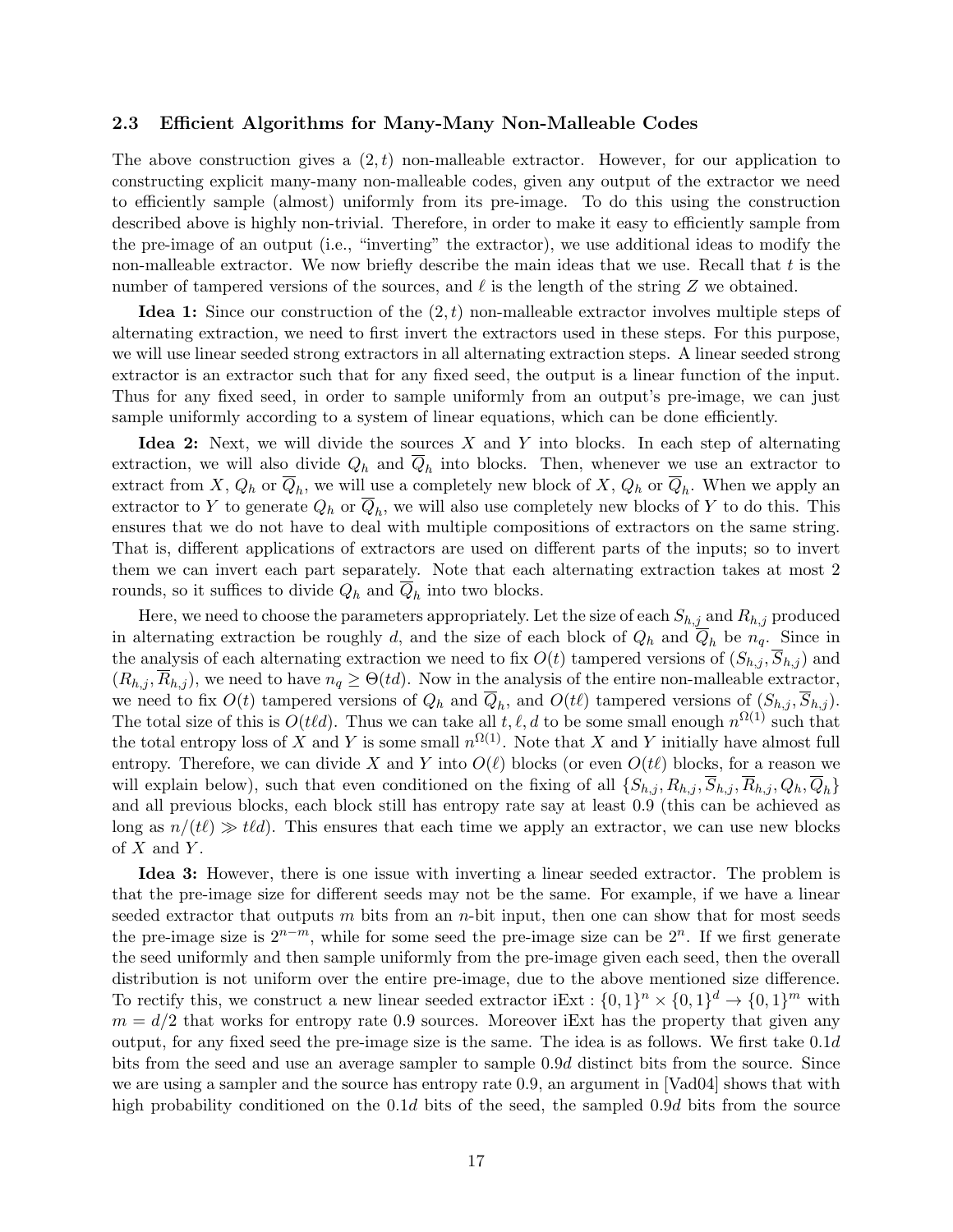### 2.3 Efficient Algorithms for Many-Many Non-Malleable Codes

The above construction gives a $(2, t)$ non-malleable extractor. However, for our application to construcing explicit many-many non-malleable codes, given any output of the extractor we need to efficiently sample (almost) uniformly from its pre-image. To do this using the construction described above is highly non-trivial. Therefore, in order to make it easy to efficiently sample from the pre-image of an output (i.e., "inverting" the extractor), we use additional ideas to modify the non-malleable extractor. We now briefly describe the main ideas that we use. Recall that $t$ is the number of tampered versions of the sources, and $\ell$ is the length of the string $Z$ we obtained.

**Idea 1:** Since our construction of the $(2, t)$ non-malleable extractor involves multiple steps of alternating extraction, we need to first invert the extractors used in these steps. For this purpose, we will use linear seeded strong extractors in all alternating extraction steps. A linear seeded strong extractor is an extractor such that for any fixed seed, the output is a linear function of the input. Thus for any fixed seed, in order to sample uniformly from an output's pre-image, we can just sample uniformly according to a system of linear equations, which can be done efficiently.

**Idea 2:** Next, we will divide the sources $X$ and $Y$ into blocks. In each step of alternating extraction, we will also divide $Q_h$ and $\overline{Q}_h$ into blocks. Then, whenever we use an extractor to extract from $X$, $Q_h$ or $\overline{Q}_h$, we will use a completely new block of $X$, $Q_h$ or $\overline{Q}_h$. When we apply an extractor to $Y$ to generate $Q_h$ or $\overline{Q}_h$, we will also use completely new blocks of $Y$ to do this. This ensures that we do not have to deal with multiple compositions of extractors on the same string. That is, different applications of extractors are used on different parts of the inputs; so to invert them we can invert each part separately. Note that each alternating extraction takes at most 2 rounds, so it suffices to divide $Q_h$ and $\overline{Q}_h$ into two blocks.

Here, we need to choose the parameters appropriately. Let the size of each $S_{h,j}$ and $R_{h,j}$ produced in alternating extraction be roughly $d$, and the size of each block of $Q_h$ and $\overline{Q}_h$ be $n_q$. Since in the analysis of each alternating extraction we need to fix $O(t)$ tampered versions of $(S_{h,j}, \overline{S}_{h,j})$ and $(R_{h,j}, \overline{R}_{h,j})$, we need to have $n_q \geq \Theta(td)$. Now in the analysis of the entire non-malleable extractor, we need to fix $O(t)$ tampered versions of $Q_h$ and $\overline{Q}_h$, and $O(t\ell)$ tampered versions of $(S_{h,j}, \overline{S}_{h,j})$. The total size of this is $O(t\ell d)$. Thus we can take all $t, \ell, d$ to be some small enough $n^{\Omega(1)}$ such that the total entropy loss of $X$ and $Y$ is some small $n^{\Omega(1)}$. Note that $X$ and $Y$ initially have almost full entropy. Therefore, we can divide $X$ and $Y$ into $O(\ell)$ blocks (or even $O(t\ell)$ blocks, for a reason we will explain below), such that even conditioned on the fixing of all $\{S_{h,j}, R_{h,j}, \overline{S}_{h,j}, \overline{R}_{h,j}, Q_h, \overline{Q}_h\}$ and all previous blocks, each block still has entropy rate say at least 0.9 (this can be achieved as long as $n/(t\ell) \gg t\ell d$). This ensures that each time we apply an extractor, we can use new blocks of $X$ and $Y$.

**Idea 3:** However, there is one issue with inverting a linear seeded extractor. The problem is that the pre-image size for different seeds may not be the same. For example, if we have a linear seeded extractor that outputs $m$ bits from an $n$-bit input, then one can show that for most seeds the pre-image size is $2^{n-m}$, while for some seed the pre-image size can be $2^n$. If we first generate the seed uniformly and then sample uniformly from the pre-image given each seed, then the overall distribution is not uniform over the entire pre-image, due to the above mentioned size difference. To rectify this, we construct a new linear seeded extractor $\mathsf{iExt} : \{0,1\}^n \times \{0,1\}^d \to \{0,1\}^m$ with $m = d/2$ that works for entropy rate 0.9 sources. Moreover iExt has the property that given any output, for any fixed seed the pre-image size is the same. The idea is as follows. We first take $0.1d$ bits from the seed and use an average sampler to sample $0.9d$ distinct bits from the source. Since we are using a sampler and the source has entropy rate 0.9, an argument in [Vad04] shows that with high probability conditioned on the $0.1d$ bits of the seed, the sampled $0.9d$ bits from the source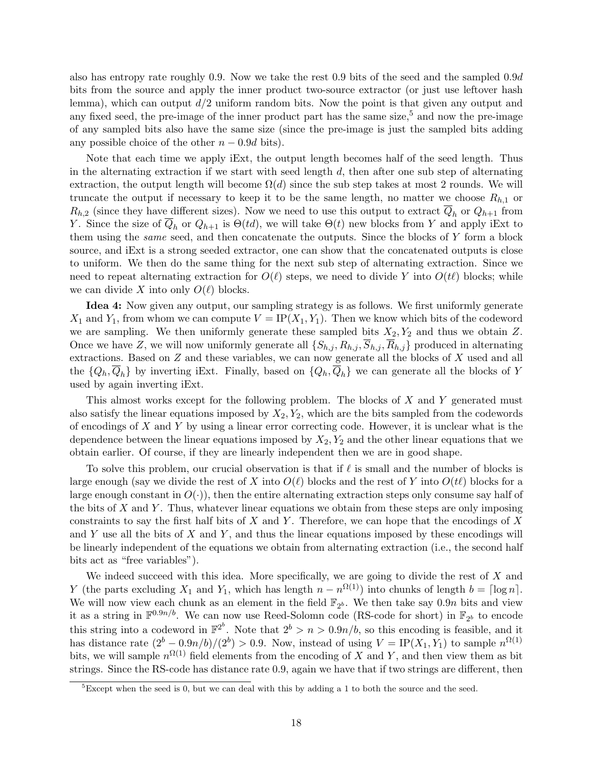also has entropy rate roughly 0.9. Now we take the rest 0.9 bits of the seed and the sampled $0.9d$ bits from the source and apply the inner product two-source extractor (or just use leftover hash lemma), which can output $d/2$ uniform random bits. Now the point is that given any output and any fixed seed, the pre-image of the inner product part has the same size,[5] and now the pre-image of any sampled bits also have the same size (since the pre-image is just the sampled bits adding any possible choice of the other $n - 0.9d$ bits).

Note that each time we apply iExt, the output length becomes half of the seed length. Thus in the alternating extraction if we start with seed length $d$, then after one sub step of alternating extraction, the output length will become $\Omega(d)$ since the sub step takes at most 2 rounds. We will truncate the output if necessary to keep it to be the same length, no matter we choose $R_{h,1}$ or $R_{h,2}$ (since they have different sizes). Now we need to use this output to extract $\overline{Q}_h$ or $Q_{h+1}$ from $Y$. Since the size of $\overline{Q}_h$ or $Q_{h+1}$ is $\Theta(td)$, we will take $\Theta(t)$ new blocks from $Y$ and apply iExt to them using the *same* seed, and then concatenate the outputs. Since the blocks of $Y$ form a block source, and iExt is a strong seeded extractor, one can show that the concatenated outputs is close to uniform. We then do the same thing for the next sub step of alternating extraction. Since we need to repeat alternating extraction for $O(\ell)$ steps, we need to divide $Y$ into $O(t\ell)$ blocks; while we can divide $X$ into only $O(\ell)$ blocks.

**Idea 4:** Now given any output, our sampling strategy is as follows. We first uniformly generate $X_1$ and $Y_1$, from whom we can compute $V = \mathrm{IP}(X_1, Y_1)$. Then we know which bits of the codeword we are sampling. We then uniformly generate these sampled bits $X_2, Y_2$ and thus we obtain $Z$. Once we have $Z$, we will now uniformly generate all $\{S_{h,j}, R_{h,j}, \overline{S}_{h,j}, \overline{R}_{h,j}\}$ produced in alternating extractions. Based on $Z$ and these variables, we can now generate all the blocks of $X$ used and all the $\{Q_h, \overline{Q}_h\}$ by inverting iExt. Finally, based on $\{Q_h, \overline{Q}_h\}$ we can generate all the blocks of $Y$ used by again inverting iExt.

This almost works except for the following problem. The blocks of $X$ and $Y$ generated must also satisfy the linear equations imposed by $X_2, Y_2$, which are the bits sampled from the codewords of encodings of $X$ and $Y$ by using a linear error correcting code. However, it is unclear what is the dependence between the linear equations imposed by $X_2, Y_2$ and the other linear equations that we obtain earlier. Of course, if they are linearly independent then we are in good shape.

To solve this problem, our crucial observation is that if $\ell$ is small and the number of blocks is large enough (say we divide the rest of $X$ into $O(\ell)$ blocks and the rest of $Y$ into $O(t\ell)$ blocks for a large enough constant in $O(\cdot)$), then the entire alternating extraction steps only consume say half of the bits of $X$ and $Y$. Thus, whatever linear equations we obtain from these steps are only imposing constraints to say the first half bits of $X$ and $Y$. Therefore, we can hope that the encodings of $X$ and $Y$ use all the bits of $X$ and $Y$, and thus the linear equations imposed by these encodings will be linearly independent of the equations we obtain from alternating extraction (i.e., the second half bits act as "free variables").

We indeed succeed with this idea. More specifically, we are going to divide the rest of $X$ and $Y$ (the parts excluding $X_1$ and $Y_1$, which has length $n - n^{\Omega(1)}$) into chunks of length $b = \lceil \log n \rceil$. We will now view each chunk as an element in the field $\mathbb{F}_{2^b}$. We then take say $0.9n$ bits and view it as a string in $\mathbb{F}^{0.9n/b}$. We can now use Reed-Solomn code (RS-code for short) in $\mathbb{F}_{2^b}$ to encode this string into a codeword in $\mathbb{F}^{2^b}$. Note that $2^b > n > 0.9n/b$, so this encoding is feasible, and it has distance rate $(2^b - 0.9n/b)/(2^b) > 0.9$. Now, instead of using $V = \mathrm{IP}(X_1, Y_1)$ to sample $n^{\Omega(1)}$ bits, we will sample $n^{\Omega(1)}$ field elements from the encoding of $X$ and $Y$, and then view them as bit strings. Since the RS-code has distance rate 0.9, again we have that if two strings are different, then

[5] Except when the seed is 0, but we can deal with this by adding a 1 to both the source and the seed.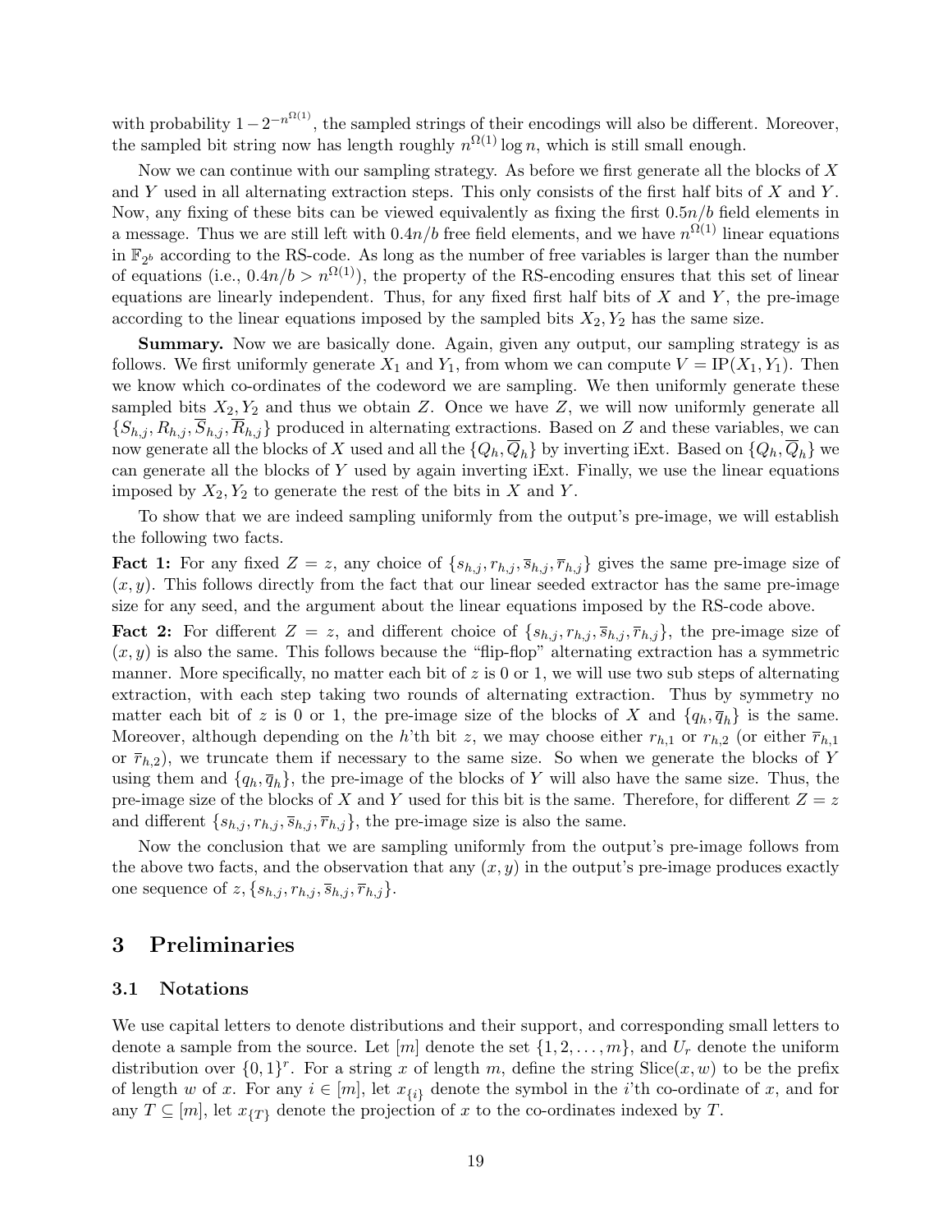with probability $1 - 2^{-n^{\Omega(1)}}$, the sampled strings of their encodings will also be different. Moreover, the sampled bit string now has length roughly $n^{\Omega(1)} \log n$, which is still small enough.

Now we can continue with our sampling strategy. As before we first generate all the blocks of $X$ and $Y$ used in all alternating extraction steps. This only consists of the first half bits of $X$ and $Y$. Now, any fixing of these bits can be viewed equivalently as fixing the first $0.5n/b$ field elements in a message. Thus we are still left with $0.4n/b$ free field elements, and we have $n^{\Omega(1)}$ linear equations in $\mathbb{F}_{2^b}$ according to the RS-code. As long as the number of free variables is larger than the number of equations (i.e., $0.4n/b > n^{\Omega(1)}$), the property of the RS-encoding ensures that this set of linear equations are linearly independent. Thus, for any fixed first half bits of $X$ and $Y$, the pre-image according to the linear equations imposed by the sampled bits $X_2, Y_2$ has the same size.

**Summary.** Now we are basically done. Again, given any output, our sampling strategy is as follows. We first uniformly generate $X_1$ and $Y_1$, from whom we can compute $V = \mathrm{IP}(X_1, Y_1)$. Then we know which co-ordinates of the codeword we are sampling. We then uniformly generate these sampled bits $X_2, Y_2$ and thus we obtain $Z$. Once we have $Z$, we will now uniformly generate all $\{S_{h,j}, R_{h,j}, \overline{S}_{h,j}, \overline{R}_{h,j}\}$ produced in alternating extractions. Based on $Z$ and these variables, we can now generate all the blocks of $X$ used and all the $\{Q_h, \overline{Q}_h\}$ by inverting iExt. Based on $\{Q_h, \overline{Q}_h\}$ we can generate all the blocks of $Y$ used by again inverting iExt. Finally, we use the linear equations imposed by $X_2, Y_2$ to generate the rest of the bits in $X$ and $Y$.

To show that we are indeed sampling uniformly from the output's pre-image, we will establish the following two facts.

**Fact 1:** For any fixed $Z = z$, any choice of $\{s_{h,j}, r_{h,j}, \overline{s}_{h,j}, \overline{r}_{h,j}\}$ gives the same pre-image size of $(x, y)$. This follows directly from the fact that our linear seeded extractor has the same pre-image size for any seed, and the argument about the linear equations imposed by the RS-code above.

**Fact 2:** For different $Z = z$, and different choice of $\{s_{h,j}, r_{h,j}, \overline{s}_{h,j}, \overline{r}_{h,j}\}$, the pre-image size of $(x, y)$ is also the same. This follows because the "flip-flop" alternating extraction has a symmetric manner. More specifically, no matter each bit of $z$ is 0 or 1, we will use two sub steps of alternating extraction, with each step taking two rounds of alternating extraction. Thus by symmetry no matter each bit of $z$ is 0 or 1, the pre-image size of the blocks of $X$ and $\{q_h, \overline{q}_h\}$ is the same. Moreover, although depending on the $h$'th bit $z$, we may choose either $r_{h,1}$ or $r_{h,2}$ (or either $\overline{r}_{h,1}$ or $\overline{r}_{h,2}$), we truncate them if necessary to the same size. So when we generate the blocks of $Y$ using them and $\{q_h, \overline{q}_h\}$, the pre-image of the blocks of $Y$ will also have the same size. Thus, the pre-image size of the blocks of $X$ and $Y$ used for this bit is the same. Therefore, for different $Z = z$ and different $\{s_{h,j}, r_{h,j}, \overline{s}_{h,j}, \overline{r}_{h,j}\}$, the pre-image size is also the same.

Now the conclusion that we are sampling uniformly from the output's pre-image follows from the above two facts, and the observation that any $(x, y)$ in the output's pre-image produces exactly one sequence of $z, \{s_{h,j}, r_{h,j}, \overline{s}_{h,j}, \overline{r}_{h,j}\}$.

# 3 Preliminaries

## 3.1 Notations

We use capital letters to denote distributions and their support, and corresponding small letters to denote a sample from the source. Let $[m]$ denote the set $\{1, 2, \ldots, m\}$, and $U_r$ denote the uniform distribution over $\{0, 1\}^r$. For a string $x$ of length $m$, define the string $\mathrm{Slice}(x, w)$ to be the prefix of length $w$ of $x$. For any $i \in [m]$, let $x_{\{i\}}$ denote the symbol in the $i$'th co-ordinate of $x$, and for any $T \subseteq [m]$, let $x_{\{T\}}$ denote the projection of $x$ to the co-ordinates indexed by $T$.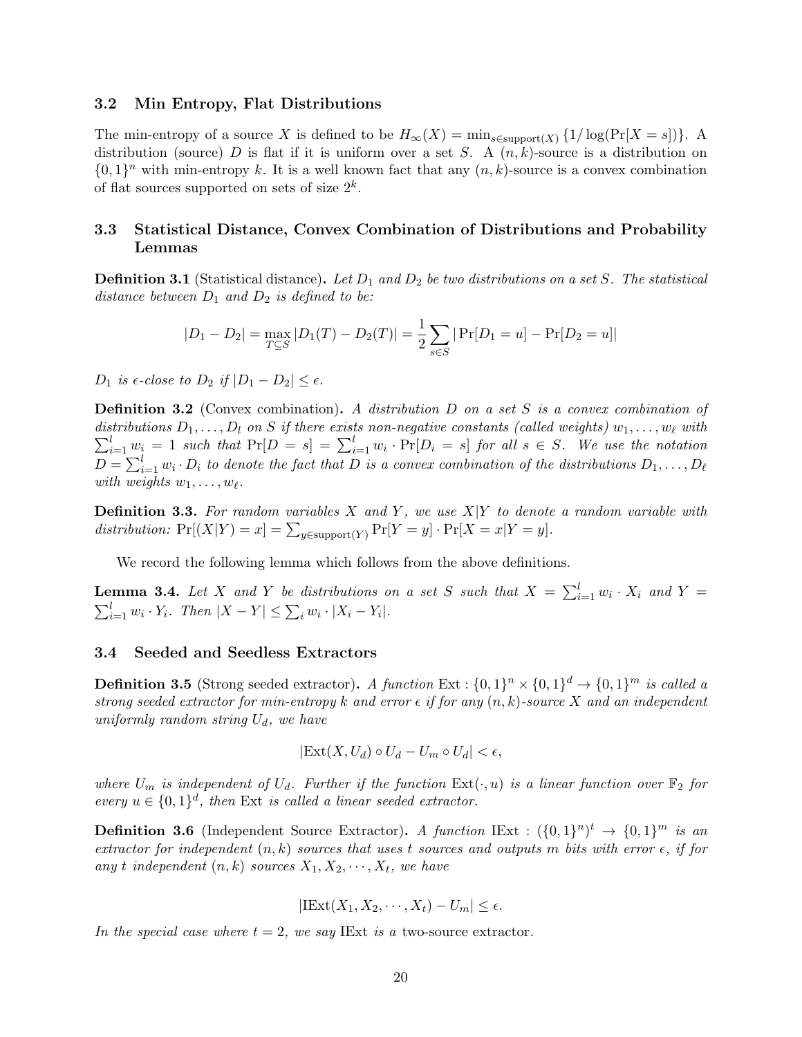### 3.2 Min Entropy, Flat Distributions

The min-entropy of a source $X$ is defined to be $H_\infty(X) = \min_{s \in \text{support}(X)} \{1/\log(\Pr[X = s])\}$. A distribution (source) $D$ is flat if it is uniform over a set $S$. A $(n, k)$-source is a distribution on $\{0,1\}^n$ with min-entropy $k$. It is a well known fact that any $(n, k)$-source is a convex combination of flat sources supported on sets of size $2^k$.

### 3.3 Statistical Distance, Convex Combination of Distributions and Probability Lemmas

**Definition 3.1** (Statistical distance)**.** *Let $D_1$ and $D_2$ be two distributions on a set $S$. The statistical distance between $D_1$ and $D_2$ is defined to be:*

$$|D_1 - D_2| = \max_{T \subseteq S} |D_1(T) - D_2(T)| = \frac{1}{2} \sum_{s \in S} |\Pr[D_1 = u] - \Pr[D_2 = u]|$$

*$D_1$ is $\epsilon$-close to $D_2$ if $|D_1 - D_2| \leq \epsilon$.*

**Definition 3.2** (Convex combination)**.** *A distribution $D$ on a set $S$ is a convex combination of distributions $D_1, \ldots, D_l$ on $S$ if there exists non-negative constants (called weights) $w_1, \ldots, w_\ell$ with $\sum_{i=1}^{l} w_i = 1$ such that $\Pr[D = s] = \sum_{i=1}^{l} w_i \cdot \Pr[D_i = s]$ for all $s \in S$. We use the notation $D = \sum_{i=1}^{l} w_i \cdot D_i$ to denote the fact that $D$ is a convex combination of the distributions $D_1, \ldots, D_\ell$ with weights $w_1, \ldots, w_\ell$.*

**Definition 3.3.** *For random variables $X$ and $Y$, we use $X|Y$ to denote a random variable with distribution: $\Pr[(X|Y) = x] = \sum_{y \in \text{support}(Y)} \Pr[Y = y] \cdot \Pr[X = x | Y = y]$.*

We record the following lemma which follows from the above definitions.

**Lemma 3.4.** *Let $X$ and $Y$ be distributions on a set $S$ such that $X = \sum_{i=1}^{l} w_i \cdot X_i$ and $Y = \sum_{i=1}^{l} w_i \cdot Y_i$. Then $|X - Y| \leq \sum_i w_i \cdot |X_i - Y_i|$.*

### 3.4 Seeded and Seedless Extractors

**Definition 3.5** (Strong seeded extractor)**.** *A function $\text{Ext} : \{0,1\}^n \times \{0,1\}^d \to \{0,1\}^m$ is called a strong seeded extractor for min-entropy $k$ and error $\epsilon$ if for any $(n, k)$-source $X$ and an independent uniformly random string $U_d$, we have*

$$|\text{Ext}(X, U_d) \circ U_d - U_m \circ U_d| < \epsilon,$$

*where $U_m$ is independent of $U_d$. Further if the function $\text{Ext}(\cdot, u)$ is a linear function over $\mathbb{F}_2$ for every $u \in \{0,1\}^d$, then $\text{Ext}$ is called a linear seeded extractor.*

**Definition 3.6** (Independent Source Extractor)**.** *A function $\text{IExt} : (\{0,1\}^n)^t \to \{0,1\}^m$ is an extractor for independent $(n, k)$ sources that uses $t$ sources and outputs $m$ bits with error $\epsilon$, if for any $t$ independent $(n, k)$ sources $X_1, X_2, \cdots, X_t$, we have*

$$|\text{IExt}(X_1, X_2, \cdots, X_t) - U_m| \leq \epsilon.$$

*In the special case where $t = 2$, we say $\text{IExt}$ is a* two-source extractor*.*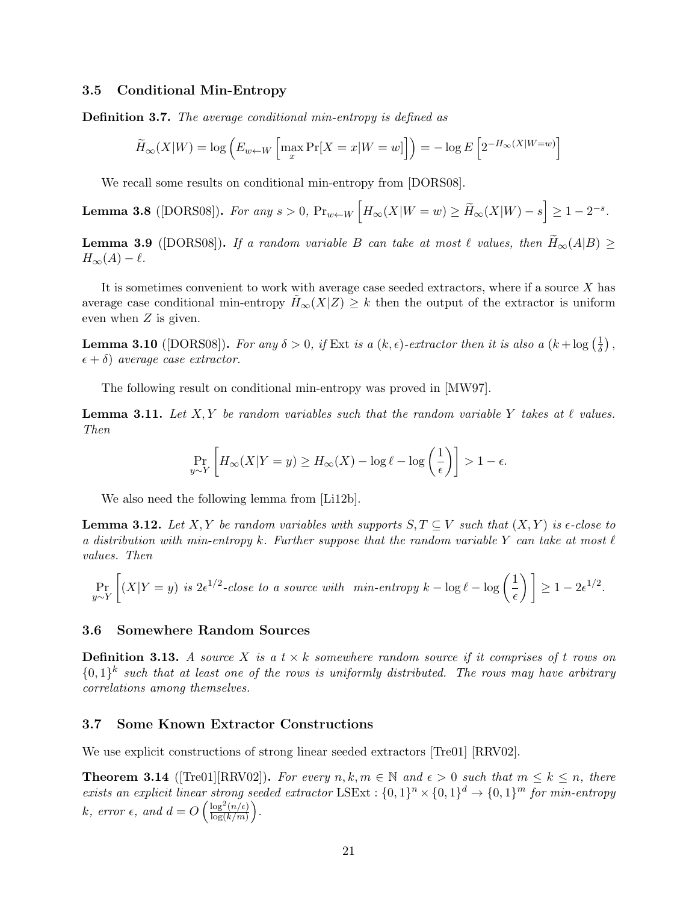### 3.5 Conditional Min-Entropy

**Definition 3.7.** *The average conditional min-entropy is defined as*

$$\widetilde{H}_\infty(X|W) = \log \left( E_{w \leftarrow W} \left[ \max_x \Pr[X = x | W = w] \right] \right) = -\log E \left[ 2^{-H_\infty(X|W=w)} \right]$$

We recall some results on conditional min-entropy from [DORS08].

**Lemma 3.8** ([DORS08])**.** *For any $s > 0$, $\Pr_{w \leftarrow W} \left[ H_\infty(X|W = w) \geq \widetilde{H}_\infty(X|W) - s \right] \geq 1 - 2^{-s}$.*

**Lemma 3.9** ([DORS08])**.** *If a random variable $B$ can take at most $\ell$ values, then $\widetilde{H}_\infty(A|B) \geq H_\infty(A) - \ell$.*

It is sometimes convenient to work with average case seeded extractors, where if a source $X$ has average case conditional min-entropy $\tilde{H}_\infty(X|Z) \geq k$ then the output of the extractor is uniform even when $Z$ is given.

**Lemma 3.10** ([DORS08])**.** *For any $\delta > 0$, if* Ext *is a $(k, \epsilon)$-extractor then it is also a $(k + \log\left(\frac{1}{\delta}\right)$, $\epsilon + \delta)$ average case extractor.*

The following result on conditional min-entropy was proved in [MW97].

**Lemma 3.11.** *Let $X, Y$ be random variables such that the random variable $Y$ takes at $\ell$ values. Then*

$$\Pr_{y \sim Y} \left[ H_\infty(X|Y = y) \geq H_\infty(X) - \log \ell - \log\left(\frac{1}{\epsilon}\right) \right] > 1 - \epsilon.$$

We also need the following lemma from [Li12b].

**Lemma 3.12.** *Let $X, Y$ be random variables with supports $S, T \subseteq V$ such that $(X, Y)$ is $\epsilon$-close to a distribution with min-entropy $k$. Further suppose that the random variable $Y$ can take at most $\ell$ values. Then*

$$\Pr_{y \sim Y} \left[ (X|Y = y) \text{ is } 2\epsilon^{1/2}\text{-close to a source with min-entropy } k - \log \ell - \log\left(\frac{1}{\epsilon}\right) \right] \geq 1 - 2\epsilon^{1/2}.$$

### 3.6 Somewhere Random Sources

**Definition 3.13.** *A source $X$ is a $t \times k$ somewhere random source if it comprises of $t$ rows on $\{0,1\}^k$ such that at least one of the rows is uniformly distributed. The rows may have arbitrary correlations among themselves.*

### 3.7 Some Known Extractor Constructions

We use explicit constructions of strong linear seeded extractors [Tre01] [RRV02].

**Theorem 3.14** ([Tre01][RRV02])**.** *For every $n, k, m \in \mathbb{N}$ and $\epsilon > 0$ such that $m \leq k \leq n$, there exists an explicit linear strong seeded extractor* $\mathrm{LSExt} : \{0,1\}^n \times \{0,1\}^d \to \{0,1\}^m$ *for min-entropy $k$, error $\epsilon$, and $d = O\left(\frac{\log^2(n/\epsilon)}{\log(k/m)}\right)$.*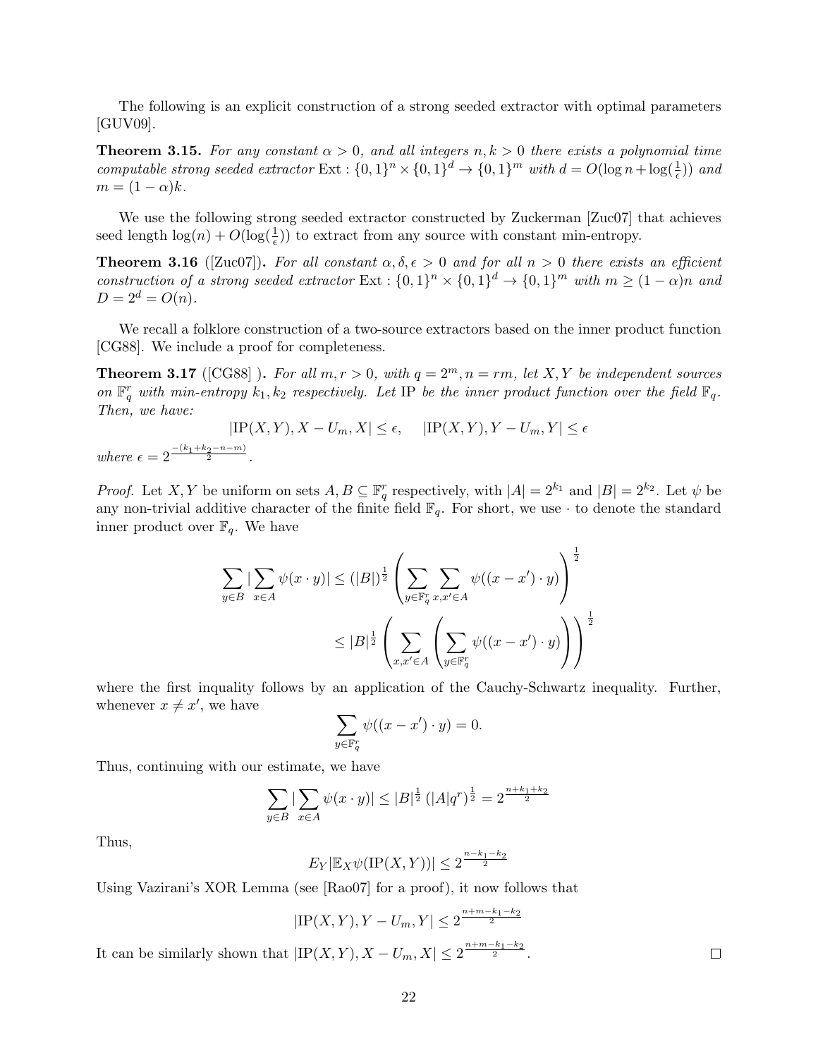The following is an explicit construction of a strong seeded extractor with optimal parameters [GUV09].

**Theorem 3.15.** *For any constant $\alpha > 0$, and all integers $n, k > 0$ there exists a polynomial time computable strong seeded extractor* $\text{Ext} : \{0,1\}^n \times \{0,1\}^d \to \{0,1\}^m$ *with* $d = O(\log n + \log(\frac{1}{\epsilon}))$ *and* $m = (1-\alpha)k$.

We use the following strong seeded extractor constructed by Zuckerman [Zuc07] that achieves seed length $\log(n) + O(\log(\frac{1}{\epsilon}))$ to extract from any source with constant min-entropy.

**Theorem 3.16** ([Zuc07])**.** *For all constant $\alpha, \delta, \epsilon > 0$ and for all $n > 0$ there exists an efficient construction of a strong seeded extractor* $\text{Ext} : \{0,1\}^n \times \{0,1\}^d \to \{0,1\}^m$ *with* $m \geq (1-\alpha)n$ *and* $D = 2^d = O(n)$.

We recall a folklore construction of a two-source extractors based on the inner product function [CG88]. We include a proof for completeness.

**Theorem 3.17** ([CG88] )**.** *For all $m, r > 0$, with $q = 2^m, n = rm$, let $X, Y$ be independent sources on $\mathbb{F}_q^r$ with min-entropy $k_1, k_2$ respectively. Let* IP *be the inner product function over the field $\mathbb{F}_q$. Then, we have:*

$$|\text{IP}(X,Y), X - U_m, X| \leq \epsilon, \quad |\text{IP}(X,Y), Y - U_m, Y| \leq \epsilon$$

*where* $\epsilon = 2^{\frac{-(k_1+k_2-n-m)}{2}}$.

*Proof.* Let $X, Y$ be uniform on sets $A, B \subseteq \mathbb{F}_q^r$ respectively, with $|A| = 2^{k_1}$ and $|B| = 2^{k_2}$. Let $\psi$ be any non-trivial additive character of the finite field $\mathbb{F}_q$. For short, we use $\cdot$ to denote the standard inner product over $\mathbb{F}_q$. We have

$$\sum_{y \in B} |\sum_{x \in A} \psi(x \cdot y)| \leq (|B|)^{\frac{1}{2}} \left( \sum_{y \in \mathbb{F}_q^r} \sum_{x, x' \in A} \psi((x - x') \cdot y) \right)^{\frac{1}{2}}$$

$$\leq |B|^{\frac{1}{2}} \left( \sum_{x, x' \in A} \left( \sum_{y \in \mathbb{F}_q^r} \psi((x - x') \cdot y) \right) \right)^{\frac{1}{2}}$$

where the first inquality follows by an application of the Cauchy-Schwartz inequality. Further, whenever $x \neq x'$, we have

$$\sum_{y \in \mathbb{F}_q^r} \psi((x - x') \cdot y) = 0.$$

Thus, continuing with our estimate, we have

$$\sum_{y \in B} |\sum_{x \in A} \psi(x \cdot y)| \leq |B|^{\frac{1}{2}} (|A| q^r)^{\frac{1}{2}} = 2^{\frac{n+k_1+k_2}{2}}$$

Thus,

$$E_Y |\mathbb{E}_X \psi(\text{IP}(X,Y))| \leq 2^{\frac{n-k_1-k_2}{2}}$$

Using Vazirani's XOR Lemma (see [Rao07] for a proof), it now follows that

$$|\text{IP}(X,Y), Y - U_m, Y| \leq 2^{\frac{n+m-k_1-k_2}{2}}$$

It can be similarly shown that $|\text{IP}(X,Y), X - U_m, X| \leq 2^{\frac{n+m-k_1-k_2}{2}}$. □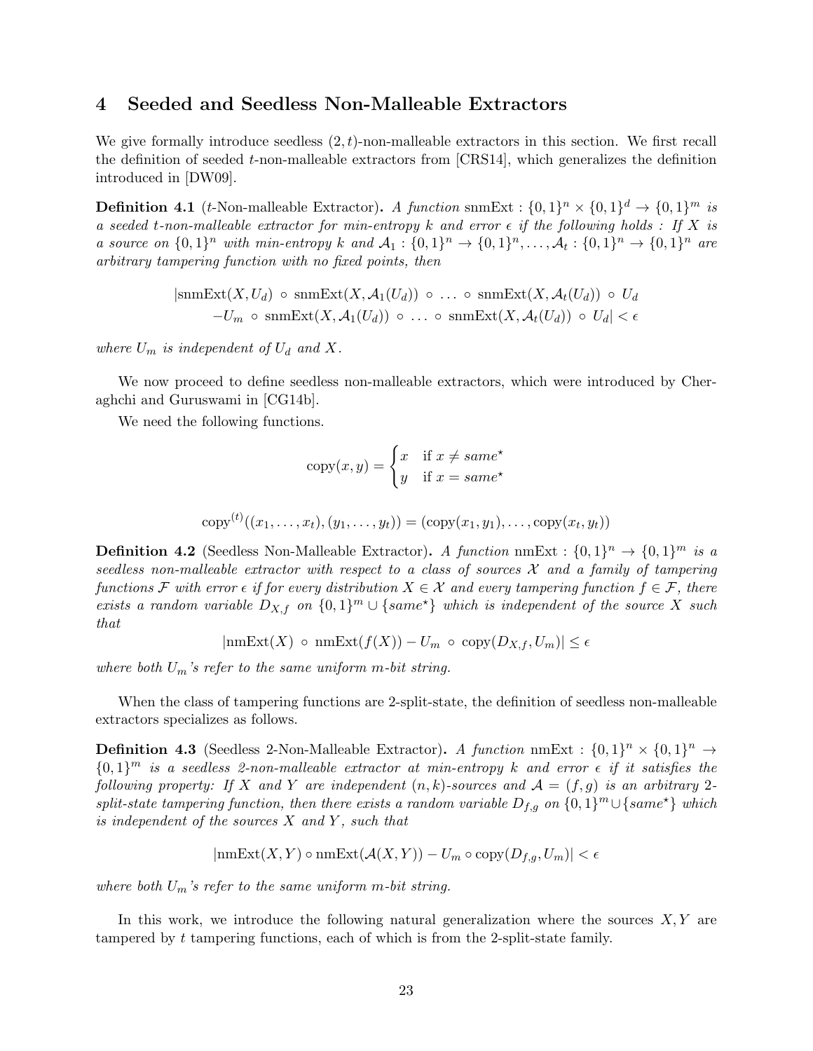## 4 Seeded and Seedless Non-Malleable Extractors

We give formally introduce seedless $(2,t)$-non-malleable extractors in this section. We first recall the definition of seeded $t$-non-malleable extractors from [CRS14], which generalizes the definition introduced in [DW09].

**Definition 4.1** ($t$-Non-malleable Extractor)**.** *A function* $\text{snmExt} : \{0,1\}^n \times \{0,1\}^d \to \{0,1\}^m$ *is a seeded $t$-non-malleable extractor for min-entropy $k$ and error $\epsilon$ if the following holds : If $X$ is a source on $\{0,1\}^n$ with min-entropy $k$ and $\mathcal{A}_1 : \{0,1\}^n \to \{0,1\}^n, \ldots, \mathcal{A}_t : \{0,1\}^n \to \{0,1\}^n$ are arbitrary tampering function with no fixed points, then*

$$
\begin{aligned}
|\text{snmExt}(X, U_d) \circ \text{snmExt}(X, \mathcal{A}_1(U_d)) \circ \ldots \circ \text{snmExt}(X, \mathcal{A}_t(U_d)) \circ U_d \\
-U_m \circ \text{snmExt}(X, \mathcal{A}_1(U_d)) \circ \ldots \circ \text{snmExt}(X, \mathcal{A}_t(U_d)) \circ U_d| < \epsilon
\end{aligned}
$$

*where $U_m$ is independent of $U_d$ and $X$.*

We now proceed to define seedless non-malleable extractors, which were introduced by Cheraghchi and Guruswami in [CG14b].

We need the following functions.

$$
\text{copy}(x, y) = \begin{cases} x & \text{if } x \neq \mathit{same}^\star \\ y & \text{if } x = \mathit{same}^\star \end{cases}
$$

$$
\text{copy}^{(t)}((x_1, \ldots, x_t), (y_1, \ldots, y_t)) = (\text{copy}(x_1, y_1), \ldots, \text{copy}(x_t, y_t))
$$

**Definition 4.2** (Seedless Non-Malleable Extractor)**.** *A function* $\text{nmExt} : \{0,1\}^n \to \{0,1\}^m$ *is a seedless non-malleable extractor with respect to a class of sources $\mathcal{X}$ and a family of tampering functions $\mathcal{F}$ with error $\epsilon$ if for every distribution $X \in \mathcal{X}$ and every tampering function $f \in \mathcal{F}$, there exists a random variable $D_{X,f}$ on $\{0,1\}^m \cup \{\mathit{same}^\star\}$ which is independent of the source $X$ such that*

$$
|\text{nmExt}(X) \circ \text{nmExt}(f(X)) - U_m \circ \text{copy}(D_{X,f}, U_m)| \leq \epsilon
$$

*where both $U_m$'s refer to the same uniform $m$-bit string.*

When the class of tampering functions are 2-split-state, the definition of seedless non-malleable extractors specializes as follows.

**Definition 4.3** (Seedless 2-Non-Malleable Extractor)**.** *A function* $\text{nmExt} : \{0,1\}^n \times \{0,1\}^n \to \{0,1\}^m$ *is a seedless 2-non-malleable extractor at min-entropy $k$ and error $\epsilon$ if it satisfies the following property: If $X$ and $Y$ are independent $(n,k)$-sources and $\mathcal{A} = (f, g)$ is an arbitrary 2-split-state tampering function, then there exists a random variable $D_{f,g}$ on $\{0,1\}^m \cup \{\mathit{same}^\star\}$ which is independent of the sources $X$ and $Y$, such that*

$$
|\text{nmExt}(X, Y) \circ \text{nmExt}(\mathcal{A}(X, Y)) - U_m \circ \text{copy}(D_{f,g}, U_m)| < \epsilon
$$

*where both $U_m$'s refer to the same uniform $m$-bit string.*

In this work, we introduce the following natural generalization where the sources $X, Y$ are tampered by $t$ tampering functions, each of which is from the 2-split-state family.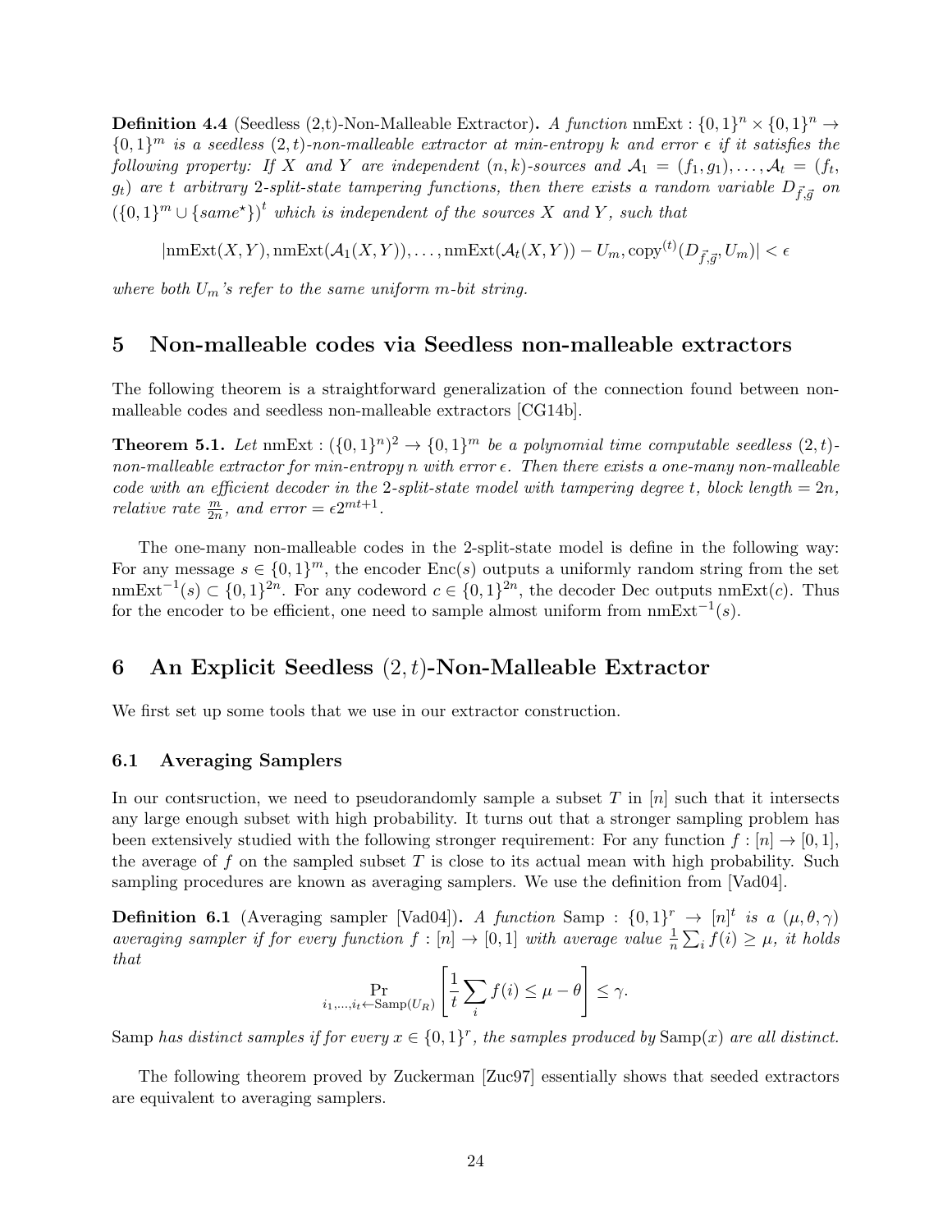**Definition 4.4** (Seedless (2,t)-Non-Malleable Extractor)**.** *A function* nmExt : $\{0,1\}^n \times \{0,1\}^n \to \{0,1\}^m$ *is a seedless* $(2,t)$*-non-malleable extractor at min-entropy* $k$ *and error* $\epsilon$ *if it satisfies the following property: If* $X$ *and* $Y$ *are independent* $(n,k)$*-sources and* $\mathcal{A}_1 = (f_1, g_1), \ldots, \mathcal{A}_t = (f_t, g_t)$ *are* $t$ *arbitrary 2-split-state tampering functions, then there exists a random variable* $D_{\vec{f},\vec{g}}$ *on* $(\{0,1\}^m \cup \{same^\star\})^t$ *which is independent of the sources* $X$ *and* $Y$*, such that*

$$|\text{nmExt}(X,Y), \text{nmExt}(\mathcal{A}_1(X,Y)), \ldots, \text{nmExt}(\mathcal{A}_t(X,Y)) - U_m, \text{copy}^{(t)}(D_{\vec{f},\vec{g}}, U_m)| < \epsilon$$

*where both* $U_m$*'s refer to the same uniform* $m$*-bit string.*

## 5 Non-malleable codes via Seedless non-malleable extractors

The following theorem is a straightforward generalization of the connection found between non-malleable codes and seedless non-malleable extractors [CG14b].

**Theorem 5.1.** *Let* nmExt : $(\{0,1\}^n)^2 \to \{0,1\}^m$ *be a polynomial time computable seedless* $(2,t)$*-non-malleable extractor for min-entropy* $n$ *with error* $\epsilon$*. Then there exists a one-many non-malleable code with an efficient decoder in the* 2*-split-state model with tampering degree* $t$*, block length* $= 2n$*, relative rate* $\frac{m}{2n}$*, and error* $= \epsilon 2^{mt+1}$*.*

The one-many non-malleable codes in the 2-split-state model is define in the following way: For any message $s \in \{0,1\}^m$, the encoder Enc$(s)$ outputs a uniformly random string from the set $\text{nmExt}^{-1}(s) \subset \{0,1\}^{2n}$. For any codeword $c \in \{0,1\}^{2n}$, the decoder Dec outputs nmExt$(c)$. Thus for the encoder to be efficient, one need to sample almost uniform from $\text{nmExt}^{-1}(s)$.

## 6 An Explicit Seedless $(2,t)$-Non-Malleable Extractor

We first set up some tools that we use in our extractor construction.

### 6.1 Averaging Samplers

In our contsruction, we need to pseudorandomly sample a subset $T$ in $[n]$ such that it intersects any large enough subset with high probability. It turns out that a stronger sampling problem has been extensively studied with the following stronger requirement: For any function $f : [n] \to [0,1]$, the average of $f$ on the sampled subset $T$ is close to its actual mean with high probability. Such sampling procedures are known as averaging samplers. We use the definition from [Vad04].

**Definition 6.1** (Averaging sampler [Vad04])**.** *A function* Samp : $\{0,1\}^r \to [n]^t$ *is a* $(\mu, \theta, \gamma)$ *averaging sampler if for every function* $f : [n] \to [0,1]$ *with average value* $\frac{1}{n}\sum_i f(i) \geq \mu$*, it holds that*

$$\Pr_{i_1,\ldots,i_t \leftarrow \text{Samp}(U_R)}\left[\frac{1}{t}\sum_i f(i) \leq \mu - \theta\right] \leq \gamma.$$

Samp *has distinct samples if for every* $x \in \{0,1\}^r$*, the samples produced by* Samp$(x)$ *are all distinct.*

The following theorem proved by Zuckerman [Zuc97] essentially shows that seeded extractors are equivalent to averaging samplers.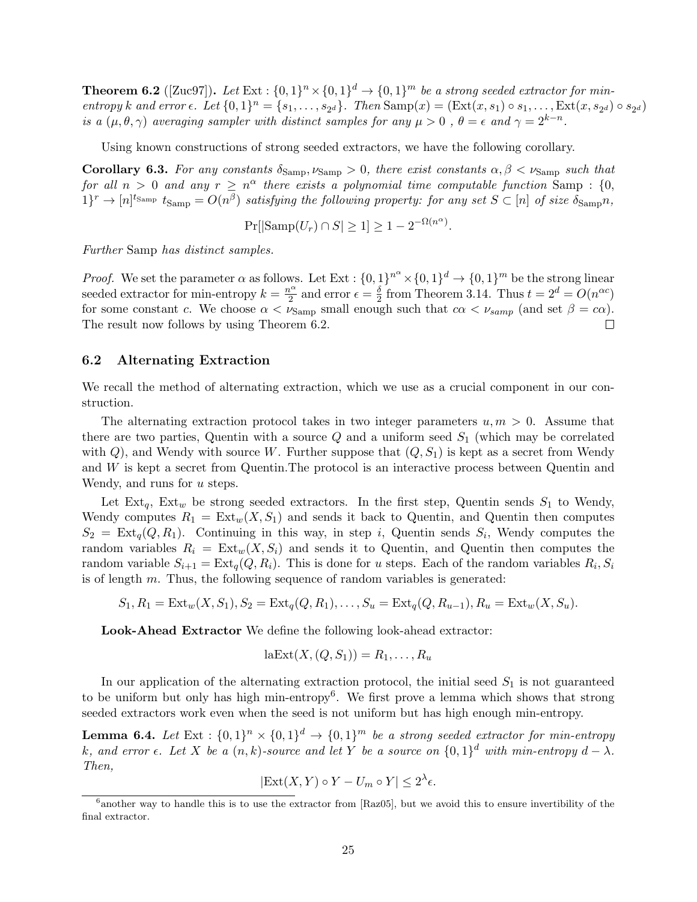**Theorem 6.2** ([Zuc97])**.** *Let* $\text{Ext} : \{0,1\}^n \times \{0,1\}^d \to \{0,1\}^m$ *be a strong seeded extractor for min-entropy* $k$ *and error* $\epsilon$*. Let* $\{0,1\}^n = \{s_1, \ldots, s_{2^d}\}$*. Then* $\text{Samp}(x) = (\text{Ext}(x, s_1) \circ s_1, \ldots, \text{Ext}(x, s_{2^d}) \circ s_{2^d})$ *is a* $(\mu, \theta, \gamma)$ *averaging sampler with distinct samples for any* $\mu > 0$ *,* $\theta = \epsilon$ *and* $\gamma = 2^{k-n}$*.*

Using known constructions of strong seeded extractors, we have the following corollary.

**Corollary 6.3.** *For any constants* $\delta_{\text{Samp}}, \nu_{\text{Samp}} > 0$*, there exist constants* $\alpha, \beta < \nu_{\text{Samp}}$ *such that for all* $n > 0$ *and any* $r \geq n^\alpha$ *there exists a polynomial time computable function* $\text{Samp} : \{0,1\}^r \to [n]^{t_{\text{Samp}}}$ $t_{\text{Samp}} = O(n^\beta)$ *satisfying the following property: for any set* $S \subset [n]$ *of size* $\delta_{\text{Samp}} n$*,*

$$\Pr[|\text{Samp}(U_r) \cap S| \geq 1] \geq 1 - 2^{-\Omega(n^\alpha)}.$$

*Further* Samp *has distinct samples.*

*Proof.* We set the parameter $\alpha$ as follows. Let $\text{Ext} : \{0,1\}^{n^\alpha} \times \{0,1\}^d \to \{0,1\}^m$ be the strong linear seeded extractor for min-entropy $k = \frac{n^\alpha}{2}$ and error $\epsilon = \frac{\delta}{2}$ from Theorem 3.14. Thus $t = 2^d = O(n^{\alpha c})$ for some constant $c$. We choose $\alpha < \nu_{\text{Samp}}$ small enough such that $c\alpha < \nu_{samp}$ (and set $\beta = c\alpha$). The result now follows by using Theorem 6.2. $\square$

## 6.2 Alternating Extraction

We recall the method of alternating extraction, which we use as a crucial component in our construction.

The alternating extraction protocol takes in two integer parameters $u, m > 0$. Assume that there are two parties, Quentin with a source $Q$ and a uniform seed $S_1$ (which may be correlated with $Q$), and Wendy with source $W$. Further suppose that $(Q, S_1)$ is kept as a secret from Wendy and $W$ is kept a secret from Quentin.The protocol is an interactive process between Quentin and Wendy, and runs for $u$ steps.

Let $\text{Ext}_q$, $\text{Ext}_w$ be strong seeded extractors. In the first step, Quentin sends $S_1$ to Wendy, Wendy computes $R_1 = \text{Ext}_w(X, S_1)$ and sends it back to Quentin, and Quentin then computes $S_2 = \text{Ext}_q(Q, R_1)$. Continuing in this way, in step $i$, Quentin sends $S_i$, Wendy computes the random variables $R_i = \text{Ext}_w(X, S_i)$ and sends it to Quentin, and Quentin then computes the random variable $S_{i+1} = \text{Ext}_q(Q, R_i)$. This is done for $u$ steps. Each of the random variables $R_i, S_i$ is of length $m$. Thus, the following sequence of random variables is generated:

$$S_1, R_1 = \text{Ext}_w(X, S_1), S_2 = \text{Ext}_q(Q, R_1), \ldots, S_u = \text{Ext}_q(Q, R_{u-1}), R_u = \text{Ext}_w(X, S_u).$$

**Look-Ahead Extractor** We define the following look-ahead extractor:

$$\text{laExt}(X, (Q, S_1)) = R_1, \ldots, R_u$$

In our application of the alternating extraction protocol, the initial seed $S_1$ is not guaranteed to be uniform but only has high min-entropy[6]. We first prove a lemma which shows that strong seeded extractors work even when the seed is not uniform but has high enough min-entropy.

**Lemma 6.4.** *Let* $\text{Ext} : \{0,1\}^n \times \{0,1\}^d \to \{0,1\}^m$ *be a strong seeded extractor for min-entropy* $k$*, and error* $\epsilon$*. Let* $X$ *be a* $(n,k)$*-source and let* $Y$ *be a source on* $\{0,1\}^d$ *with min-entropy* $d - \lambda$*. Then,*

$$|\text{Ext}(X, Y) \circ Y - U_m \circ Y| \leq 2^\lambda \epsilon.$$

[6] another way to handle this is to use the extractor from [Raz05], but we avoid this to ensure invertibility of the final extractor.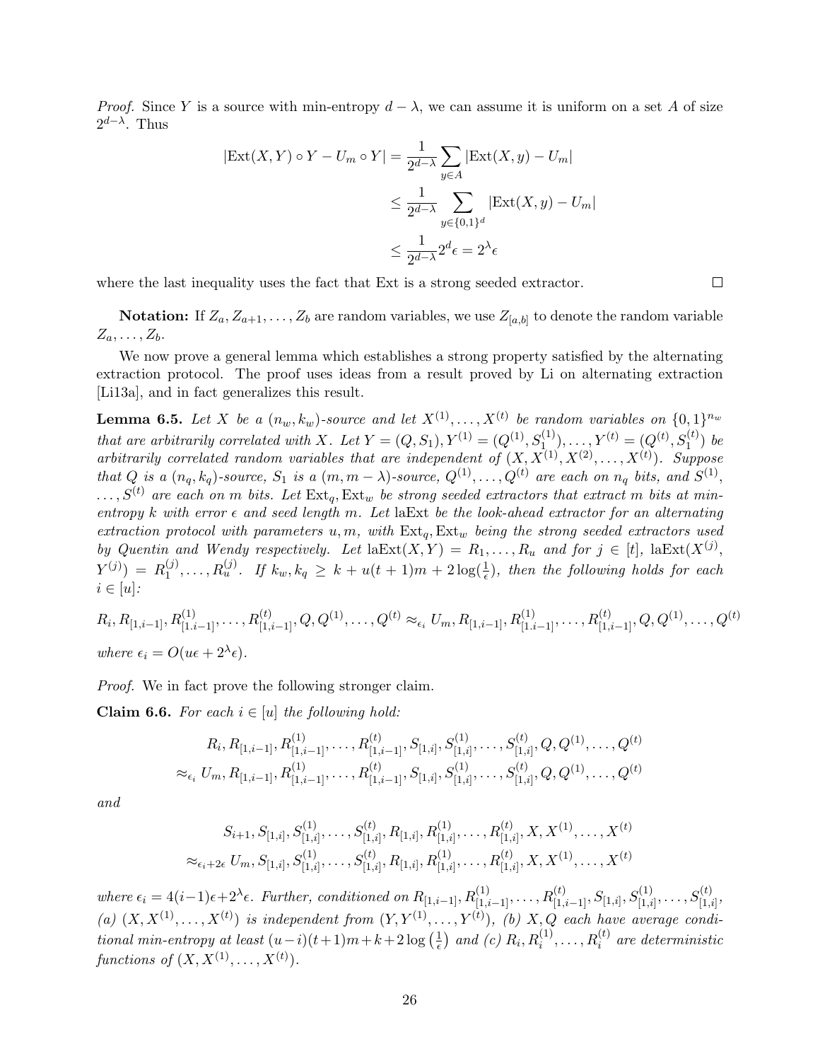*Proof.* Since $Y$ is a source with min-entropy $d - \lambda$, we can assume it is uniform on a set $A$ of size $2^{d-\lambda}$. Thus

$$
\begin{aligned}
|\mathrm{Ext}(X,Y) \circ Y - U_m \circ Y| &= \frac{1}{2^{d-\lambda}} \sum_{y \in A} |\mathrm{Ext}(X,y) - U_m| \\
&\leq \frac{1}{2^{d-\lambda}} \sum_{y \in \{0,1\}^d} |\mathrm{Ext}(X,y) - U_m| \\
&\leq \frac{1}{2^{d-\lambda}} 2^d \epsilon = 2^{\lambda} \epsilon
\end{aligned}
$$

where the last inequality uses the fact that Ext is a strong seeded extractor. $\square$

**Notation:** If $Z_a, Z_{a+1}, \ldots, Z_b$ are random variables, we use $Z_{[a,b]}$ to denote the random variable $Z_a, \ldots, Z_b$.

We now prove a general lemma which establishes a strong property satisfied by the alternating extraction protocol. The proof uses ideas from a result proved by Li on alternating extraction [Li13a], and in fact generalizes this result.

**Lemma 6.5.** *Let $X$ be a $(n_w, k_w)$-source and let $X^{(1)}, \ldots, X^{(t)}$ be random variables on $\{0,1\}^{n_w}$ that are arbitrarily correlated with $X$. Let $Y = (Q, S_1), Y^{(1)} = (Q^{(1)}, S_1^{(1)}), \ldots, Y^{(t)} = (Q^{(t)}, S_1^{(t)})$ be arbitrarily correlated random variables that are independent of $(X, X^{(1)}, X^{(2)}, \ldots, X^{(t)})$. Suppose that $Q$ is a $(n_q, k_q)$-source, $S_1$ is a $(m, m-\lambda)$-source, $Q^{(1)}, \ldots, Q^{(t)}$ are each on $n_q$ bits, and $S^{(1)}, \ldots, S^{(t)}$ are each on $m$ bits. Let $\mathrm{Ext}_q, \mathrm{Ext}_w$ be strong seeded extractors that extract $m$ bits at min-entropy $k$ with error $\epsilon$ and seed length $m$. Let laExt be the look-ahead extractor for an alternating extraction protocol with parameters $u, m$, with $\mathrm{Ext}_q, \mathrm{Ext}_w$ being the strong seeded extractors used by Quentin and Wendy respectively. Let $\mathrm{laExt}(X, Y) = R_1, \ldots, R_u$ and for $j \in [t]$, $\mathrm{laExt}(X^{(j)}, Y^{(j)}) = R_1^{(j)}, \ldots, R_u^{(j)}$. If $k_w, k_q \geq k + u(t+1)m + 2\log(\frac{1}{\epsilon})$, then the following holds for each $i \in [u]$:*

$$
R_i, R_{[1,i-1]}, R^{(1)}_{[1.i-1]}, \ldots, R^{(t)}_{[1,i-1]}, Q, Q^{(1)}, \ldots, Q^{(t)} \approx_{\epsilon_i} U_m, R_{[1,i-1]}, R^{(1)}_{[1.i-1]}, \ldots, R^{(t)}_{[1,i-1]}, Q, Q^{(1)}, \ldots, Q^{(t)}
$$

*where $\epsilon_i = O(u\epsilon + 2^{\lambda}\epsilon)$.*

*Proof.* We in fact prove the following stronger claim.

**Claim 6.6.** *For each $i \in [u]$ the following hold:*

$$
\begin{aligned}
&R_i, R_{[1,i-1]}, R^{(1)}_{[1,i-1]}, \ldots, R^{(t)}_{[1,i-1]}, S_{[1,i]}, S^{(1)}_{[1,i]}, \ldots, S^{(t)}_{[1,i]}, Q, Q^{(1)}, \ldots, Q^{(t)} \\
\approx_{\epsilon_i}\ &U_m, R_{[1,i-1]}, R^{(1)}_{[1,i-1]}, \ldots, R^{(t)}_{[1,i-1]}, S_{[1,i]}, S^{(1)}_{[1,i]}, \ldots, S^{(t)}_{[1,i]}, Q, Q^{(1)}, \ldots, Q^{(t)}
\end{aligned}
$$

*and*

$$
\begin{aligned}
&S_{i+1}, S_{[1,i]}, S^{(1)}_{[1,i]}, \ldots, S^{(t)}_{[1,i]}, R_{[1,i]}, R^{(1)}_{[1,i]}, \ldots, R^{(t)}_{[1,i]}, X, X^{(1)}, \ldots, X^{(t)} \\
\approx_{\epsilon_i + 2\epsilon}\ &U_m, S_{[1,i]}, S^{(1)}_{[1,i]}, \ldots, S^{(t)}_{[1,i]}, R_{[1,i]}, R^{(1)}_{[1,i]}, \ldots, R^{(t)}_{[1,i]}, X, X^{(1)}, \ldots, X^{(t)}
\end{aligned}
$$

*where $\epsilon_i = 4(i-1)\epsilon + 2^{\lambda}\epsilon$. Further, conditioned on $R_{[1,i-1]}, R^{(1)}_{[1,i-1]}, \ldots, R^{(t)}_{[1,i-1]}, S_{[1,i]}, S^{(1)}_{[1,i]}, \ldots, S^{(t)}_{[1,i]}$, (a) $(X, X^{(1)}, \ldots, X^{(t)})$ is independent from $(Y, Y^{(1)}, \ldots, Y^{(t)})$, (b) $X, Q$ each have average conditional min-entropy at least $(u-i)(t+1)m + k + 2\log\left(\frac{1}{\epsilon}\right)$ and (c) $R_i, R_i^{(1)}, \ldots, R_i^{(t)}$ are deterministic functions of $(X, X^{(1)}, \ldots, X^{(t)})$.*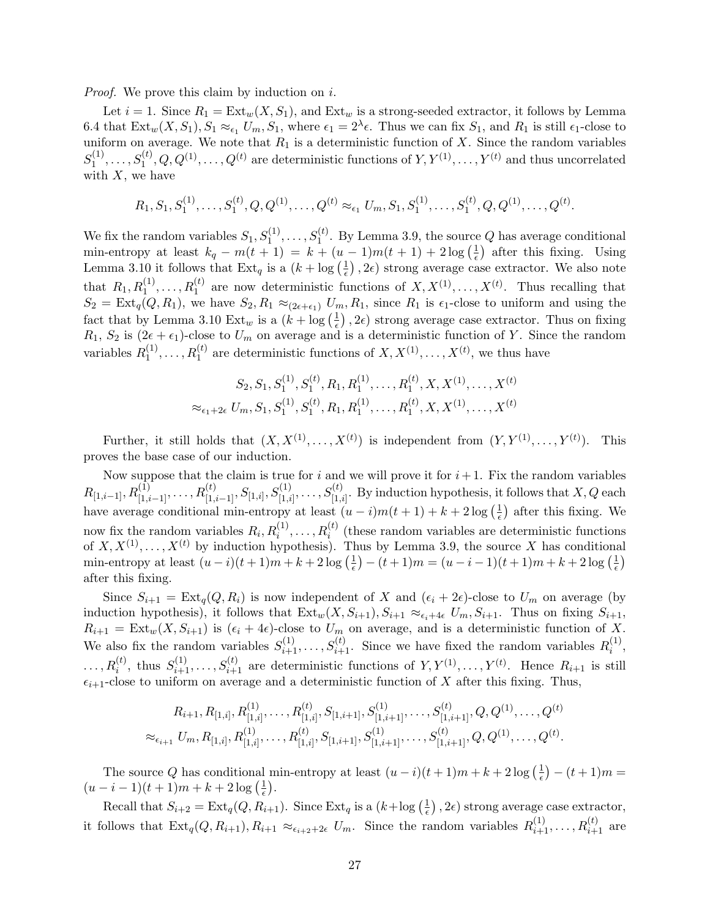*Proof.* We prove this claim by induction on $i$.

Let $i = 1$. Since $R_1 = \text{Ext}_w(X, S_1)$, and $\text{Ext}_w$ is a strong-seeded extractor, it follows by Lemma 6.4 that $\text{Ext}_w(X, S_1), S_1 \approx_{\epsilon_1} U_m, S_1$, where $\epsilon_1 = 2^{\lambda}\epsilon$. Thus we can fix $S_1$, and $R_1$ is still $\epsilon_1$-close to uniform on average. We note that $R_1$ is a deterministic function of $X$. Since the random variables $S_1^{(1)}, \ldots, S_1^{(t)}, Q, Q^{(1)}, \ldots, Q^{(t)}$ are deterministic functions of $Y, Y^{(1)}, \ldots, Y^{(t)}$ and thus uncorrelated with $X$, we have

$$R_1, S_1, S_1^{(1)}, \ldots, S_1^{(t)}, Q, Q^{(1)}, \ldots, Q^{(t)} \approx_{\epsilon_1} U_m, S_1, S_1^{(1)}, \ldots, S_1^{(t)}, Q, Q^{(1)}, \ldots, Q^{(t)}.$$

We fix the random variables $S_1, S_1^{(1)}, \ldots, S_1^{(t)}$. By Lemma 3.9, the source $Q$ has average conditional min-entropy at least $k_q - m(t+1) = k + (u-1)m(t+1) + 2\log\left(\frac{1}{\epsilon}\right)$ after this fixing. Using Lemma 3.10 it follows that $\text{Ext}_q$ is a $\left(k + \log\left(\frac{1}{\epsilon}\right), 2\epsilon\right)$ strong average case extractor. We also note that $R_1, R_1^{(1)}, \ldots, R_1^{(t)}$ are now deterministic functions of $X, X^{(1)}, \ldots, X^{(t)}$. Thus recalling that $S_2 = \text{Ext}_q(Q, R_1)$, we have $S_2, R_1 \approx_{(2\epsilon+\epsilon_1)} U_m, R_1$, since $R_1$ is $\epsilon_1$-close to uniform and using the fact that by Lemma 3.10 $\text{Ext}_w$ is a $\left(k + \log\left(\frac{1}{\epsilon}\right), 2\epsilon\right)$ strong average case extractor. Thus on fixing $R_1$, $S_2$ is $(2\epsilon + \epsilon_1)$-close to $U_m$ on average and is a deterministic function of $Y$. Since the random variables $R_1^{(1)}, \ldots, R_1^{(t)}$ are deterministic functions of $X, X^{(1)}, \ldots, X^{(t)}$, we thus have

$$\begin{aligned} &S_2, S_1, S_1^{(1)}, S_1^{(t)}, R_1, R_1^{(1)}, \ldots, R_1^{(t)}, X, X^{(1)}, \ldots, X^{(t)} \\ \approx_{\epsilon_1+2\epsilon}\ &U_m, S_1, S_1^{(1)}, S_1^{(t)}, R_1, R_1^{(1)}, \ldots, R_1^{(t)}, X, X^{(1)}, \ldots, X^{(t)} \end{aligned}$$

Further, it still holds that $(X, X^{(1)}, \ldots, X^{(t)})$ is independent from $(Y, Y^{(1)}, \ldots, Y^{(t)})$. This proves the base case of our induction.

Now suppose that the claim is true for $i$ and we will prove it for $i+1$. Fix the random variables $R_{[1,i-1]}, R^{(1)}_{[1,i-1]}, \ldots, R^{(t)}_{[1,i-1]}, S_{[1,i]}, S^{(1)}_{[1,i]}, \ldots, S^{(t)}_{[1,i]}$. By induction hypothesis, it follows that $X, Q$ each have average conditional min-entropy at least $(u-i)m(t+1) + k + 2\log\left(\frac{1}{\epsilon}\right)$ after this fixing. We now fix the random variables $R_i, R_i^{(1)}, \ldots, R_i^{(t)}$ (these random variables are deterministic functions of $X, X^{(1)}, \ldots, X^{(t)}$ by induction hypothesis). Thus by Lemma 3.9, the source $X$ has conditional min-entropy at least $(u-i)(t+1)m + k + 2\log\left(\frac{1}{\epsilon}\right) - (t+1)m = (u-i-1)(t+1)m + k + 2\log\left(\frac{1}{\epsilon}\right)$ after this fixing.

Since $S_{i+1} = \text{Ext}_q(Q, R_i)$ is now independent of $X$ and $(\epsilon_i + 2\epsilon)$-close to $U_m$ on average (by induction hypothesis), it follows that $\text{Ext}_w(X, S_{i+1}), S_{i+1} \approx_{\epsilon_i+4\epsilon} U_m, S_{i+1}$. Thus on fixing $S_{i+1}$, $R_{i+1} = \text{Ext}_w(X, S_{i+1})$ is $(\epsilon_i + 4\epsilon)$-close to $U_m$ on average, and is a deterministic function of $X$. We also fix the random variables $S_{i+1}^{(1)}, \ldots, S_{i+1}^{(t)}$. Since we have fixed the random variables $R_i^{(1)}, \ldots, R_i^{(t)}$, thus $S_{i+1}^{(1)}, \ldots, S_{i+1}^{(t)}$ are deterministic functions of $Y, Y^{(1)}, \ldots, Y^{(t)}$. Hence $R_{i+1}$ is still $\epsilon_{i+1}$-close to uniform on average and a deterministic function of $X$ after this fixing. Thus,

$$\begin{aligned} &R_{i+1}, R_{[1,i]}, R^{(1)}_{[1,i]}, \ldots, R^{(t)}_{[1,i]}, S_{[1,i+1]}, S^{(1)}_{[1,i+1]}, \ldots, S^{(t)}_{[1,i+1]}, Q, Q^{(1)}, \ldots, Q^{(t)} \\ \approx_{\epsilon_{i+1}}\ &U_m, R_{[1,i]}, R^{(1)}_{[1,i]}, \ldots, R^{(t)}_{[1,i]}, S_{[1,i+1]}, S^{(1)}_{[1,i+1]}, \ldots, S^{(t)}_{[1,i+1]}, Q, Q^{(1)}, \ldots, Q^{(t)}. \end{aligned}$$

The source $Q$ has conditional min-entropy at least $(u-i)(t+1)m + k + 2\log\left(\frac{1}{\epsilon}\right) - (t+1)m = (u-i-1)(t+1)m + k + 2\log\left(\frac{1}{\epsilon}\right)$.

Recall that $S_{i+2} = \text{Ext}_q(Q, R_{i+1})$. Since $\text{Ext}_q$ is a $\left(k + \log\left(\frac{1}{\epsilon}\right), 2\epsilon\right)$ strong average case extractor, it follows that $\text{Ext}_q(Q, R_{i+1}), R_{i+1} \approx_{\epsilon_{i+2}+2\epsilon} U_m$. Since the random variables $R_{i+1}^{(1)}, \ldots, R_{i+1}^{(t)}$ are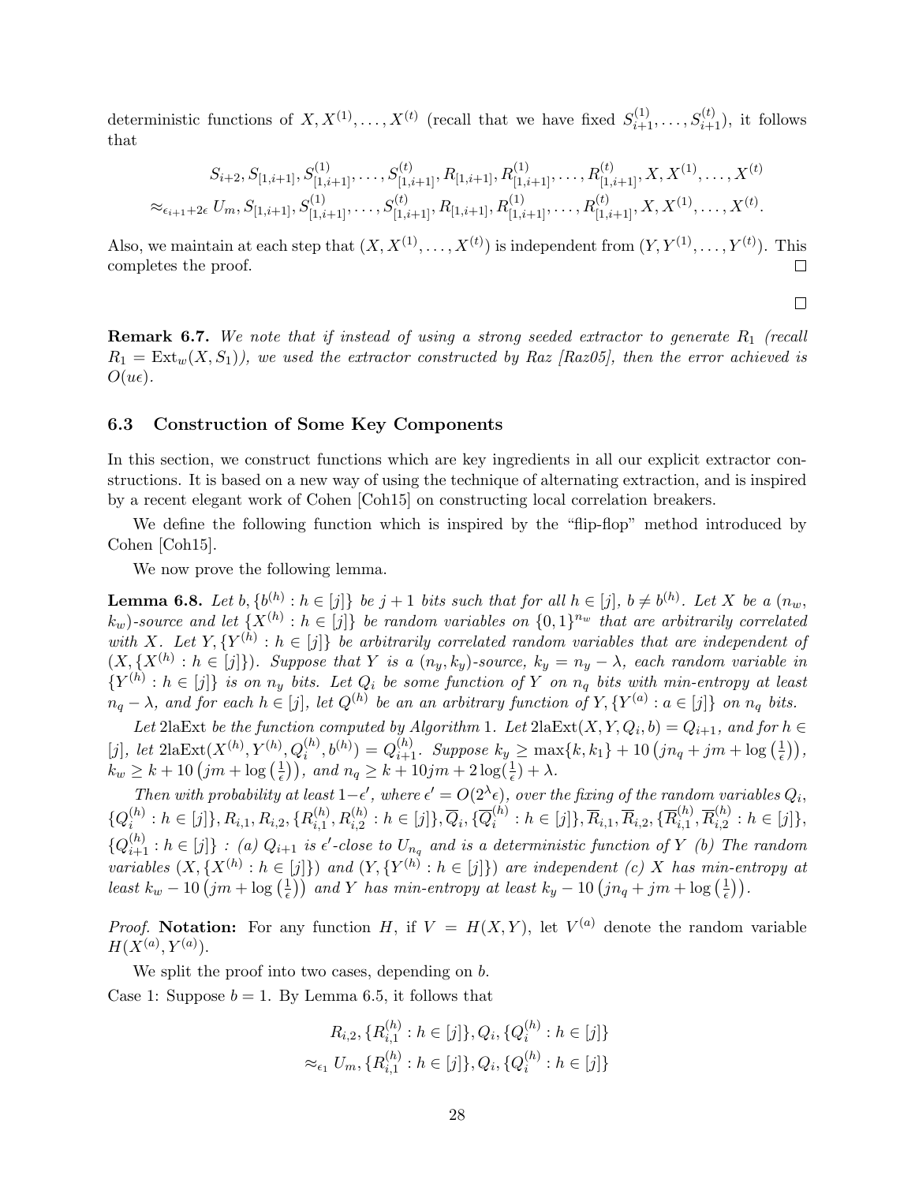deterministic functions of $X, X^{(1)}, \ldots, X^{(t)}$ (recall that we have fixed $S_{i+1}^{(1)}, \ldots, S_{i+1}^{(t)}$), it follows that

$$S_{i+2}, S_{[1,i+1]}, S_{[1,i+1]}^{(1)}, \ldots, S_{[1,i+1]}^{(t)}, R_{[1,i+1]}, R_{[1,i+1]}^{(1)}, \ldots, R_{[1,i+1]}^{(t)}, X, X^{(1)}, \ldots, X^{(t)}$$
$$\approx_{\epsilon_{i+1}+2\epsilon} U_m, S_{[1,i+1]}, S_{[1,i+1]}^{(1)}, \ldots, S_{[1,i+1]}^{(t)}, R_{[1,i+1]}, R_{[1,i+1]}^{(1)}, \ldots, R_{[1,i+1]}^{(t)}, X, X^{(1)}, \ldots, X^{(t)}.$$

Also, we maintain at each step that $(X, X^{(1)}, \ldots, X^{(t)})$ is independent from $(Y, Y^{(1)}, \ldots, Y^{(t)})$. This completes the proof. □

□

**Remark 6.7.** *We note that if instead of using a strong seeded extractor to generate $R_1$ (recall $R_1 = \mathrm{Ext}_w(X, S_1)$), we used the extractor constructed by Raz [Raz05], then the error achieved is $O(u\epsilon)$.*

### 6.3 Construction of Some Key Components

In this section, we construct functions which are key ingredients in all our explicit extractor constructions. It is based on a new way of using the technique of alternating extraction, and is inspired by a recent elegant work of Cohen [Coh15] on constructing local correlation breakers.

We define the following function which is inspired by the "flip-flop" method introduced by Cohen [Coh15].

We now prove the following lemma.

**Lemma 6.8.** *Let $b, \{b^{(h)} : h \in [j]\}$ be $j+1$ bits such that for all $h \in [j]$, $b \neq b^{(h)}$. Let $X$ be a $(n_w, k_w)$-source and let $\{X^{(h)} : h \in [j]\}$ be random variables on $\{0,1\}^{n_w}$ that are arbitrarily correlated with $X$. Let $Y, \{Y^{(h)} : h \in [j]\}$ be arbitrarily correlated random variables that are independent of $(X, \{X^{(h)} : h \in [j]\})$. Suppose that $Y$ is a $(n_y, k_y)$-source, $k_y = n_y - \lambda$, each random variable in $\{Y^{(h)} : h \in [j]\}$ is on $n_y$ bits. Let $Q_i$ be some function of $Y$ on $n_q$ bits with min-entropy at least $n_q - \lambda$, and for each $h \in [j]$, let $Q^{(h)}$ be an an arbitrary function of $Y, \{Y^{(a)} : a \in [j]\}$ on $n_q$ bits.*

*Let* 2laExt *be the function computed by Algorithm 1. Let $\mathrm{2laExt}(X, Y, Q_i, b) = Q_{i+1}$, and for $h \in [j]$, let $\mathrm{2laExt}(X^{(h)}, Y^{(h)}, Q_i^{(h)}, b^{(h)}) = Q_{i+1}^{(h)}$. Suppose $k_y \geq \max\{k, k_1\} + 10\left(jn_q + jm + \log\left(\frac{1}{\epsilon}\right)\right)$, $k_w \geq k + 10\left(jm + \log\left(\frac{1}{\epsilon}\right)\right)$, and $n_q \geq k + 10jm + 2\log(\frac{1}{\epsilon}) + \lambda$.*

*Then with probability at least $1-\epsilon'$, where $\epsilon' = O(2^\lambda \epsilon)$, over the fixing of the random variables $Q_i$, $\{Q_i^{(h)} : h \in [j]\}, R_{i,1}, R_{i,2}, \{R_{i,1}^{(h)}, R_{i,2}^{(h)} : h \in [j]\}, \overline{Q}_i, \{\overline{Q}_i^{(h)} : h \in [j]\}, \overline{R}_{i,1}, \overline{R}_{i,2}, \{\overline{R}_{i,1}^{(h)}, \overline{R}_{i,2}^{(h)} : h \in [j]\}$, $\{Q_{i+1}^{(h)} : h \in [j]\}$ : (a) $Q_{i+1}$ is $\epsilon'$-close to $U_{n_q}$ and is a deterministic function of $Y$ (b) The random variables $(X, \{X^{(h)} : h \in [j]\})$ and $(Y, \{Y^{(h)} : h \in [j]\})$ are independent (c) $X$ has min-entropy at least $k_w - 10\left(jm + \log\left(\frac{1}{\epsilon}\right)\right)$ and $Y$ has min-entropy at least $k_y - 10\left(jn_q + jm + \log\left(\frac{1}{\epsilon}\right)\right)$.*

*Proof.* **Notation:** For any function $H$, if $V = H(X,Y)$, let $V^{(a)}$ denote the random variable $H(X^{(a)}, Y^{(a)})$.

We split the proof into two cases, depending on $b$.

Case 1: Suppose $b = 1$. By Lemma 6.5, it follows that

$$R_{i,2}, \{R_{i,1}^{(h)} : h \in [j]\}, Q_i, \{Q_i^{(h)} : h \in [j]\}$$
$$\approx_{\epsilon_1} U_m, \{R_{i,1}^{(h)} : h \in [j]\}, Q_i, \{Q_i^{(h)} : h \in [j]\}$$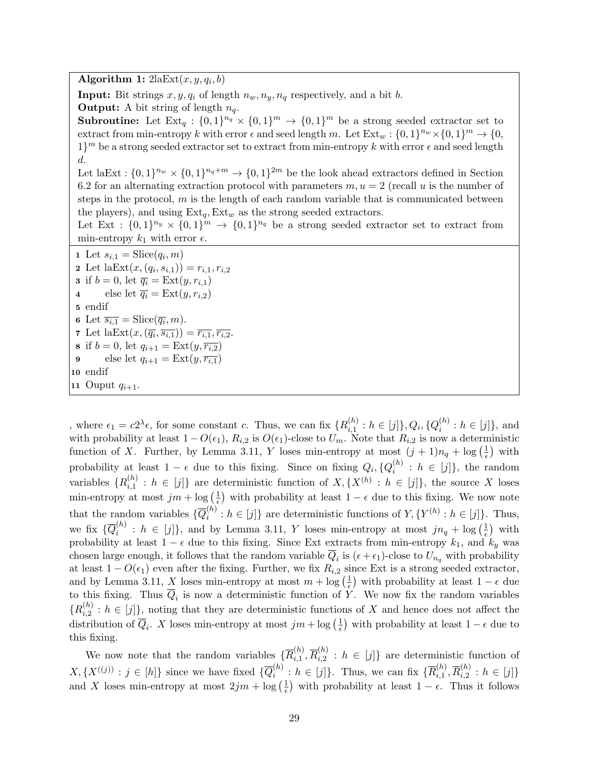**Algorithm 1:** $2\text{laExt}(x, y, q_i, b)$

**Input:** Bit strings $x, y, q_i$ of length $n_w, n_y, n_q$ respectively, and a bit $b$.
**Output:** A bit string of length $n_q$.
**Subroutine:** Let $\text{Ext}_q : \{0,1\}^{n_q} \times \{0,1\}^m \rightarrow \{0,1\}^m$ be a strong seeded extractor set to extract from min-entropy $k$ with error $\epsilon$ and seed length $m$. Let $\text{Ext}_w : \{0,1\}^{n_w} \times \{0,1\}^m \rightarrow \{0,1\}^m$ be a strong seeded extractor set to extract from min-entropy $k$ with error $\epsilon$ and seed length $d$.
Let $\text{laExt} : \{0,1\}^{n_w} \times \{0,1\}^{n_q+m} \rightarrow \{0,1\}^{2m}$ be the look ahead extractors defined in Section 6.2 for an alternating extraction protocol with parameters $m, u = 2$ (recall $u$ is the number of steps in the protocol, $m$ is the length of each random variable that is communicated between the players), and using $\text{Ext}_q, \text{Ext}_w$ as the strong seeded extractors.
Let $\text{Ext} : \{0,1\}^{n_y} \times \{0,1\}^m \rightarrow \{0,1\}^{n_q}$ be a strong seeded extractor set to extract from min-entropy $k_1$ with error $\epsilon$.

1. Let $s_{i,1} = \text{Slice}(q_i, m)$
2. Let $\text{laExt}(x, (q_i, s_{i,1})) = r_{i,1}, r_{i,2}$
3. if $b = 0$, let $\overline{q_i} = \text{Ext}(y, r_{i,1})$
4. else let $\overline{q_i} = \text{Ext}(y, r_{i,2})$
5. endif
6. Let $\overline{s_{i,1}} = \text{Slice}(\overline{q_i}, m)$.
7. Let $\text{laExt}(x, (\overline{q_i}, \overline{s_{i,1}})) = \overline{r_{i,1}}, \overline{r_{i,2}}$.
8. if $b = 0$, let $q_{i+1} = \text{Ext}(y, \overline{r_{i,2}})$
9. else let $q_{i+1} = \text{Ext}(y, \overline{r_{i,1}})$
10. endif
11. Ouput $q_{i+1}$.

, where $\epsilon_1 = c2^{\lambda}\epsilon$, for some constant $c$. Thus, we can fix $\{R_{i,1}^{(h)} : h \in [j]\}, Q_i, \{Q_i^{(h)} : h \in [j]\}$, and with probability at least $1 - O(\epsilon_1)$, $R_{i,2}$ is $O(\epsilon_1)$-close to $U_m$. Note that $R_{i,2}$ is now a deterministic function of $X$. Further, by Lemma 3.11, $Y$ loses min-entropy at most $(j+1)n_q + \log\left(\frac{1}{\epsilon}\right)$ with probability at least $1 - \epsilon$ due to this fixing. Since on fixing $Q_i, \{Q_i^{(h)} : h \in [j]\}$, the random variables $\{R_{i,1}^{(h)} : h \in [j]\}$ are deterministic function of $X, \{X^{(h)} : h \in [j]\}$, the source $X$ loses min-entropy at most $jm + \log\left(\frac{1}{\epsilon}\right)$ with probability at least $1 - \epsilon$ due to this fixing. We now note that the random variables $\{\overline{Q}_i^{(h)} : h \in [j]\}$ are deterministic functions of $Y, \{Y^{(h)} : h \in [j]\}$. Thus, we fix $\{\overline{Q}_i^{(h)} : h \in [j]\}$, and by Lemma 3.11, $Y$ loses min-entropy at most $jn_q + \log\left(\frac{1}{\epsilon}\right)$ with probability at least $1 - \epsilon$ due to this fixing. Since Ext extracts from min-entropy $k_1$, and $k_y$ was chosen large enough, it follows that the random variable $\overline{Q}_i$ is $(\epsilon + \epsilon_1)$-close to $U_{n_q}$ with probability at least $1 - O(\epsilon_1)$ even after the fixing. Further, we fix $R_{i,2}$ since Ext is a strong seeded extractor, and by Lemma 3.11, $X$ loses min-entropy at most $m + \log\left(\frac{1}{\epsilon}\right)$ with probability at least $1 - \epsilon$ due to this fixing. Thus $\overline{Q}_i$ is now a deterministic function of $Y$. We now fix the random variables $\{R_{i,2}^{(h)} : h \in [j]\}$, noting that they are deterministic functions of $X$ and hence does not affect the distribution of $\overline{Q}_i$. $X$ loses min-entropy at most $jm + \log\left(\frac{1}{\epsilon}\right)$ with probability at least $1 - \epsilon$ due to this fixing.

We now note that the random variables $\{\overline{R}_{i,1}^{(h)}, \overline{R}_{i,2}^{(h)} : h \in [j]\}$ are deterministic function of $X, \{X^{((j))} : j \in [h]\}$ since we have fixed $\{\overline{Q}_i^{(h)} : h \in [j]\}$. Thus, we can fix $\{\overline{R}_{i,1}^{(h)}, \overline{R}_{i,2}^{(h)} : h \in [j]\}$ and $X$ loses min-entropy at most $2jm + \log\left(\frac{1}{\epsilon}\right)$ with probability at least $1 - \epsilon$. Thus it follows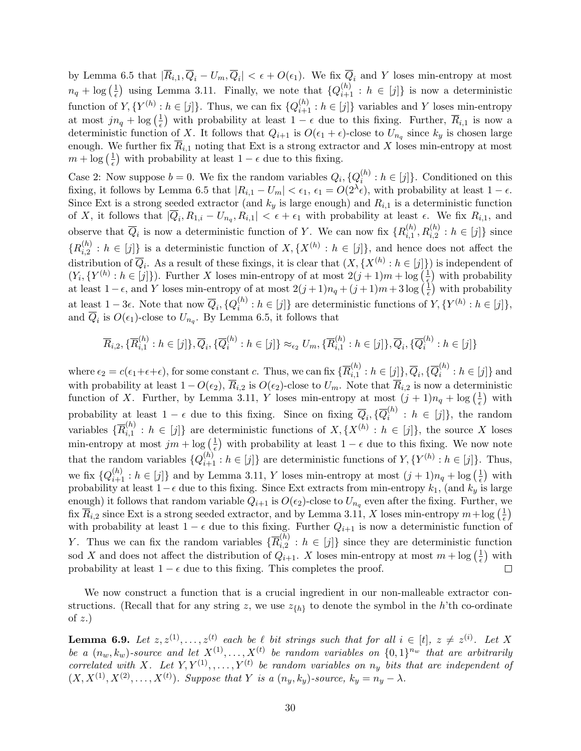by Lemma 6.5 that $|\overline{R}_{i,1}, \overline{Q}_i - U_m, \overline{Q}_i| < \epsilon + O(\epsilon_1)$. We fix $\overline{Q}_i$ and $Y$ loses min-entropy at most $n_q + \log\left(\frac{1}{\epsilon}\right)$ using Lemma 3.11. Finally, we note that $\{Q_{i+1}^{(h)} : h \in [j]\}$ is now a deterministic function of $Y, \{Y^{(h)} : h \in [j]\}$. Thus, we can fix $\{Q_{i+1}^{(h)} : h \in [j]\}$ variables and $Y$ loses min-entropy at most $jn_q + \log\left(\frac{1}{\epsilon}\right)$ with probability at least $1 - \epsilon$ due to this fixing. Further, $\overline{R}_{i,1}$ is now a deterministic function of $X$. It follows that $Q_{i+1}$ is $O(\epsilon_1 + \epsilon)$-close to $U_{n_q}$ since $k_y$ is chosen large enough. We further fix $\overline{R}_{i,1}$ noting that Ext is a strong extractor and $X$ loses min-entropy at most $m + \log\left(\frac{1}{\epsilon}\right)$ with probability at least $1 - \epsilon$ due to this fixing.

Case 2: Now suppose $b = 0$. We fix the random variables $Q_i, \{Q_i^{(h)} : h \in [j]\}$. Conditioned on this fixing, it follows by Lemma 6.5 that $|R_{i,1} - U_m| < \epsilon_1$, $\epsilon_1 = O(2^\lambda \epsilon)$, with probability at least $1 - \epsilon$. Since Ext is a strong seeded extractor (and $k_y$ is large enough) and $R_{i,1}$ is a deterministic function of $X$, it follows that $|\overline{Q}_i, R_{1,i} - U_{n_q}, R_{i,1}| < \epsilon + \epsilon_1$ with probability at least $\epsilon$. We fix $R_{i,1}$, and observe that $\overline{Q}_i$ is now a deterministic function of $Y$. We can now fix $\{R_{i,1}^{(h)}, R_{i,2}^{(h)} : h \in [j]\}$ since $\{R_{i,2}^{(h)} : h \in [j]\}$ is a deterministic function of $X, \{X^{(h)} : h \in [j]\}$, and hence does not affect the distribution of $\overline{Q}_i$. As a result of these fixings, it is clear that $(X, \{X^{(h)} : h \in [j]\})$ is independent of $(Y_i, \{Y^{(h)} : h \in [j]\})$. Further $X$ loses min-entropy of at most $2(j+1)m + \log\left(\frac{1}{\epsilon}\right)$ with probability at least $1 - \epsilon$, and $Y$ loses min-entropy of at most $2(j+1)n_q + (j+1)m + 3\log\left(\frac{1}{\epsilon}\right)$ with probability at least $1 - 3\epsilon$. Note that now $\overline{Q}_i, \{Q_i^{(h)} : h \in [j]\}$ are deterministic functions of $Y, \{Y^{(h)} : h \in [j]\}$, and $\overline{Q}_i$ is $O(\epsilon_1)$-close to $U_{n_q}$. By Lemma 6.5, it follows that

$$\overline{R}_{i,2}, \{\overline{R}_{i,1}^{(h)} : h \in [j]\}, \overline{Q}_i, \{\overline{Q}_i^{(h)} : h \in [j]\} \approx_{\epsilon_2} U_m, \{\overline{R}_{i,1}^{(h)} : h \in [j]\}, \overline{Q}_i, \{\overline{Q}_i^{(h)} : h \in [j]\}$$

where $\epsilon_2 = c(\epsilon_1 + \epsilon + \epsilon)$, for some constant $c$. Thus, we can fix $\{\overline{R}_{i,1}^{(h)} : h \in [j]\}, \overline{Q}_i, \{\overline{Q}_i^{(h)} : h \in [j]\}$ and with probability at least $1 - O(\epsilon_2)$, $\overline{R}_{i,2}$ is $O(\epsilon_2)$-close to $U_m$. Note that $\overline{R}_{i,2}$ is now a deterministic function of $X$. Further, by Lemma 3.11, $Y$ loses min-entropy at most $(j+1)n_q + \log\left(\frac{1}{\epsilon}\right)$ with probability at least $1 - \epsilon$ due to this fixing. Since on fixing $\overline{Q}_i, \{\overline{Q}_i^{(h)} : h \in [j]\}$, the random variables $\{\overline{R}_{i,1}^{(h)} : h \in [j]\}$ are deterministic functions of $X, \{X^{(h)} : h \in [j]\}$, the source $X$ loses min-entropy at most $jm + \log\left(\frac{1}{\epsilon}\right)$ with probability at least $1 - \epsilon$ due to this fixing. We now note that the random variables $\{Q_{i+1}^{(h)} : h \in [j]\}$ are deterministic functions of $Y, \{Y^{(h)} : h \in [j]\}$. Thus, we fix $\{Q_{i+1}^{(h)} : h \in [j]\}$ and by Lemma 3.11, $Y$ loses min-entropy at most $(j+1)n_q + \log\left(\frac{1}{\epsilon}\right)$ with probability at least $1 - \epsilon$ due to this fixing. Since Ext extracts from min-entropy $k_1$, (and $k_y$ is large enough) it follows that random variable $Q_{i+1}$ is $O(\epsilon_2)$-close to $U_{n_q}$ even after the fixing. Further, we fix $\overline{R}_{i,2}$ since Ext is a strong seeded extractor, and by Lemma 3.11, $X$ loses min-entropy $m + \log\left(\frac{1}{\epsilon}\right)$ with probability at least $1 - \epsilon$ due to this fixing. Further $Q_{i+1}$ is now a deterministic function of $Y$. Thus we can fix the random variables $\{\overline{R}_{i,2}^{(h)} : h \in [j]\}$ since they are deterministic function sod $X$ and does not affect the distribution of $Q_{i+1}$. $X$ loses min-entropy at most $m + \log\left(\frac{1}{\epsilon}\right)$ with probability at least $1 - \epsilon$ due to this fixing. This completes the proof. $\square$

We now construct a function that is a crucial ingredient in our non-malleable extractor constructions. (Recall that for any string $z$, we use $z_{\{h\}}$ to denote the symbol in the $h$'th co-ordinate of $z$.)

**Lemma 6.9.** *Let $z, z^{(1)}, \ldots, z^{(t)}$ each be $\ell$ bit strings such that for all $i \in [t]$, $z \neq z^{(i)}$. Let $X$ be a $(n_w, k_w)$-source and let $X^{(1)}, \ldots, X^{(t)}$ be random variables on $\{0,1\}^{n_w}$ that are arbitrarily correlated with $X$. Let $Y, Y^{(1)}, \ldots, Y^{(t)}$ be random variables on $n_y$ bits that are independent of $(X, X^{(1)}, X^{(2)}, \ldots, X^{(t)})$. Suppose that $Y$ is a $(n_y, k_y)$-source, $k_y = n_y - \lambda$.*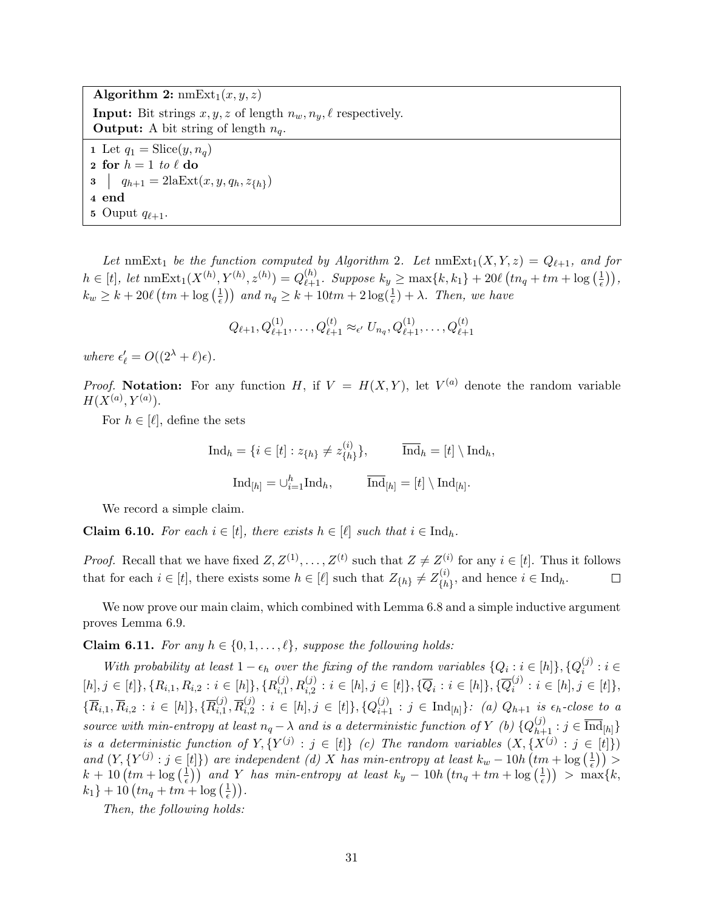**Algorithm 2:** $\text{nmExt}_1(x, y, z)$

**Input:** Bit strings $x, y, z$ of length $n_w, n_y, \ell$ respectively.
**Output:** A bit string of length $n_q$.

```
1 Let q_1 = Slice(y, n_q)
2 for h = 1 to ℓ do
3 |   q_{h+1} = 2laExt(x, y, q_h, z_{h})
4 end
5 Ouput q_{ℓ+1}.
```

*Let* $\text{nmExt}_1$ *be the function computed by Algorithm 2. Let* $\text{nmExt}_1(X, Y, z) = Q_{\ell+1}$*, and for* $h \in [t]$*, let* $\text{nmExt}_1(X^{(h)}, Y^{(h)}, z^{(h)}) = Q_{\ell+1}^{(h)}$*. Suppose* $k_y \geq \max\{k, k_1\} + 20\ell\left(tn_q + tm + \log\left(\frac{1}{\epsilon}\right)\right)$*,* $k_w \geq k + 20\ell\left(tm + \log\left(\frac{1}{\epsilon}\right)\right)$ *and* $n_q \geq k + 10tm + 2\log(\frac{1}{\epsilon}) + \lambda$*. Then, we have*

$$Q_{\ell+1}, Q_{\ell+1}^{(1)}, \ldots, Q_{\ell+1}^{(t)} \approx_{\epsilon'} U_{n_q}, Q_{\ell+1}^{(1)}, \ldots, Q_{\ell+1}^{(t)}$$

*where* $\epsilon'_\ell = O((2^\lambda + \ell)\epsilon)$*.*

*Proof.* **Notation:** For any function $H$, if $V = H(X, Y)$, let $V^{(a)}$ denote the random variable $H(X^{(a)}, Y^{(a)})$.

For $h \in [\ell]$, define the sets

$$\text{Ind}_h = \{i \in [t] : z_{\{h\}} \neq z_{\{h\}}^{(i)}\}, \qquad \overline{\text{Ind}}_h = [t] \setminus \text{Ind}_h,$$

$$\text{Ind}_{[h]} = \cup_{i=1}^{h} \text{Ind}_h, \qquad \overline{\text{Ind}}_{[h]} = [t] \setminus \text{Ind}_{[h]}.$$

We record a simple claim.

**Claim 6.10.** *For each* $i \in [t]$*, there exists* $h \in [\ell]$ *such that* $i \in \text{Ind}_h$*.*

*Proof.* Recall that we have fixed $Z, Z^{(1)}, \ldots, Z^{(t)}$ such that $Z \neq Z^{(i)}$ for any $i \in [t]$. Thus it follows that for each $i \in [t]$, there exists some $h \in [\ell]$ such that $Z_{\{h\}} \neq Z_{\{h\}}^{(i)}$, and hence $i \in \text{Ind}_h$. $\square$

We now prove our main claim, which combined with Lemma 6.8 and a simple inductive argument proves Lemma 6.9.

**Claim 6.11.** *For any* $h \in \{0, 1, \ldots, \ell\}$*, suppose the following holds:*

*With probability at least* $1 - \epsilon_h$ *over the fixing of the random variables* $\{Q_i : i \in [h]\}, \{Q_i^{(j)} : i \in [h], j \in [t]\}, \{R_{i,1}, R_{i,2} : i \in [h]\}, \{R_{i,1}^{(j)}, R_{i,2}^{(j)} : i \in [h], j \in [t]\}, \{\overline{Q}_i : i \in [h]\}, \{\overline{Q}_i^{(j)} : i \in [h], j \in [t]\}$*,* $\{\overline{R}_{i,1}, \overline{R}_{i,2} : i \in [h]\}, \{\overline{R}_{i,1}^{(j)}, \overline{R}_{i,2}^{(j)} : i \in [h], j \in [t]\}, \{Q_{i+1}^{(j)} : j \in \text{Ind}_{[h]}\}$*: (a)* $Q_{h+1}$ *is* $\epsilon_h$*-close to a source with min-entropy at least* $n_q - \lambda$ *and is a deterministic function of* $Y$ *(b)* $\{Q_{h+1}^{(j)} : j \in \overline{\text{Ind}}_{[h]}\}$ *is a deterministic function of* $Y, \{Y^{(j)} : j \in [t]\}$ *(c) The random variables* $(X, \{X^{(j)} : j \in [t]\})$ *and* $(Y, \{Y^{(j)} : j \in [t]\})$ *are independent (d)* $X$ *has min-entropy at least* $k_w - 10h\left(tm + \log\left(\frac{1}{\epsilon}\right)\right) > k + 10\left(tm + \log\left(\frac{1}{\epsilon}\right)\right)$ *and* $Y$ *has min-entropy at least* $k_y - 10h\left(tn_q + tm + \log\left(\frac{1}{\epsilon}\right)\right) > \max\{k, k_1\} + 10\left(tn_q + tm + \log\left(\frac{1}{\epsilon}\right)\right)$*.*

*Then, the following holds:*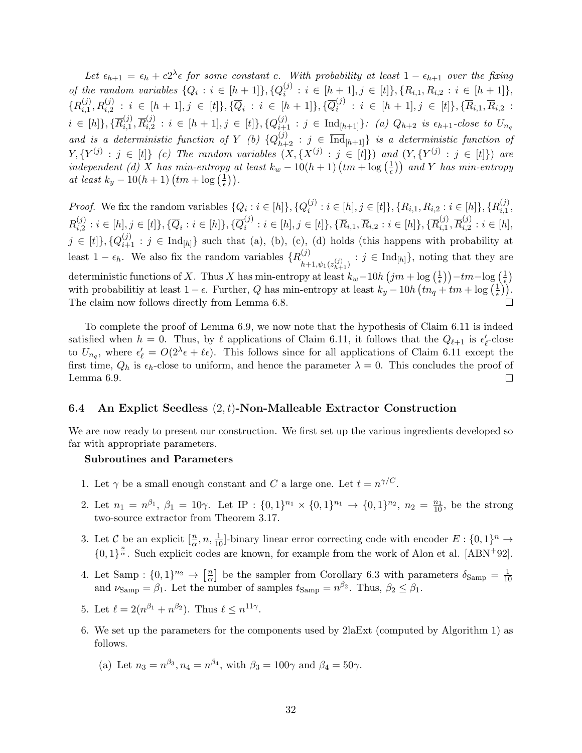*Let $\epsilon_{h+1} = \epsilon_h + c2^{\lambda}\epsilon$ for some constant $c$. With probability at least $1 - \epsilon_{h+1}$ over the fixing of the random variables $\{Q_i : i \in [h+1]\}, \{Q_i^{(j)} : i \in [h+1], j \in [t]\}, \{R_{i,1}, R_{i,2} : i \in [h+1]\}$, $\{R_{i,1}^{(j)}, R_{i,2}^{(j)} : i \in [h+1], j \in [t]\}, \{\overline{Q}_i : i \in [h+1]\}, \{\overline{Q}_i^{(j)} : i \in [h+1], j \in [t]\}, \{\overline{R}_{i,1}, \overline{R}_{i,2} : i \in [h]\}, \{\overline{R}_{i,1}^{(j)}, \overline{R}_{i,2}^{(j)} : i \in [h+1], j \in [t]\}, \{Q_{i+1}^{(j)} : j \in \mathrm{Ind}_{[h+1]}\}$: (a) $Q_{h+2}$ is $\epsilon_{h+1}$-close to $U_{n_q}$ and is a deterministic function of $Y$ (b) $\{Q_{h+2}^{(j)} : j \in \overline{\mathrm{Ind}}_{[h+1]}\}$ is a deterministic function of $Y, \{Y^{(j)} : j \in [t]\}$ (c) The random variables $(X, \{X^{(j)} : j \in [t]\})$ and $(Y, \{Y^{(j)} : j \in [t]\})$ are independent (d) $X$ has min-entropy at least $k_w - 10(h+1)\left(tm + \log\left(\frac{1}{\epsilon}\right)\right)$ and $Y$ has min-entropy at least $k_y - 10(h+1)\left(tm + \log\left(\frac{1}{\epsilon}\right)\right)$.*

*Proof.* We fix the random variables $\{Q_i : i \in [h]\}, \{Q_i^{(j)} : i \in [h], j \in [t]\}, \{R_{i,1}, R_{i,2} : i \in [h]\}, \{R_{i,1}^{(j)}, R_{i,2}^{(j)} : i \in [h], j \in [t]\}, \{\overline{Q}_i : i \in [h]\}, \{\overline{Q}_i^{(j)} : i \in [h], j \in [t]\}, \{\overline{R}_{i,1}, \overline{R}_{i,2} : i \in [h]\}, \{\overline{R}_{i,1}^{(j)}, \overline{R}_{i,2}^{(j)} : i \in [h], j \in [t]\}, \{Q_{i+1}^{(j)} : j \in \mathrm{Ind}_{[h]}\}$ such that (a), (b), (c), (d) holds (this happens with probability at least $1 - \epsilon_h$. We also fix the random variables $\{R_{h+1,\psi_1(z_{h+1}^{(j)})}^{(j)} : j \in \mathrm{Ind}_{[h]}\}$, noting that they are deterministic functions of $X$. Thus $X$ has min-entropy at least $k_w - 10h\left(jm + \log\left(\frac{1}{\epsilon}\right)\right) - tm - \log\left(\frac{1}{\epsilon}\right)$ with probabilitiy at least $1 - \epsilon$. Further, $Q$ has min-entropy at least $k_y - 10h\left(tn_q + tm + \log\left(\frac{1}{\epsilon}\right)\right)$. The claim now follows directly from Lemma 6.8. $\square$

To complete the proof of Lemma 6.9, we now note that the hypothesis of Claim 6.11 is indeed satisfied when $h = 0$. Thus, by $\ell$ applications of Claim 6.11, it follows that the $Q_{\ell+1}$ is $\epsilon'_\ell$-close to $U_{n_q}$, where $\epsilon'_\ell = O(2^{\lambda}\epsilon + \ell\epsilon)$. This follows since for all applications of Claim 6.11 except the first time, $Q_h$ is $\epsilon_h$-close to uniform, and hence the parameter $\lambda = 0$. This concludes the proof of Lemma 6.9. $\square$

### 6.4 An Explict Seedless $(2, t)$-Non-Malleable Extractor Construction

We are now ready to present our construction. We first set up the various ingredients developed so far with appropriate parameters.

**Subroutines and Parameters**

1. Let $\gamma$ be a small enough constant and $C$ a large one. Let $t = n^{\gamma/C}$.
2. Let $n_1 = n^{\beta_1}$, $\beta_1 = 10\gamma$. Let $\mathrm{IP} : \{0,1\}^{n_1} \times \{0,1\}^{n_1} \to \{0,1\}^{n_2}$, $n_2 = \frac{n_1}{10}$, be the strong two-source extractor from Theorem 3.17.
3. Let $\mathcal{C}$ be an explicit $[\frac{n}{\alpha}, n, \frac{1}{10}]$-binary linear error correcting code with encoder $E : \{0,1\}^n \to \{0,1\}^{\frac{n}{\alpha}}$. Such explicit codes are known, for example from the work of Alon et al. [ABN+92].
4. Let $\mathrm{Samp} : \{0,1\}^{n_2} \to \left[\frac{n}{\alpha}\right]$ be the sampler from Corollary 6.3 with parameters $\delta_{\mathrm{Samp}} = \frac{1}{10}$ and $\nu_{\mathrm{Samp}} = \beta_1$. Let the number of samples $t_{\mathrm{Samp}} = n^{\beta_2}$. Thus, $\beta_2 \leq \beta_1$.
5. Let $\ell = 2(n^{\beta_1} + n^{\beta_2})$. Thus $\ell \leq n^{11\gamma}$.
6. We set up the parameters for the components used by 2laExt (computed by Algorithm 1) as follows.
   (a) Let $n_3 = n^{\beta_3}, n_4 = n^{\beta_4}$, with $\beta_3 = 100\gamma$ and $\beta_4 = 50\gamma$.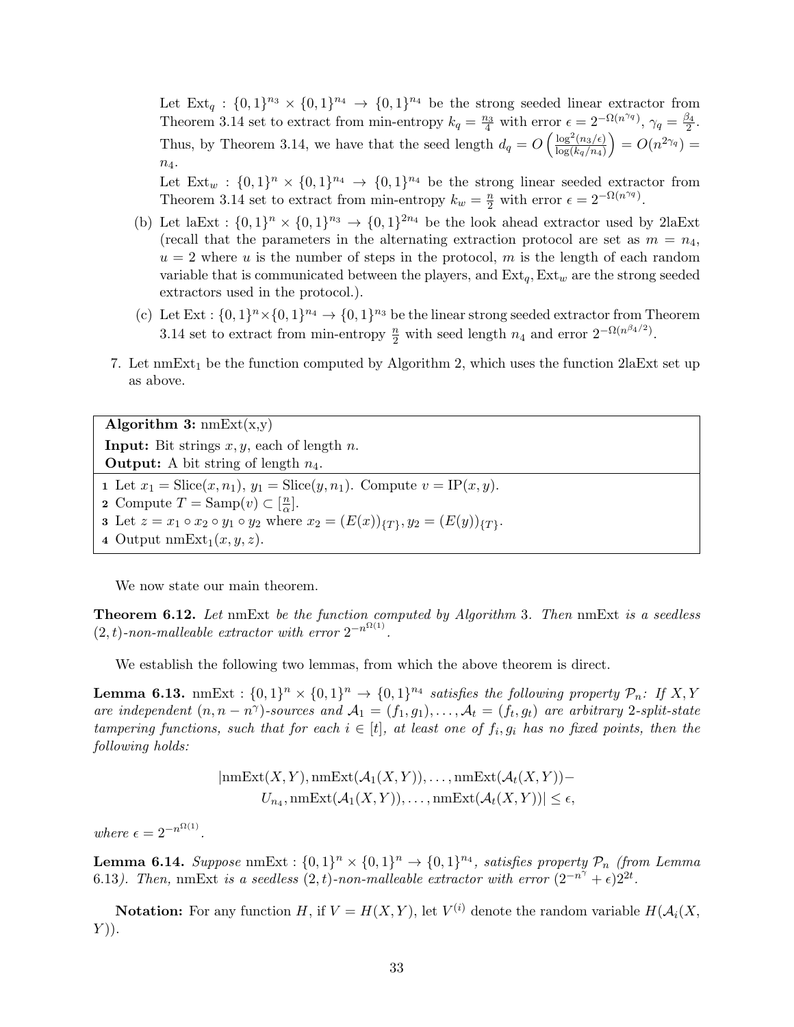Let $\mathrm{Ext}_q : \{0,1\}^{n_3} \times \{0,1\}^{n_4} \to \{0,1\}^{n_4}$ be the strong seeded linear extractor from Theorem 3.14 set to extract from min-entropy $k_q = \frac{n_3}{4}$ with error $\epsilon = 2^{-\Omega(n^{\gamma_q})}$, $\gamma_q = \frac{\beta_4}{2}$. Thus, by Theorem 3.14, we have that the seed length $d_q = O\left(\frac{\log^2(n_3/\epsilon)}{\log(k_q/n_4)}\right) = O(n^{2\gamma_q}) = n_4$.

Let $\mathrm{Ext}_w : \{0,1\}^{n} \times \{0,1\}^{n_4} \to \{0,1\}^{n_4}$ be the strong linear seeded extractor from Theorem 3.14 set to extract from min-entropy $k_w = \frac{n}{2}$ with error $\epsilon = 2^{-\Omega(n^{\gamma_q})}$.

(b) Let $\mathrm{laExt} : \{0,1\}^{n} \times \{0,1\}^{n_3} \to \{0,1\}^{2n_4}$ be the look ahead extractor used by 2laExt (recall that the parameters in the alternating extraction protocol are set as $m = n_4$, $u = 2$ where $u$ is the number of steps in the protocol, $m$ is the length of each random variable that is communicated between the players, and $\mathrm{Ext}_q, \mathrm{Ext}_w$ are the strong seeded extractors used in the protocol.).

(c) Let $\mathrm{Ext} : \{0,1\}^{n} \times \{0,1\}^{n_4} \to \{0,1\}^{n_3}$ be the linear strong seeded extractor from Theorem 3.14 set to extract from min-entropy $\frac{n}{2}$ with seed length $n_4$ and error $2^{-\Omega(n^{\beta_4/2})}$.

7. Let $\mathrm{nmExt}_1$ be the function computed by Algorithm 2, which uses the function 2laExt set up as above.

**Algorithm 3:** nmExt(x,y)
**Input:** Bit strings $x, y$, each of length $n$.
**Output:** A bit string of length $n_4$.

1. Let $x_1 = \mathrm{Slice}(x, n_1)$, $y_1 = \mathrm{Slice}(y, n_1)$. Compute $v = \mathrm{IP}(x, y)$.
2. Compute $T = \mathrm{Samp}(v) \subset [\frac{n}{\alpha}]$.
3. Let $z = x_1 \circ x_2 \circ y_1 \circ y_2$ where $x_2 = (E(x))_{\{T\}}, y_2 = (E(y))_{\{T\}}$.
4. Output $\mathrm{nmExt}_1(x, y, z)$.

We now state our main theorem.

**Theorem 6.12.** *Let* nmExt *be the function computed by Algorithm* 3*. Then* nmExt *is a seedless $(2,t)$-non-malleable extractor with error $2^{-n^{\Omega(1)}}$.*

We establish the following two lemmas, from which the above theorem is direct.

**Lemma 6.13.** nmExt $: \{0,1\}^n \times \{0,1\}^n \to \{0,1\}^{n_4}$ *satisfies the following property $\mathcal{P}_n$: If $X, Y$ are independent $(n, n - n^{\gamma})$-sources and $\mathcal{A}_1 = (f_1, g_1), \dots, \mathcal{A}_t = (f_t, g_t)$ are arbitrary 2-split-state tampering functions, such that for each $i \in [t]$, at least one of $f_i, g_i$ has no fixed points, then the following holds:*

$$|\mathrm{nmExt}(X,Y), \mathrm{nmExt}(\mathcal{A}_1(X,Y)), \dots, \mathrm{nmExt}(\mathcal{A}_t(X,Y)) - \\ U_{n_4}, \mathrm{nmExt}(\mathcal{A}_1(X,Y)), \dots, \mathrm{nmExt}(\mathcal{A}_t(X,Y))| \le \epsilon,$$

*where $\epsilon = 2^{-n^{\Omega(1)}}$.*

**Lemma 6.14.** *Suppose* nmExt $: \{0,1\}^n \times \{0,1\}^n \to \{0,1\}^{n_4}$*, satisfies property $\mathcal{P}_n$ (from Lemma* 6.13*). Then,* nmExt *is a seedless $(2,t)$-non-malleable extractor with error $(2^{-n^{\gamma}} + \epsilon)2^{2t}$.*

**Notation:** For any function $H$, if $V = H(X,Y)$, let $V^{(i)}$ denote the random variable $H(\mathcal{A}_i(X, Y))$.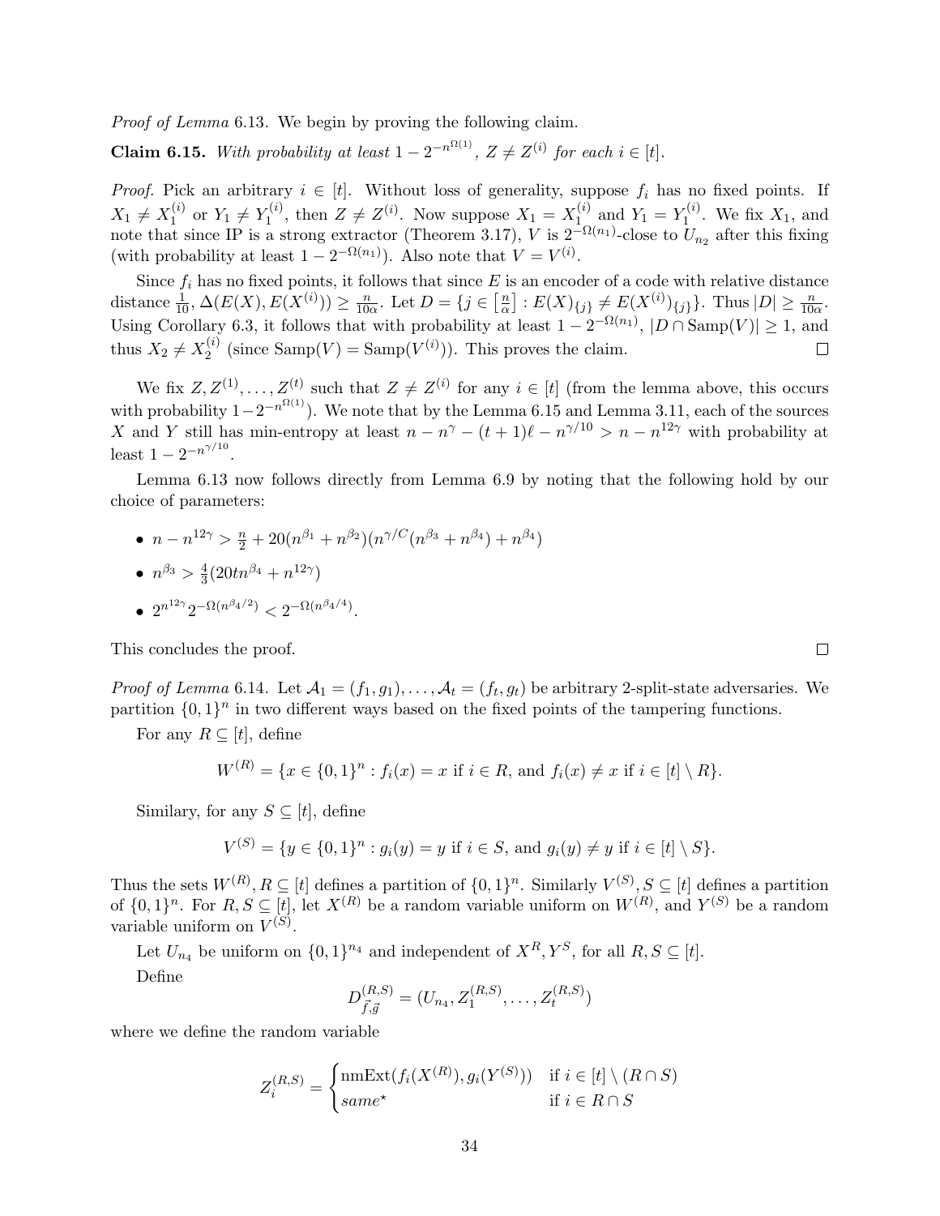*Proof of Lemma* 6.13. We begin by proving the following claim.

**Claim 6.15.** *With probability at least* $1 - 2^{-n^{\Omega(1)}}$*,* $Z \neq Z^{(i)}$ *for each* $i \in [t]$*.*

*Proof.* Pick an arbitrary $i \in [t]$. Without loss of generality, suppose $f_i$ has no fixed points. If $X_1 \neq X_1^{(i)}$ or $Y_1 \neq Y_1^{(i)}$, then $Z \neq Z^{(i)}$. Now suppose $X_1 = X_1^{(i)}$ and $Y_1 = Y_1^{(i)}$. We fix $X_1$, and note that since IP is a strong extractor (Theorem 3.17), $V$ is $2^{-\Omega(n_1)}$-close to $U_{n_2}$ after this fixing (with probability at least $1 - 2^{-\Omega(n_1)}$). Also note that $V = V^{(i)}$.

Since $f_i$ has no fixed points, it follows that since $E$ is an encoder of a code with relative distance distance $\frac{1}{10}$, $\Delta(E(X), E(X^{(i)})) \geq \frac{n}{10\alpha}$. Let $D = \{j \in \left[\frac{n}{\alpha}\right] : E(X)_{\{j\}} \neq E(X^{(i)})_{\{j\}}\}$. Thus $|D| \geq \frac{n}{10\alpha}$. Using Corollary 6.3, it follows that with probability at least $1 - 2^{-\Omega(n_1)}$, $|D \cap \text{Samp}(V)| \geq 1$, and thus $X_2 \neq X_2^{(i)}$ (since $\text{Samp}(V) = \text{Samp}(V^{(i)})$). This proves the claim. $\square$

We fix $Z, Z^{(1)}, \ldots, Z^{(t)}$ such that $Z \neq Z^{(i)}$ for any $i \in [t]$ (from the lemma above, this occurs with probability $1 - 2^{-n^{\Omega(1)}}$). We note that by the Lemma 6.15 and Lemma 3.11, each of the sources $X$ and $Y$ still has min-entropy at least $n - n^{\gamma} - (t+1)\ell - n^{\gamma/10} > n - n^{12\gamma}$ with probability at least $1 - 2^{-n^{\gamma/10}}$.

Lemma 6.13 now follows directly from Lemma 6.9 by noting that the following hold by our choice of parameters:

- $n - n^{12\gamma} > \frac{n}{2} + 20(n^{\beta_1} + n^{\beta_2})(n^{\gamma/C}(n^{\beta_3} + n^{\beta_4}) + n^{\beta_4})$
- $n^{\beta_3} > \frac{4}{3}(20tn^{\beta_4} + n^{12\gamma})$
- $2^{n^{12\gamma}} 2^{-\Omega(n^{\beta_4/2})} < 2^{-\Omega(n^{\beta_4/4})}$.

This concludes the proof. $\square$

*Proof of Lemma* 6.14. Let $\mathcal{A}_1 = (f_1, g_1), \ldots, \mathcal{A}_t = (f_t, g_t)$ be arbitrary 2-split-state adversaries. We partition $\{0,1\}^n$ in two different ways based on the fixed points of the tampering functions.

For any $R \subseteq [t]$, define

$$W^{(R)} = \{x \in \{0,1\}^n : f_i(x) = x \text{ if } i \in R, \text{ and } f_i(x) \neq x \text{ if } i \in [t] \setminus R\}.$$

Similary, for any $S \subseteq [t]$, define

$$V^{(S)} = \{y \in \{0,1\}^n : g_i(y) = y \text{ if } i \in S, \text{ and } g_i(y) \neq y \text{ if } i \in [t] \setminus S\}.$$

Thus the sets $W^{(R)}, R \subseteq [t]$ defines a partition of $\{0,1\}^n$. Similarly $V^{(S)}, S \subseteq [t]$ defines a partition of $\{0,1\}^n$. For $R, S \subseteq [t]$, let $X^{(R)}$ be a random variable uniform on $W^{(R)}$, and $Y^{(S)}$ be a random variable uniform on $V^{(S)}$.

Let $U_{n_4}$ be uniform on $\{0,1\}^{n_4}$ and independent of $X^R, Y^S$, for all $R, S \subseteq [t]$.

Define

$$D_{\vec{f},\vec{g}}^{(R,S)} = (U_{n_4}, Z_1^{(R,S)}, \ldots, Z_t^{(R,S)})$$

where we define the random variable

$$Z_i^{(R,S)} = \begin{cases} \text{nmExt}(f_i(X^{(R)}), g_i(Y^{(S)})) & \text{if } i \in [t] \setminus (R \cap S) \\ \textit{same}^{\star} & \text{if } i \in R \cap S \end{cases}$$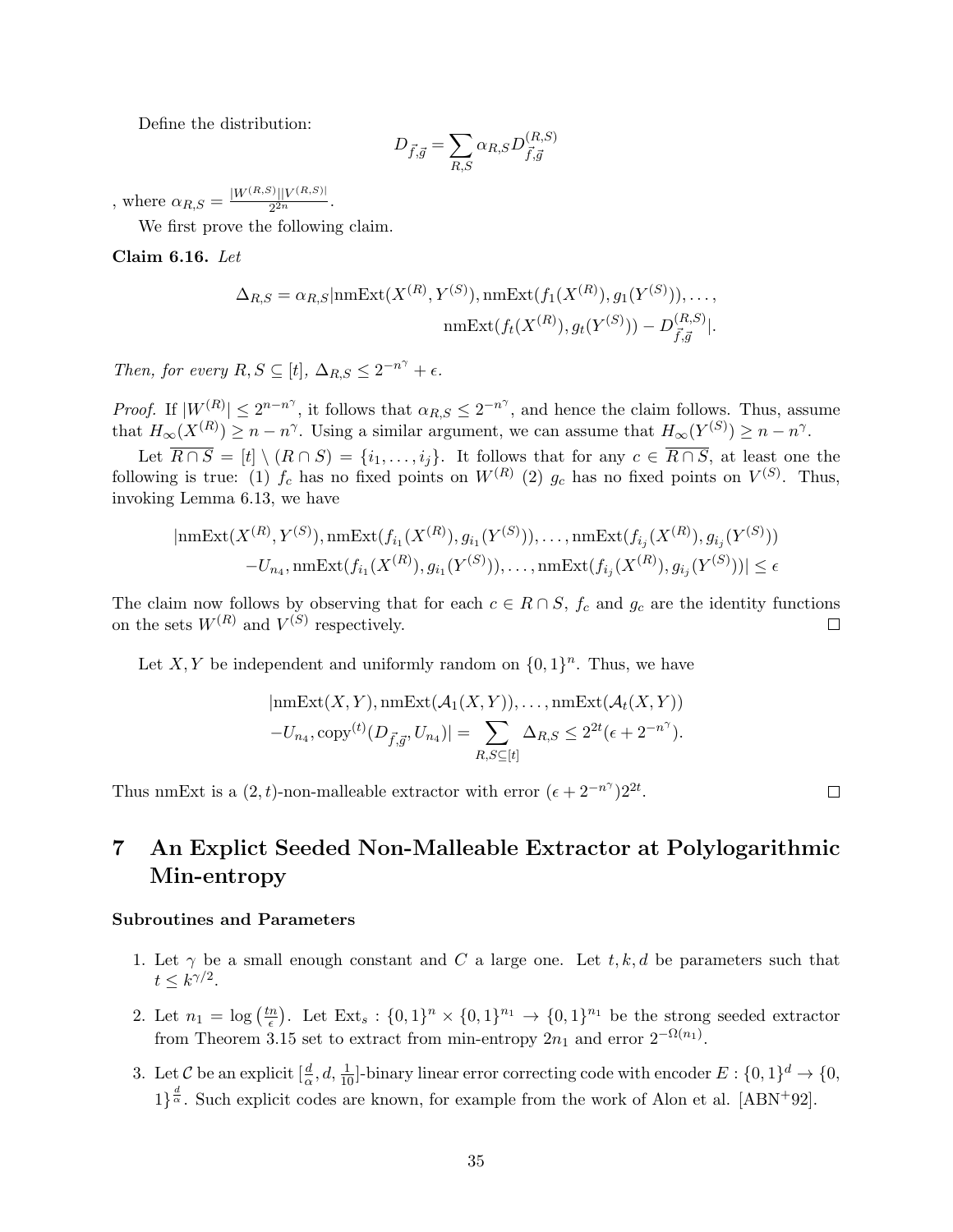Define the distribution:

$$D_{\vec{f},\vec{g}} = \sum_{R,S} \alpha_{R,S} D^{(R,S)}_{\vec{f},\vec{g}}$$

, where $\alpha_{R,S} = \frac{|W^{(R,S)}||V^{(R,S)}|}{2^{2n}}$.

We first prove the following claim.

**Claim 6.16.** *Let*

$$\Delta_{R,S} = \alpha_{R,S}|\text{nmExt}(X^{(R)}, Y^{(S)}), \text{nmExt}(f_1(X^{(R)}), g_1(Y^{(S)})), \ldots,$$
$$\text{nmExt}(f_t(X^{(R)}), g_t(Y^{(S)})) - D^{(R,S)}_{\vec{f},\vec{g}}|.$$

*Then, for every $R, S \subseteq [t]$, $\Delta_{R,S} \leq 2^{-n^\gamma} + \epsilon$.*

*Proof.* If $|W^{(R)}| \leq 2^{n-n^\gamma}$, it follows that $\alpha_{R,S} \leq 2^{-n^\gamma}$, and hence the claim follows. Thus, assume that $H_\infty(X^{(R)}) \geq n - n^\gamma$. Using a similar argument, we can assume that $H_\infty(Y^{(S)}) \geq n - n^\gamma$.

Let $\overline{R \cap S} = [t] \setminus (R \cap S) = \{i_1, \ldots, i_j\}$. It follows that for any $c \in \overline{R \cap S}$, at least one the following is true: (1) $f_c$ has no fixed points on $W^{(R)}$ (2) $g_c$ has no fixed points on $V^{(S)}$. Thus, invoking Lemma 6.13, we have

$$|\text{nmExt}(X^{(R)}, Y^{(S)}), \text{nmExt}(f_{i_1}(X^{(R)}), g_{i_1}(Y^{(S)})), \ldots, \text{nmExt}(f_{i_j}(X^{(R)}), g_{i_j}(Y^{(S)}))$$
$$-U_{n_4}, \text{nmExt}(f_{i_1}(X^{(R)}), g_{i_1}(Y^{(S)})), \ldots, \text{nmExt}(f_{i_j}(X^{(R)}), g_{i_j}(Y^{(S)}))| \leq \epsilon$$

The claim now follows by observing that for each $c \in R \cap S$, $f_c$ and $g_c$ are the identity functions on the sets $W^{(R)}$ and $V^{(S)}$ respectively. $\square$

Let $X, Y$ be independent and uniformly random on $\{0,1\}^n$. Thus, we have

$$|\text{nmExt}(X, Y), \text{nmExt}(\mathcal{A}_1(X, Y)), \ldots, \text{nmExt}(\mathcal{A}_t(X, Y))$$
$$-U_{n_4}, \text{copy}^{(t)}(D_{\vec{f},\vec{g}}, U_{n_4})| = \sum_{R,S \subseteq [t]} \Delta_{R,S} \leq 2^{2t}(\epsilon + 2^{-n^\gamma}).$$

Thus nmExt is a $(2,t)$-non-malleable extractor with error $(\epsilon + 2^{-n^\gamma})2^{2t}$. $\square$

# 7 An Explict Seeded Non-Malleable Extractor at Polylogarithmic Min-entropy

### Subroutines and Parameters

1. Let $\gamma$ be a small enough constant and $C$ a large one. Let $t, k, d$ be parameters such that $t \leq k^{\gamma/2}$.
2. Let $n_1 = \log\left(\frac{tn}{\epsilon}\right)$. Let $\text{Ext}_s : \{0,1\}^n \times \{0,1\}^{n_1} \to \{0,1\}^{n_1}$ be the strong seeded extractor from Theorem 3.15 set to extract from min-entropy $2n_1$ and error $2^{-\Omega(n_1)}$.
3. Let $\mathcal{C}$ be an explicit $[\frac{d}{\alpha}, d, \frac{1}{10}]$-binary linear error correcting code with encoder $E : \{0,1\}^d \to \{0,1\}^{\frac{d}{\alpha}}$. Such explicit codes are known, for example from the work of Alon et al. [ABN+92].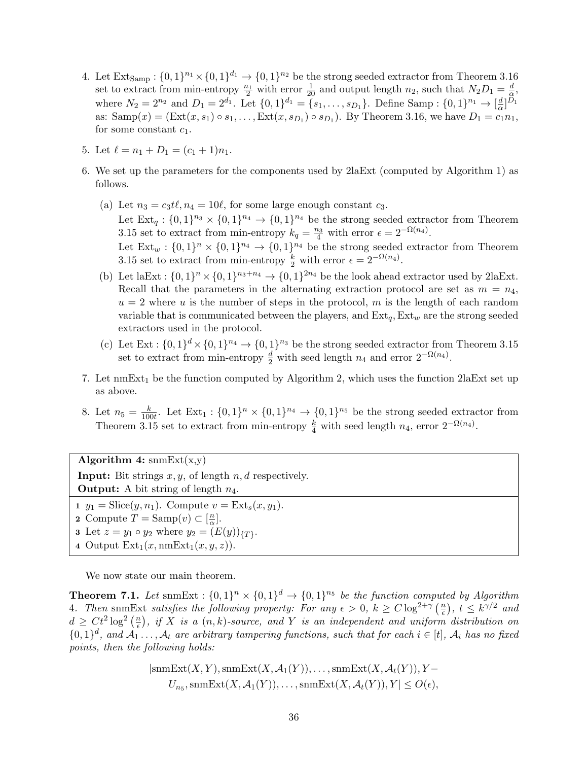4. Let $\text{Ext}_{\text{Samp}} : \{0,1\}^{n_1} \times \{0,1\}^{d_1} \to \{0,1\}^{n_2}$ be the strong seeded extractor from Theorem 3.16 set to extract from min-entropy $\frac{n_1}{2}$ with error $\frac{1}{20}$ and output length $n_2$, such that $N_2 D_1 = \frac{d}{\alpha}$, where $N_2 = 2^{n_2}$ and $D_1 = 2^{d_1}$. Let $\{0,1\}^{d_1} = \{s_1, \ldots, s_{D_1}\}$. Define $\text{Samp} : \{0,1\}^{n_1} \to [\frac{d}{\alpha}]^{D_1}$ as: $\text{Samp}(x) = (\text{Ext}(x, s_1) \circ s_1, \ldots, \text{Ext}(x, s_{D_1}) \circ s_{D_1})$. By Theorem 3.16, we have $D_1 = c_1 n_1$, for some constant $c_1$.

5. Let $\ell = n_1 + D_1 = (c_1 + 1)n_1$.

6. We set up the parameters for the components used by 2laExt (computed by Algorithm 1) as follows.

   (a) Let $n_3 = c_3 t\ell, n_4 = 10\ell$, for some large enough constant $c_3$.
   Let $\text{Ext}_q : \{0,1\}^{n_3} \times \{0,1\}^{n_4} \to \{0,1\}^{n_4}$ be the strong seeded extractor from Theorem 3.15 set to extract from min-entropy $k_q = \frac{n_3}{4}$ with error $\epsilon = 2^{-\Omega(n_4)}$.
   Let $\text{Ext}_w : \{0,1\}^{n} \times \{0,1\}^{n_4} \to \{0,1\}^{n_4}$ be the strong seeded extractor from Theorem 3.15 set to extract from min-entropy $\frac{k}{2}$ with error $\epsilon = 2^{-\Omega(n_4)}$.

   (b) Let $\text{laExt} : \{0,1\}^{n} \times \{0,1\}^{n_3+n_4} \to \{0,1\}^{2n_4}$ be the look ahead extractor used by 2laExt. Recall that the parameters in the alternating extraction protocol are set as $m = n_4$, $u = 2$ where $u$ is the number of steps in the protocol, $m$ is the length of each random variable that is communicated between the players, and $\text{Ext}_q, \text{Ext}_w$ are the strong seeded extractors used in the protocol.

   (c) Let $\text{Ext} : \{0,1\}^{d} \times \{0,1\}^{n_4} \to \{0,1\}^{n_3}$ be the strong seeded extractor from Theorem 3.15 set to extract from min-entropy $\frac{d}{2}$ with seed length $n_4$ and error $2^{-\Omega(n_4)}$.

7. Let $\text{nmExt}_1$ be the function computed by Algorithm 2, which uses the function 2laExt set up as above.

8. Let $n_5 = \frac{k}{100t}$. Let $\text{Ext}_1 : \{0,1\}^{n} \times \{0,1\}^{n_4} \to \{0,1\}^{n_5}$ be the strong seeded extractor from Theorem 3.15 set to extract from min-entropy $\frac{k}{4}$ with seed length $n_4$, error $2^{-\Omega(n_4)}$.

---

**Algorithm 4:** snmExt(x,y)

**Input:** Bit strings $x, y$, of length $n, d$ respectively.

**Output:** A bit string of length $n_4$.

1. $y_1 = \text{Slice}(y, n_1)$. Compute $v = \text{Ext}_s(x, y_1)$.
2. Compute $T = \text{Samp}(v) \subset [\frac{n}{\alpha}]$.
3. Let $z = y_1 \circ y_2$ where $y_2 = (E(y))_{\{T\}}$.
4. Output $\text{Ext}_1(x, \text{nmExt}_1(x, y, z))$.

---

We now state our main theorem.

**Theorem 7.1.** *Let* $\text{snmExt} : \{0,1\}^n \times \{0,1\}^d \to \{0,1\}^{n_5}$ *be the function computed by Algorithm 4. Then* snmExt *satisfies the following property: For any* $\epsilon > 0$, $k \geq C \log^{2+\gamma}\left(\frac{n}{\epsilon}\right)$, $t \leq k^{\gamma/2}$ *and* $d \geq Ct^2 \log^2\left(\frac{n}{\epsilon}\right)$*, if* $X$ *is a* $(n,k)$*-source, and* $Y$ *is an independent and uniform distribution on* $\{0,1\}^d$*, and* $\mathcal{A}_1 \ldots, \mathcal{A}_t$ *are arbitrary tampering functions, such that for each* $i \in [t]$*,* $\mathcal{A}_i$ *has no fixed points, then the following holds:*

$$|\text{snmExt}(X,Y), \text{snmExt}(X, \mathcal{A}_1(Y)), \ldots, \text{snmExt}(X, \mathcal{A}_t(Y)), Y - U_{n_5}, \text{snmExt}(X, \mathcal{A}_1(Y)), \ldots, \text{snmExt}(X, \mathcal{A}_t(Y)), Y| \leq O(\epsilon),$$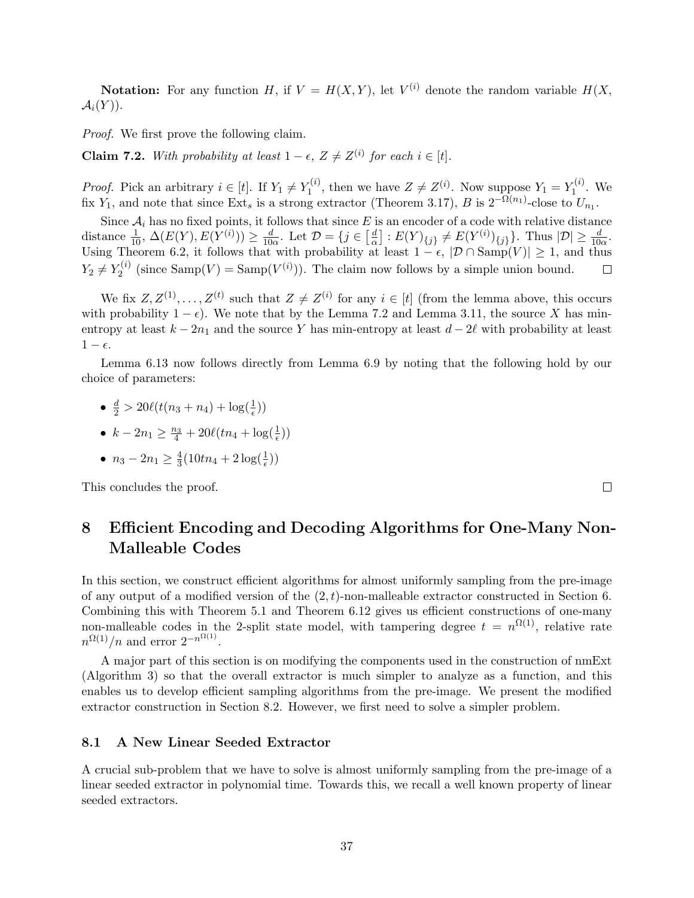**Notation:** For any function $H$, if $V = H(X, Y)$, let $V^{(i)}$ denote the random variable $H(X, \mathcal{A}_i(Y))$.

*Proof.* We first prove the following claim.

**Claim 7.2.** *With probability at least $1 - \epsilon$, $Z \neq Z^{(i)}$ for each $i \in [t]$.*

*Proof.* Pick an arbitrary $i \in [t]$. If $Y_1 \neq Y_1^{(i)}$, then we have $Z \neq Z^{(i)}$. Now suppose $Y_1 = Y_1^{(i)}$. We fix $Y_1$, and note that since $\text{Ext}_s$ is a strong extractor (Theorem 3.17), $B$ is $2^{-\Omega(n_1)}$-close to $U_{n_1}$.

Since $\mathcal{A}_i$ has no fixed points, it follows that since $E$ is an encoder of a code with relative distance distance $\frac{1}{10}$, $\Delta(E(Y), E(Y^{(i)})) \geq \frac{d}{10\alpha}$. Let $\mathcal{D} = \{j \in \left[\frac{d}{\alpha}\right] : E(Y)_{\{j\}} \neq E(Y^{(i)})_{\{j\}}\}$. Thus $|\mathcal{D}| \geq \frac{d}{10\alpha}$. Using Theorem 6.2, it follows that with probability at least $1 - \epsilon$, $|\mathcal{D} \cap \text{Samp}(V)| \geq 1$, and thus $Y_2 \neq Y_2^{(i)}$ (since $\text{Samp}(V) = \text{Samp}(V^{(i)})$). The claim now follows by a simple union bound. $\square$

We fix $Z, Z^{(1)}, \ldots, Z^{(t)}$ such that $Z \neq Z^{(i)}$ for any $i \in [t]$ (from the lemma above, this occurs with probability $1 - \epsilon$). We note that by the Lemma 7.2 and Lemma 3.11, the source $X$ has min-entropy at least $k - 2n_1$ and the source $Y$ has min-entropy at least $d - 2\ell$ with probability at least $1 - \epsilon$.

Lemma 6.13 now follows directly from Lemma 6.9 by noting that the following hold by our choice of parameters:

- $\frac{d}{2} > 20\ell(t(n_3 + n_4) + \log(\frac{1}{\epsilon}))$
- $k - 2n_1 \geq \frac{n_3}{4} + 20\ell(tn_4 + \log(\frac{1}{\epsilon}))$
- $n_3 - 2n_1 \geq \frac{4}{3}(10tn_4 + 2\log(\frac{1}{\epsilon}))$

This concludes the proof. $\square$

# 8 Efficient Encoding and Decoding Algorithms for One-Many Non-Malleable Codes

In this section, we construct efficient algorithms for almost uniformly sampling from the pre-image of any output of a modified version of the $(2, t)$-non-malleable extractor constructed in Section 6. Combining this with Theorem 5.1 and Theorem 6.12 gives us efficient constructions of one-many non-malleable codes in the 2-split state model, with tampering degree $t = n^{\Omega(1)}$, relative rate $n^{\Omega(1)}/n$ and error $2^{-n^{\Omega(1)}}$.

A major part of this section is on modifying the components used in the construction of nmExt (Algorithm 3) so that the overall extractor is much simpler to analyze as a function, and this enables us to develop efficient sampling algorithms from the pre-image. We present the modified extractor construction in Section 8.2. However, we first need to solve a simpler problem.

## 8.1 A New Linear Seeded Extractor

A crucial sub-problem that we have to solve is almost uniformly sampling from the pre-image of a linear seeded extractor in polynomial time. Towards this, we recall a well known property of linear seeded extractors.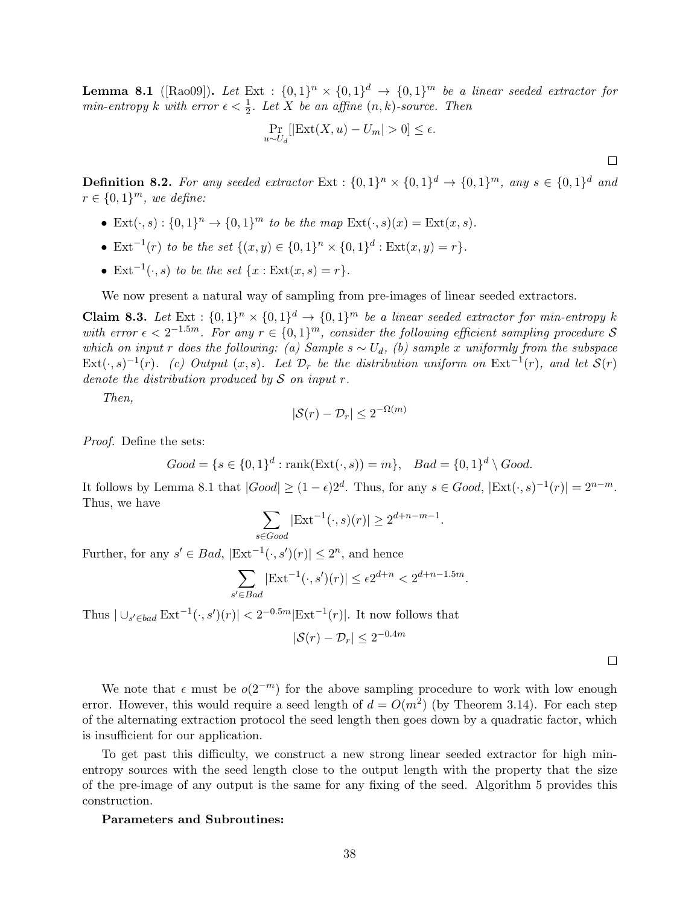**Lemma 8.1** ([Rao09])**.** *Let* $\text{Ext} : \{0,1\}^n \times \{0,1\}^d \to \{0,1\}^m$ *be a linear seeded extractor for min-entropy* $k$ *with error* $\epsilon < \frac{1}{2}$*. Let* $X$ *be an affine* $(n,k)$*-source. Then*

$$\Pr_{u \sim U_d}[|\text{Ext}(X,u) - U_m| > 0] \leq \epsilon.$$

□

**Definition 8.2.** *For any seeded extractor* $\text{Ext} : \{0,1\}^n \times \{0,1\}^d \to \{0,1\}^m$*, any* $s \in \{0,1\}^d$ *and* $r \in \{0,1\}^m$*, we define:*

- $\text{Ext}(\cdot, s) : \{0,1\}^n \to \{0,1\}^m$ *to be the map* $\text{Ext}(\cdot,s)(x) = \text{Ext}(x,s)$*.*
- $\text{Ext}^{-1}(r)$ *to be the set* $\{(x,y) \in \{0,1\}^n \times \{0,1\}^d : \text{Ext}(x,y) = r\}$*.*
- $\text{Ext}^{-1}(\cdot, s)$ *to be the set* $\{x : \text{Ext}(x,s) = r\}$*.*

We now present a natural way of sampling from pre-images of linear seeded extractors.

**Claim 8.3.** *Let* $\text{Ext} : \{0,1\}^n \times \{0,1\}^d \to \{0,1\}^m$ *be a linear seeded extractor for min-entropy* $k$ *with error* $\epsilon < 2^{-1.5m}$*. For any* $r \in \{0,1\}^m$*, consider the following efficient sampling procedure* $\mathcal{S}$ *which on input* $r$ *does the following: (a) Sample* $s \sim U_d$*, (b) sample* $x$ *uniformly from the subspace* $\text{Ext}(\cdot,s)^{-1}(r)$*. (c) Output* $(x,s)$*. Let* $\mathcal{D}_r$ *be the distribution uniform on* $\text{Ext}^{-1}(r)$*, and let* $\mathcal{S}(r)$ *denote the distribution produced by* $\mathcal{S}$ *on input* $r$*.*

*Then,*

$$|\mathcal{S}(r) - \mathcal{D}_r| \leq 2^{-\Omega(m)}$$

*Proof.* Define the sets:

$$Good = \{s \in \{0,1\}^d : \text{rank}(\text{Ext}(\cdot, s)) = m\}, \quad Bad = \{0,1\}^d \setminus Good.$$

It follows by Lemma 8.1 that $|Good| \geq (1-\epsilon)2^d$. Thus, for any $s \in Good$, $|\text{Ext}(\cdot,s)^{-1}(r)| = 2^{n-m}$. Thus, we have

$$\sum_{s \in Good} |\text{Ext}^{-1}(\cdot, s)(r)| \geq 2^{d+n-m-1}.$$

Further, for any $s' \in Bad$, $|\text{Ext}^{-1}(\cdot, s')(r)| \leq 2^n$, and hence

$$\sum_{s' \in Bad} |\text{Ext}^{-1}(\cdot, s')(r)| \leq \epsilon 2^{d+n} < 2^{d+n-1.5m}.$$

Thus $|\cup_{s' \in bad} \text{Ext}^{-1}(\cdot, s')(r)| < 2^{-0.5m} |\text{Ext}^{-1}(r)|$. It now follows that

$$|\mathcal{S}(r) - \mathcal{D}_r| \leq 2^{-0.4m}$$

□

We note that $\epsilon$ must be $o(2^{-m})$ for the above sampling procedure to work with low enough error. However, this would require a seed length of $d = O(m^2)$ (by Theorem 3.14). For each step of the alternating extraction protocol the seed length then goes down by a quadratic factor, which is insufficient for our application.

To get past this difficulty, we construct a new strong linear seeded extractor for high min-entropy sources with the seed length close to the output length with the property that the size of the pre-image of any output is the same for any fixing of the seed. Algorithm 5 provides this construction.

**Parameters and Subroutines:**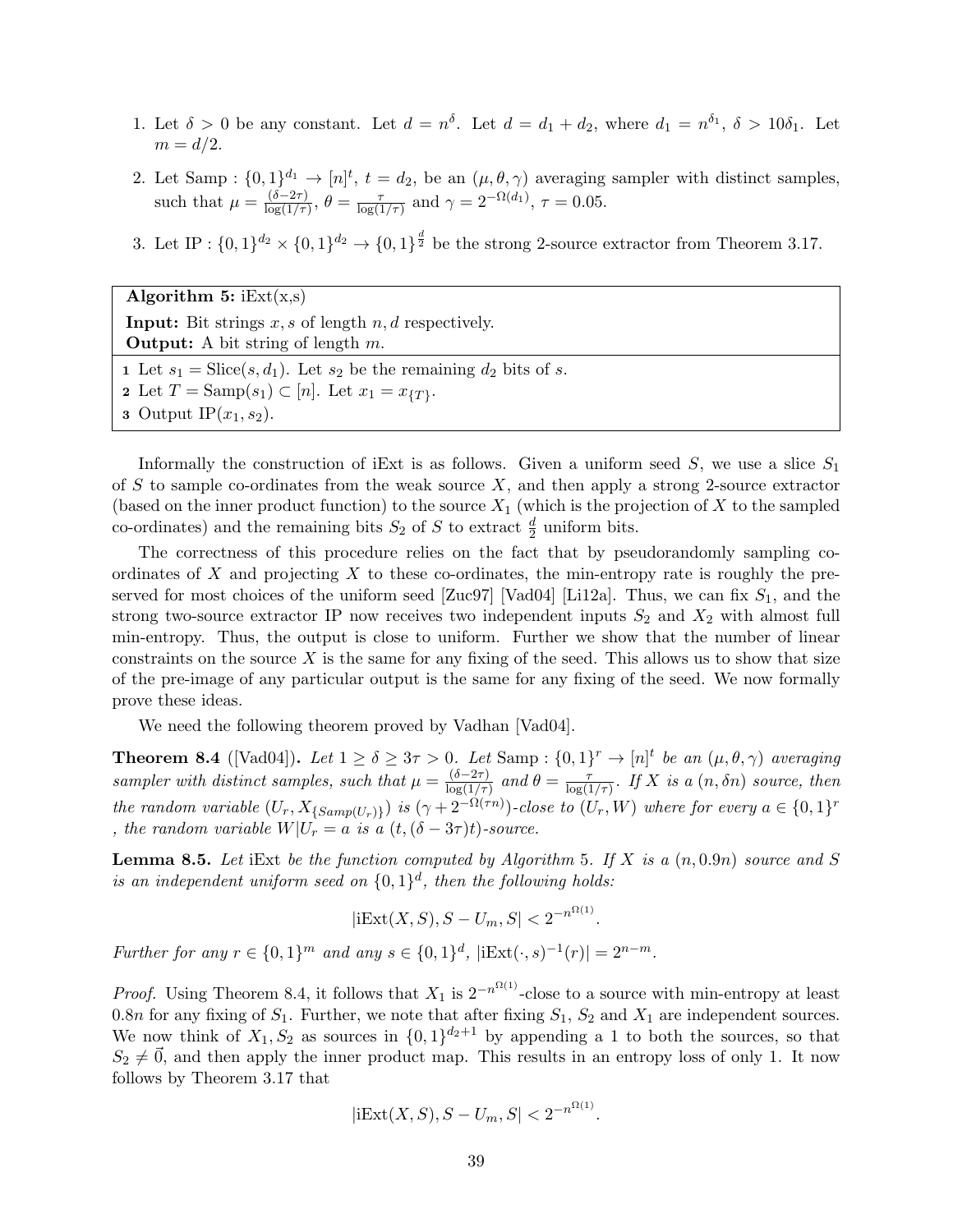1. Let $\delta > 0$ be any constant. Let $d = n^{\delta}$. Let $d = d_1 + d_2$, where $d_1 = n^{\delta_1}$, $\delta > 10\delta_1$. Let $m = d/2$.
2. Let Samp : $\{0,1\}^{d_1} \to [n]^t$, $t = d_2$, be an $(\mu, \theta, \gamma)$ averaging sampler with distinct samples, such that $\mu = \frac{(\delta - 2\tau)}{\log(1/\tau)}$, $\theta = \frac{\tau}{\log(1/\tau)}$ and $\gamma = 2^{-\Omega(d_1)}$, $\tau = 0.05$.
3. Let IP : $\{0,1\}^{d_2} \times \{0,1\}^{d_2} \to \{0,1\}^{\frac{d}{2}}$ be the strong 2-source extractor from Theorem 3.17.

**Algorithm 5:** iExt(x,s)

**Input:** Bit strings $x, s$ of length $n, d$ respectively.
**Output:** A bit string of length $m$.

```
1 Let s_1 = Slice(s, d_1). Let s_2 be the remaining d_2 bits of s.
2 Let T = Samp(s_1) ⊂ [n]. Let x_1 = x_{T}.
3 Output IP(x_1, s_2).
```

Informally the construction of iExt is as follows. Given a uniform seed $S$, we use a slice $S_1$ of $S$ to sample co-ordinates from the weak source $X$, and then apply a strong 2-source extractor (based on the inner product function) to the source $X_1$ (which is the projection of $X$ to the sampled co-ordinates) and the remaining bits $S_2$ of $S$ to extract $\frac{d}{2}$ uniform bits.

The correctness of this procedure relies on the fact that by pseudorandomly sampling co-ordinates of $X$ and projecting $X$ to these co-ordinates, the min-entropy rate is roughly the preserved for most choices of the uniform seed [Zuc97] [Vad04] [Li12a]. Thus, we can fix $S_1$, and the strong two-source extractor IP now receives two independent inputs $S_2$ and $X_2$ with almost full min-entropy. Thus, the output is close to uniform. Further we show that the number of linear constraints on the source $X$ is the same for any fixing of the seed. This allows us to show that size of the pre-image of any particular output is the same for any fixing of the seed. We now formally prove these ideas.

We need the following theorem proved by Vadhan [Vad04].

**Theorem 8.4** ([Vad04])**.** *Let $1 \geq \delta \geq 3\tau > 0$. Let* Samp : $\{0,1\}^r \to [n]^t$ *be an $(\mu, \theta, \gamma)$ averaging sampler with distinct samples, such that $\mu = \frac{(\delta - 2\tau)}{\log(1/\tau)}$ and $\theta = \frac{\tau}{\log(1/\tau)}$. If $X$ is a $(n, \delta n)$ source, then the random variable $(U_r, X_{\{Samp(U_r)\}})$ is $(\gamma + 2^{-\Omega(\tau n)})$-close to $(U_r, W)$ where for every $a \in \{0,1\}^r$, the random variable $W|U_r = a$ is a $(t, (\delta - 3\tau)t)$-source.*

**Lemma 8.5.** *Let* iExt *be the function computed by Algorithm 5. If $X$ is a $(n, 0.9n)$ source and $S$ is an independent uniform seed on $\{0,1\}^d$, then the following holds:*

$$|\text{iExt}(X,S), S - U_m, S| < 2^{-n^{\Omega(1)}}.$$

*Further for any $r \in \{0,1\}^m$ and any $s \in \{0,1\}^d$, $|\text{iExt}(\cdot, s)^{-1}(r)| = 2^{n-m}$.*

*Proof.* Using Theorem 8.4, it follows that $X_1$ is $2^{-n^{\Omega(1)}}$-close to a source with min-entropy at least $0.8n$ for any fixing of $S_1$. Further, we note that after fixing $S_1$, $S_2$ and $X_1$ are independent sources. We now think of $X_1, S_2$ as sources in $\{0,1\}^{d_2+1}$ by appending a 1 to both the sources, so that $S_2 \neq \vec{0}$, and then apply the inner product map. This results in an entropy loss of only 1. It now follows by Theorem 3.17 that

$$|\text{iExt}(X,S), S - U_m, S| < 2^{-n^{\Omega(1)}}.$$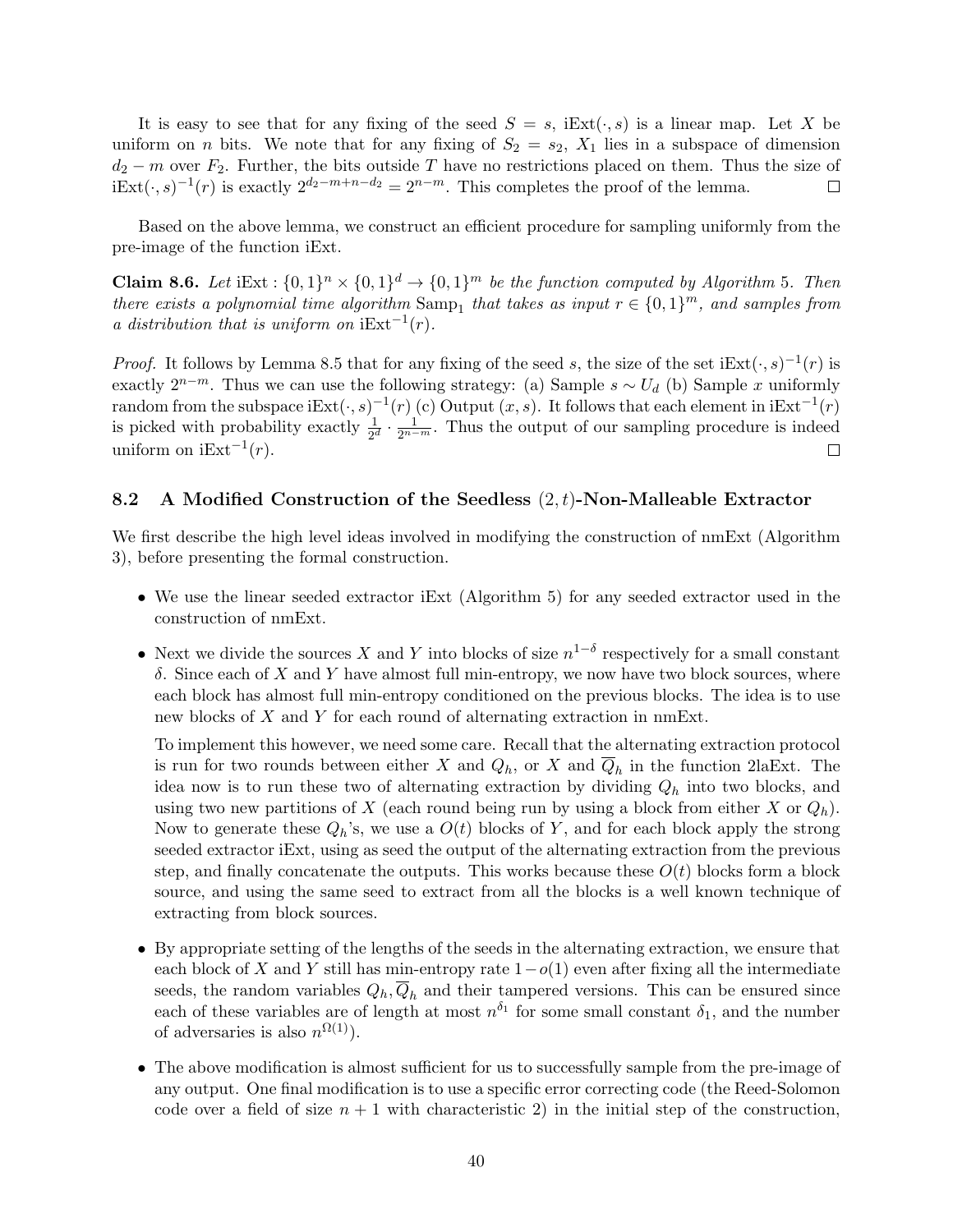It is easy to see that for any fixing of the seed $S = s$, $\text{iExt}(\cdot, s)$ is a linear map. Let $X$ be uniform on $n$ bits. We note that for any fixing of $S_2 = s_2$, $X_1$ lies in a subspace of dimension $d_2 - m$ over $F_2$. Further, the bits outside $T$ have no restrictions placed on them. Thus the size of $\text{iExt}(\cdot, s)^{-1}(r)$ is exactly $2^{d_2 - m + n - d_2} = 2^{n-m}$. This completes the proof of the lemma. □

Based on the above lemma, we construct an efficient procedure for sampling uniformly from the pre-image of the function iExt.

**Claim 8.6.** *Let* $\text{iExt} : \{0,1\}^n \times \{0,1\}^d \to \{0,1\}^m$ *be the function computed by Algorithm 5. Then there exists a polynomial time algorithm* $\text{Samp}_1$ *that takes as input* $r \in \{0,1\}^m$*, and samples from a distribution that is uniform on* $\text{iExt}^{-1}(r)$*.*

*Proof.* It follows by Lemma 8.5 that for any fixing of the seed $s$, the size of the set $\text{iExt}(\cdot, s)^{-1}(r)$ is exactly $2^{n-m}$. Thus we can use the following strategy: (a) Sample $s \sim U_d$ (b) Sample $x$ uniformly random from the subspace $\text{iExt}(\cdot, s)^{-1}(r)$ (c) Output $(x, s)$. It follows that each element in $\text{iExt}^{-1}(r)$ is picked with probability exactly $\frac{1}{2^d} \cdot \frac{1}{2^{n-m}}$. Thus the output of our sampling procedure is indeed uniform on $\text{iExt}^{-1}(r)$. □

## 8.2 A Modified Construction of the Seedless $(2, t)$-Non-Malleable Extractor

We first describe the high level ideas involved in modifying the construction of nmExt (Algorithm 3), before presenting the formal construction.

- We use the linear seeded extractor iExt (Algorithm 5) for any seeded extractor used in the construction of nmExt.
- Next we divide the sources $X$ and $Y$ into blocks of size $n^{1-\delta}$ respectively for a small constant $\delta$. Since each of $X$ and $Y$ have almost full min-entropy, we now have two block sources, where each block has almost full min-entropy conditioned on the previous blocks. The idea is to use new blocks of $X$ and $Y$ for each round of alternating extraction in nmExt.

  To implement this however, we need some care. Recall that the alternating extraction protocol is run for two rounds between either $X$ and $Q_h$, or $X$ and $\overline{Q}_h$ in the function 2laExt. The idea now is to run these two of alternating extraction by dividing $Q_h$ into two blocks, and using two new partitions of $X$ (each round being run by using a block from either $X$ or $Q_h$). Now to generate these $Q_h$'s, we use a $O(t)$ blocks of $Y$, and for each block apply the strong seeded extractor iExt, using as seed the output of the alternating extraction from the previous step, and finally concatenate the outputs. This works because these $O(t)$ blocks form a block source, and using the same seed to extract from all the blocks is a well known technique of extracting from block sources.
- By appropriate setting of the lengths of the seeds in the alternating extraction, we ensure that each block of $X$ and $Y$ still has min-entropy rate $1 - o(1)$ even after fixing all the intermediate seeds, the random variables $Q_h, \overline{Q}_h$ and their tampered versions. This can be ensured since each of these variables are of length at most $n^{\delta_1}$ for some small constant $\delta_1$, and the number of adversaries is also $n^{\Omega(1)}$).
- The above modification is almost sufficient for us to successfully sample from the pre-image of any output. One final modification is to use a specific error correcting code (the Reed-Solomon code over a field of size $n+1$ with characteristic 2) in the initial step of the construction,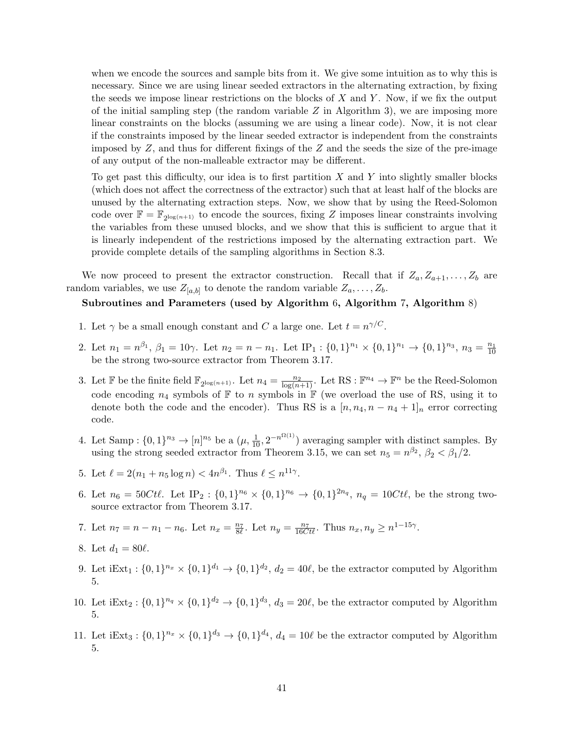when we encode the sources and sample bits from it. We give some intuition as to why this is necessary. Since we are using linear seeded extractors in the alternating extraction, by fixing the seeds we impose linear restrictions on the blocks of $X$ and $Y$. Now, if we fix the output of the initial sampling step (the random variable $Z$ in Algorithm 3), we are imposing more linear constraints on the blocks (assuming we are using a linear code). Now, it is not clear if the constraints imposed by the linear seeded extractor is independent from the constraints imposed by $Z$, and thus for different fixings of the $Z$ and the seeds the size of the pre-image of any output of the non-malleable extractor may be different.

To get past this difficulty, our idea is to first partition $X$ and $Y$ into slightly smaller blocks (which does not affect the correctness of the extractor) such that at least half of the blocks are unused by the alternating extraction steps. Now, we show that by using the Reed-Solomon code over $\mathbb{F} = \mathbb{F}_{2^{\log(n+1)}}$ to encode the sources, fixing $Z$ imposes linear constraints involving the variables from these unused blocks, and we show that this is sufficient to argue that it is linearly independent of the restrictions imposed by the alternating extraction part. We provide complete details of the sampling algorithms in Section 8.3.

We now proceed to present the extractor construction. Recall that if $Z_a, Z_{a+1}, \ldots, Z_b$ are random variables, we use $Z_{[a,b]}$ to denote the random variable $Z_a, \ldots, Z_b$.

**Subroutines and Parameters (used by Algorithm 6, Algorithm 7, Algorithm 8)**

1. Let $\gamma$ be a small enough constant and $C$ a large one. Let $t = n^{\gamma/C}$.
2. Let $n_1 = n^{\beta_1}$, $\beta_1 = 10\gamma$. Let $n_2 = n - n_1$. Let $\mathrm{IP}_1 : \{0,1\}^{n_1} \times \{0,1\}^{n_1} \to \{0,1\}^{n_3}$, $n_3 = \frac{n_1}{10}$ be the strong two-source extractor from Theorem 3.17.
3. Let $\mathbb{F}$ be the finite field $\mathbb{F}_{2^{\log(n+1)}}$. Let $n_4 = \frac{n_2}{\log(n+1)}$. Let $\mathrm{RS} : \mathbb{F}^{n_4} \to \mathbb{F}^n$ be the Reed-Solomon code encoding $n_4$ symbols of $\mathbb{F}$ to $n$ symbols in $\mathbb{F}$ (we overload the use of RS, using it to denote both the code and the encoder). Thus RS is a $[n, n_4, n - n_4 + 1]_n$ error correcting code.
4. Let $\mathrm{Samp} : \{0,1\}^{n_3} \to [n]^{n_5}$ be a $(\mu, \frac{1}{10}, 2^{-n^{\Omega(1)}})$ averaging sampler with distinct samples. By using the strong seeded extractor from Theorem 3.15, we can set $n_5 = n^{\beta_2}$, $\beta_2 < \beta_1/2$.
5. Let $\ell = 2(n_1 + n_5 \log n) < 4n^{\beta_1}$. Thus $\ell \le n^{11\gamma}$.
6. Let $n_6 = 50Ct\ell$. Let $\mathrm{IP}_2 : \{0,1\}^{n_6} \times \{0,1\}^{n_6} \to \{0,1\}^{2n_q}$, $n_q = 10Ct\ell$, be the strong two-source extractor from Theorem 3.17.
7. Let $n_7 = n - n_1 - n_6$. Let $n_x = \frac{n_7}{8\ell}$. Let $n_y = \frac{n_7}{16Ct\ell}$. Thus $n_x, n_y \ge n^{1-15\gamma}$.
8. Let $d_1 = 80\ell$.
9. Let $\mathrm{iExt}_1 : \{0,1\}^{n_x} \times \{0,1\}^{d_1} \to \{0,1\}^{d_2}$, $d_2 = 40\ell$, be the extractor computed by Algorithm 5.
10. Let $\mathrm{iExt}_2 : \{0,1\}^{n_q} \times \{0,1\}^{d_2} \to \{0,1\}^{d_3}$, $d_3 = 20\ell$, be the extractor computed by Algorithm 5.
11. Let $\mathrm{iExt}_3 : \{0,1\}^{n_x} \times \{0,1\}^{d_3} \to \{0,1\}^{d_4}$, $d_4 = 10\ell$ be the extractor computed by Algorithm 5.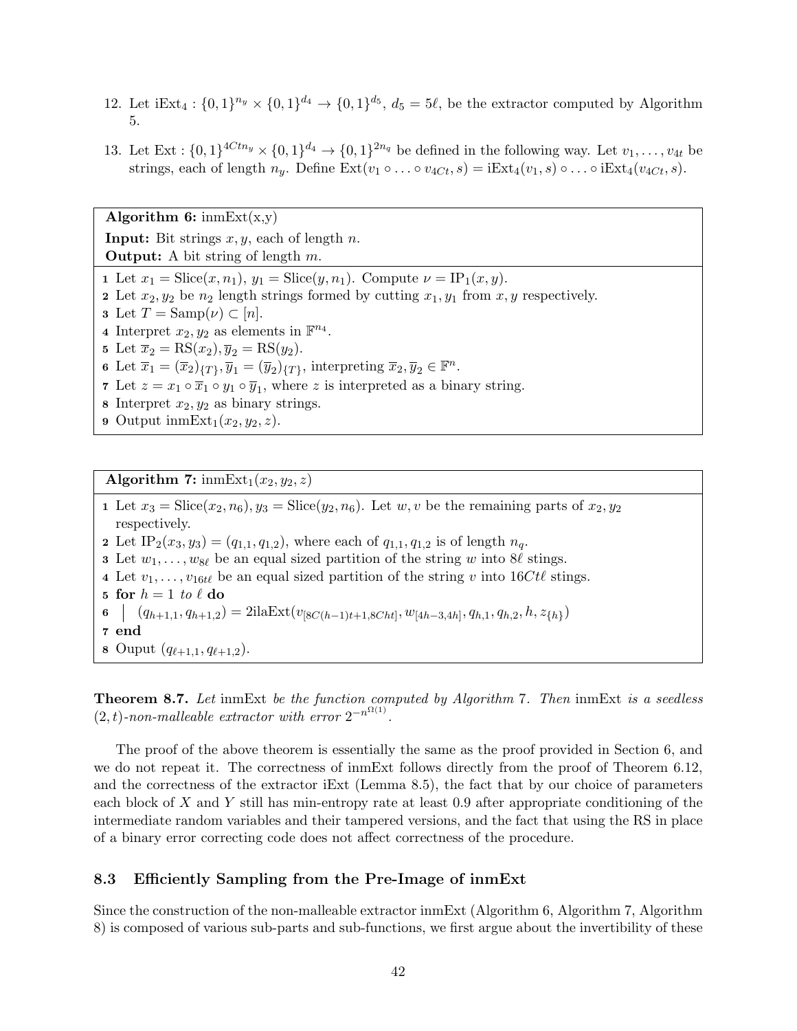12. Let $\text{iExt}_4 : \{0,1\}^{n_y} \times \{0,1\}^{d_4} \to \{0,1\}^{d_5}$, $d_5 = 5\ell$, be the extractor computed by Algorithm 5.

13. Let $\text{Ext} : \{0,1\}^{4Ctn_y} \times \{0,1\}^{d_4} \to \{0,1\}^{2n_q}$ be defined in the following way. Let $v_1, \ldots, v_{4t}$ be strings, each of length $n_y$. Define $\text{Ext}(v_1 \circ \ldots \circ v_{4Ct}, s) = \text{iExt}_4(v_1, s) \circ \ldots \circ \text{iExt}_4(v_{4Ct}, s)$.

---

**Algorithm 6:** inmExt(x,y)

**Input:** Bit strings $x, y$, each of length $n$.
**Output:** A bit string of length $m$.

1. Let $x_1 = \text{Slice}(x, n_1)$, $y_1 = \text{Slice}(y, n_1)$. Compute $\nu = \text{IP}_1(x, y)$.
2. Let $x_2, y_2$ be $n_2$ length strings formed by cutting $x_1, y_1$ from $x, y$ respectively.
3. Let $T = \text{Samp}(\nu) \subset [n]$.
4. Interpret $x_2, y_2$ as elements in $\mathbb{F}^{n_4}$.
5. Let $\overline{x}_2 = \text{RS}(x_2), \overline{y}_2 = \text{RS}(y_2)$.
6. Let $\overline{x}_1 = (\overline{x}_2)_{\{T\}}, \overline{y}_1 = (\overline{y}_2)_{\{T\}}$, interpreting $\overline{x}_2, \overline{y}_2 \in \mathbb{F}^n$.
7. Let $z = x_1 \circ \overline{x}_1 \circ y_1 \circ \overline{y}_1$, where $z$ is interpreted as a binary string.
8. Interpret $x_2, y_2$ as binary strings.
9. Output $\text{inmExt}_1(x_2, y_2, z)$.

---

**Algorithm 7:** $\text{inmExt}_1(x_2, y_2, z)$

1. Let $x_3 = \text{Slice}(x_2, n_6), y_3 = \text{Slice}(y_2, n_6)$. Let $w, v$ be the remaining parts of $x_2, y_2$ respectively.
2. Let $\text{IP}_2(x_3, y_3) = (q_{1,1}, q_{1,2})$, where each of $q_{1,1}, q_{1,2}$ is of length $n_q$.
3. Let $w_1, \ldots, w_{8\ell}$ be an equal sized partition of the string $w$ into $8\ell$ stings.
4. Let $v_1, \ldots, v_{16t\ell}$ be an equal sized partition of the string $v$ into $16Ct\ell$ stings.
5. **for** $h = 1$ *to* $\ell$ **do**
6. $\quad (q_{h+1,1}, q_{h+1,2}) = \text{2ilaExt}(v_{[8C(h-1)t+1, 8Cht]}, w_{[4h-3,4h]}, q_{h,1}, q_{h,2}, h, z_{\{h\}})$
7. **end**
8. Ouput $(q_{\ell+1,1}, q_{\ell+1,2})$.

---

**Theorem 8.7.** *Let* inmExt *be the function computed by Algorithm* 7. *Then* inmExt *is a seedless* $(2, t)$*-non-malleable extractor with error* $2^{-n^{\Omega(1)}}$.

The proof of the above theorem is essentially the same as the proof provided in Section 6, and we do not repeat it. The correctness of inmExt follows directly from the proof of Theorem 6.12, and the correctness of the extractor iExt (Lemma 8.5), the fact that by our choice of parameters each block of $X$ and $Y$ still has min-entropy rate at least 0.9 after appropriate conditioning of the intermediate random variables and their tampered versions, and the fact that using the RS in place of a binary error correcting code does not affect correctness of the procedure.

### 8.3 Efficiently Sampling from the Pre-Image of inmExt

Since the construction of the non-malleable extractor inmExt (Algorithm 6, Algorithm 7, Algorithm 8) is composed of various sub-parts and sub-functions, we first argue about the invertibility of these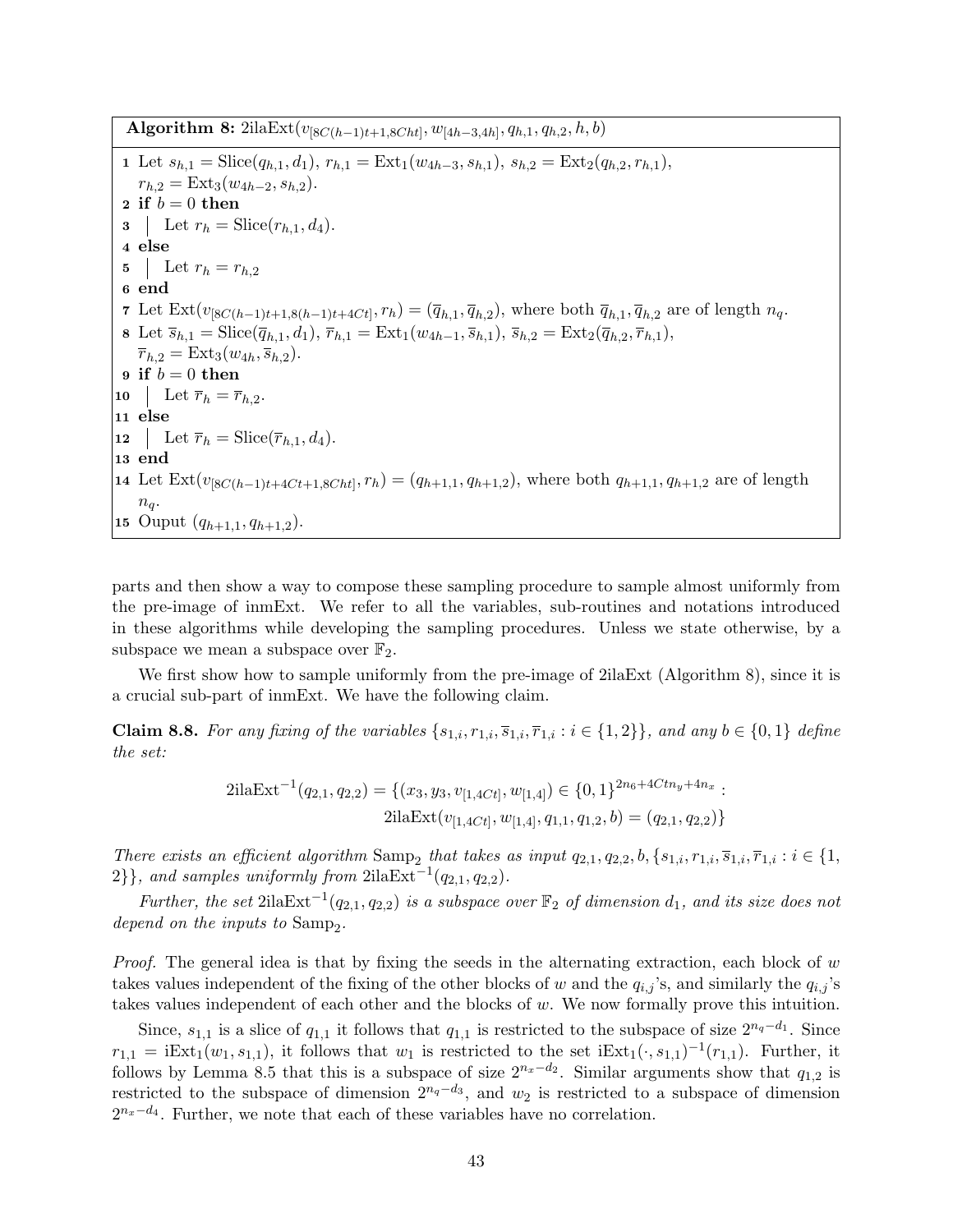**Algorithm 8:** $\text{2ilaExt}(v_{[8C(h-1)t+1,8Cht]}, w_{[4h-3,4h]}, q_{h,1}, q_{h,2}, h, b)$

```
1  Let s_{h,1} = Slice(q_{h,1}, d_1), r_{h,1} = Ext_1(w_{4h-3}, s_{h,1}), s_{h,2} = Ext_2(q_{h,2}, r_{h,1}),
   r_{h,2} = Ext_3(w_{4h-2}, s_{h,2}).
2  if b = 0 then
3  |  Let r_h = Slice(r_{h,1}, d_4).
4  else
5  |  Let r_h = r_{h,2}
6  end
7  Let Ext(v_{[8C(h-1)t+1,8(h-1)t+4Ct]}, r_h) = (q̄_{h,1}, q̄_{h,2}), where both q̄_{h,1}, q̄_{h,2} are of length n_q.
8  Let s̄_{h,1} = Slice(q̄_{h,1}, d_1), r̄_{h,1} = Ext_1(w_{4h-1}, s̄_{h,1}), s̄_{h,2} = Ext_2(q̄_{h,2}, r̄_{h,1}),
   r̄_{h,2} = Ext_3(w_{4h}, s̄_{h,2}).
9  if b = 0 then
10 |  Let r̄_h = r̄_{h,2}.
11 else
12 |  Let r̄_h = Slice(r̄_{h,1}, d_4).
13 end
14 Let Ext(v_{[8C(h-1)t+4Ct+1,8Cht]}, r_h) = (q_{h+1,1}, q_{h+1,2}), where both q_{h+1,1}, q_{h+1,2} are of length
   n_q.
15 Ouput (q_{h+1,1}, q_{h+1,2}).
```

parts and then show a way to compose these sampling procedure to sample almost uniformly from the pre-image of inmExt. We refer to all the variables, sub-routines and notations introduced in these algorithms while developing the sampling procedures. Unless we state otherwise, by a subspace we mean a subspace over $\mathbb{F}_2$.

We first show how to sample uniformly from the pre-image of 2ilaExt (Algorithm 8), since it is a crucial sub-part of inmExt. We have the following claim.

**Claim 8.8.** *For any fixing of the variables $\{s_{1,i}, r_{1,i}, \overline{s}_{1,i}, \overline{r}_{1,i} : i \in \{1,2\}\}$, and any $b \in \{0,1\}$ define the set:*

$$\text{2ilaExt}^{-1}(q_{2,1}, q_{2,2}) = \{(x_3, y_3, v_{[1,4Ct]}, w_{[1,4]}) \in \{0,1\}^{2n_6+4Ctn_y+4n_x} : \text{2ilaExt}(v_{[1,4Ct]}, w_{[1,4]}, q_{1,1}, q_{1,2}, b) = (q_{2,1}, q_{2,2})\}$$

*There exists an efficient algorithm* $\text{Samp}_2$ *that takes as input $q_{2,1}, q_{2,2}, b, \{s_{1,i}, r_{1,i}, \overline{s}_{1,i}, \overline{r}_{1,i} : i \in \{1, 2\}\}$, and samples uniformly from $\text{2ilaExt}^{-1}(q_{2,1}, q_{2,2})$.*

*Further, the set $\text{2ilaExt}^{-1}(q_{2,1}, q_{2,2})$ is a subspace over $\mathbb{F}_2$ of dimension $d_1$, and its size does not depend on the inputs to* $\text{Samp}_2$.

*Proof.* The general idea is that by fixing the seeds in the alternating extraction, each block of $w$ takes values independent of the fixing of the other blocks of $w$ and the $q_{i,j}$'s, and similarly the $q_{i,j}$'s takes values independent of each other and the blocks of $w$. We now formally prove this intuition.

Since, $s_{1,1}$ is a slice of $q_{1,1}$ it follows that $q_{1,1}$ is restricted to the subspace of size $2^{n_q-d_1}$. Since $r_{1,1} = \text{iExt}_1(w_1, s_{1,1})$, it follows that $w_1$ is restricted to the set $\text{iExt}_1(\cdot, s_{1,1})^{-1}(r_{1,1})$. Further, it follows by Lemma 8.5 that this is a subspace of size $2^{n_x-d_2}$. Similar arguments show that $q_{1,2}$ is restricted to the subspace of dimension $2^{n_q-d_3}$, and $w_2$ is restricted to a subspace of dimension $2^{n_x-d_4}$. Further, we note that each of these variables have no correlation.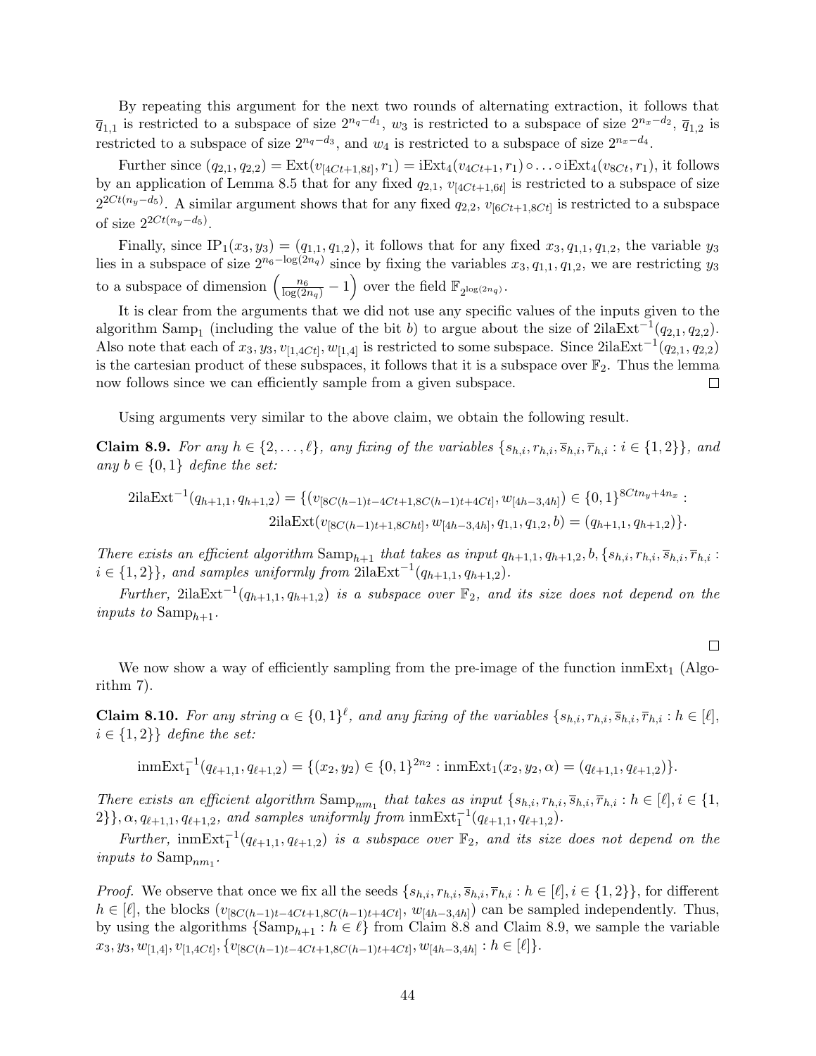By repeating this argument for the next two rounds of alternating extraction, it follows that $\overline{q}_{1,1}$ is restricted to a subspace of size $2^{n_q-d_1}$, $w_3$ is restricted to a subspace of size $2^{n_x-d_2}$, $\overline{q}_{1,2}$ is restricted to a subspace of size $2^{n_q-d_3}$, and $w_4$ is restricted to a subspace of size $2^{n_x-d_4}$.

Further since $(q_{2,1}, q_{2,2}) = \text{Ext}(v_{[4Ct+1,8t]}, r_1) = \text{iExt}_4(v_{4Ct+1}, r_1) \circ \ldots \circ \text{iExt}_4(v_{8Ct}, r_1)$, it follows by an application of Lemma 8.5 that for any fixed $q_{2,1}$, $v_{[4Ct+1,6t]}$ is restricted to a subspace of size $2^{2Ct(n_y-d_5)}$. A similar argument shows that for any fixed $q_{2,2}$, $v_{[6Ct+1,8Ct]}$ is restricted to a subspace of size $2^{2Ct(n_y-d_5)}$.

Finally, since $\text{IP}_1(x_3, y_3) = (q_{1,1}, q_{1,2})$, it follows that for any fixed $x_3, q_{1,1}, q_{1,2}$, the variable $y_3$ lies in a subspace of size $2^{n_6-\log(2n_q)}$ since by fixing the variables $x_3, q_{1,1}, q_{1,2}$, we are restricting $y_3$ to a subspace of dimension $\left(\frac{n_6}{\log(2n_q)} - 1\right)$ over the field $\mathbb{F}_{2^{\log(2n_q)}}$.

It is clear from the arguments that we did not use any specific values of the inputs given to the algorithm $\text{Samp}_1$ (including the value of the bit $b$) to argue about the size of $\text{2ilaExt}^{-1}(q_{2,1}, q_{2,2})$. Also note that each of $x_3, y_3, v_{[1,4Ct]}, w_{[1,4]}$ is restricted to some subspace. Since $\text{2ilaExt}^{-1}(q_{2,1}, q_{2,2})$ is the cartesian product of these subspaces, it follows that it is a subspace over $\mathbb{F}_2$. Thus the lemma now follows since we can efficiently sample from a given subspace. $\square$

Using arguments very similar to the above claim, we obtain the following result.

**Claim 8.9.** *For any $h \in \{2, \ldots, \ell\}$, any fixing of the variables $\{s_{h,i}, r_{h,i}, \overline{s}_{h,i}, \overline{r}_{h,i} : i \in \{1, 2\}\}$, and any $b \in \{0, 1\}$ define the set:*

$$\text{2ilaExt}^{-1}(q_{h+1,1}, q_{h+1,2}) = \{(v_{[8C(h-1)t-4Ct+1,8C(h-1)t+4Ct]}, w_{[4h-3,4h]}) \in \{0,1\}^{8Ctn_y+4n_x} : \text{2ilaExt}(v_{[8C(h-1)t+1,8Cht]}, w_{[4h-3,4h]}, q_{1,1}, q_{1,2}, b) = (q_{h+1,1}, q_{h+1,2})\}.$$

*There exists an efficient algorithm $\text{Samp}_{h+1}$ that takes as input $q_{h+1,1}, q_{h+1,2}, b, \{s_{h,i}, r_{h,i}, \overline{s}_{h,i}, \overline{r}_{h,i} : i \in \{1, 2\}\}$, and samples uniformly from $\text{2ilaExt}^{-1}(q_{h+1,1}, q_{h+1,2})$.*

*Further, $\text{2ilaExt}^{-1}(q_{h+1,1}, q_{h+1,2})$ is a subspace over $\mathbb{F}_2$, and its size does not depend on the inputs to $\text{Samp}_{h+1}$.*

$\square$

We now show a way of efficiently sampling from the pre-image of the function $\text{inmExt}_1$ (Algorithm 7).

**Claim 8.10.** *For any string $\alpha \in \{0, 1\}^\ell$, and any fixing of the variables $\{s_{h,i}, r_{h,i}, \overline{s}_{h,i}, \overline{r}_{h,i} : h \in [\ell], i \in \{1, 2\}\}$ define the set:*

$$\text{inmExt}_1^{-1}(q_{\ell+1,1}, q_{\ell+1,2}) = \{(x_2, y_2) \in \{0,1\}^{2n_2} : \text{inmExt}_1(x_2, y_2, \alpha) = (q_{\ell+1,1}, q_{\ell+1,2})\}.$$

*There exists an efficient algorithm $\text{Samp}_{nm_1}$ that takes as input $\{s_{h,i}, r_{h,i}, \overline{s}_{h,i}, \overline{r}_{h,i} : h \in [\ell], i \in \{1, 2\}\}, \alpha, q_{\ell+1,1}, q_{\ell+1,2}$, and samples uniformly from $\text{inmExt}_1^{-1}(q_{\ell+1,1}, q_{\ell+1,2})$.*

*Further, $\text{inmExt}_1^{-1}(q_{\ell+1,1}, q_{\ell+1,2})$ is a subspace over $\mathbb{F}_2$, and its size does not depend on the inputs to $\text{Samp}_{nm_1}$.*

*Proof.* We observe that once we fix all the seeds $\{s_{h,i}, r_{h,i}, \overline{s}_{h,i}, \overline{r}_{h,i} : h \in [\ell], i \in \{1, 2\}\}$, for different $h \in [\ell]$, the blocks $(v_{[8C(h-1)t-4Ct+1,8C(h-1)t+4Ct]}, w_{[4h-3,4h]})$ can be sampled independently. Thus, by using the algorithms $\{\text{Samp}_{h+1} : h \in \ell\}$ from Claim 8.8 and Claim 8.9, we sample the variable $x_3, y_3, w_{[1,4]}, v_{[1,4Ct]}, \{v_{[8C(h-1)t-4Ct+1,8C(h-1)t+4Ct]}, w_{[4h-3,4h]} : h \in [\ell]\}$.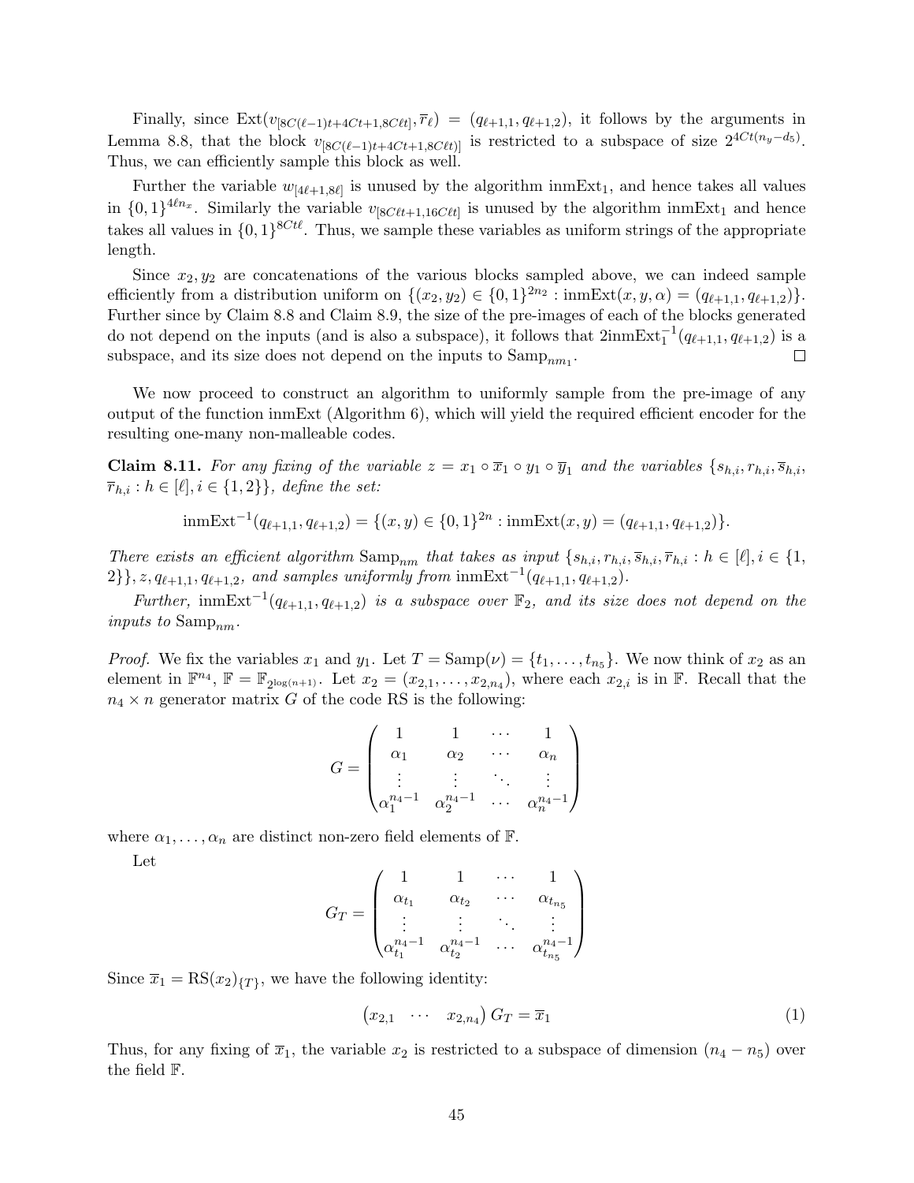Finally, since $\text{Ext}(v_{[8C(\ell-1)t+4Ct+1,8C\ell t]}, \overline{r}_\ell) = (q_{\ell+1,1}, q_{\ell+1,2})$, it follows by the arguments in Lemma 8.8, that the block $v_{[8C(\ell-1)t+4Ct+1,8C\ell t)]}$ is restricted to a subspace of size $2^{4Ct(n_y-d_5)}$. Thus, we can efficiently sample this block as well.

Further the variable $w_{[4\ell+1,8\ell]}$ is unused by the algorithm $\text{inmExt}_1$, and hence takes all values in $\{0,1\}^{4\ell n_x}$. Similarly the variable $v_{[8C\ell t+1,16C\ell t]}$ is unused by the algorithm $\text{inmExt}_1$ and hence takes all values in $\{0,1\}^{8Ct\ell}$. Thus, we sample these variables as uniform strings of the appropriate length.

Since $x_2, y_2$ are concatenations of the various blocks sampled above, we can indeed sample efficiently from a distribution uniform on $\{(x_2, y_2) \in \{0,1\}^{2n_2} : \text{inmExt}(x, y, \alpha) = (q_{\ell+1,1}, q_{\ell+1,2})\}$. Further since by Claim 8.8 and Claim 8.9, the size of the pre-images of each of the blocks generated do not depend on the inputs (and is also a subspace), it follows that $2\text{inmExt}_1^{-1}(q_{\ell+1,1}, q_{\ell+1,2})$ is a subspace, and its size does not depend on the inputs to $\text{Samp}_{nm_1}$. $\square$

We now proceed to construct an algorithm to uniformly sample from the pre-image of any output of the function inmExt (Algorithm 6), which will yield the required efficient encoder for the resulting one-many non-malleable codes.

**Claim 8.11.** *For any fixing of the variable $z = x_1 \circ \overline{x}_1 \circ y_1 \circ \overline{y}_1$ and the variables $\{s_{h,i}, r_{h,i}, \overline{s}_{h,i}, \overline{r}_{h,i} : h \in [\ell], i \in \{1,2\}\}$, define the set:*

$$\text{inmExt}^{-1}(q_{\ell+1,1}, q_{\ell+1,2}) = \{(x, y) \in \{0,1\}^{2n} : \text{inmExt}(x, y) = (q_{\ell+1,1}, q_{\ell+1,2})\}.$$

*There exists an efficient algorithm $\text{Samp}_{nm}$ that takes as input $\{s_{h,i}, r_{h,i}, \overline{s}_{h,i}, \overline{r}_{h,i} : h \in [\ell], i \in \{1, 2\}\}, z, q_{\ell+1,1}, q_{\ell+1,2}$, and samples uniformly from $\text{inmExt}^{-1}(q_{\ell+1,1}, q_{\ell+1,2})$.*

*Further, $\text{inmExt}^{-1}(q_{\ell+1,1}, q_{\ell+1,2})$ is a subspace over $\mathbb{F}_2$, and its size does not depend on the inputs to $\text{Samp}_{nm}$.*

*Proof.* We fix the variables $x_1$ and $y_1$. Let $T = \text{Samp}(\nu) = \{t_1, \ldots, t_{n_5}\}$. We now think of $x_2$ as an element in $\mathbb{F}^{n_4}$, $\mathbb{F} = \mathbb{F}_{2^{\log(n+1)}}$. Let $x_2 = (x_{2,1}, \ldots, x_{2,n_4})$, where each $x_{2,i}$ is in $\mathbb{F}$. Recall that the $n_4 \times n$ generator matrix $G$ of the code RS is the following:

$$G = \begin{pmatrix} 1 & 1 & \cdots & 1 \\ \alpha_1 & \alpha_2 & \cdots & \alpha_n \\ \vdots & \vdots & \ddots & \vdots \\ \alpha_1^{n_4-1} & \alpha_2^{n_4-1} & \cdots & \alpha_n^{n_4-1} \end{pmatrix}$$

where $\alpha_1, \ldots, \alpha_n$ are distinct non-zero field elements of $\mathbb{F}$.

Let

$$G_T = \begin{pmatrix} 1 & 1 & \cdots & 1 \\ \alpha_{t_1} & \alpha_{t_2} & \cdots & \alpha_{t_{n_5}} \\ \vdots & \vdots & \ddots & \vdots \\ \alpha_{t_1}^{n_4-1} & \alpha_{t_2}^{n_4-1} & \cdots & \alpha_{t_{n_5}}^{n_4-1} \end{pmatrix}$$

Since $\overline{x}_1 = \text{RS}(x_2)_{\{T\}}$, we have the following identity:

$$\begin{pmatrix} x_{2,1} & \cdots & x_{2,n_4} \end{pmatrix} G_T = \overline{x}_1 \tag{1}$$

Thus, for any fixing of $\overline{x}_1$, the variable $x_2$ is restricted to a subspace of dimension $(n_4 - n_5)$ over the field $\mathbb{F}$.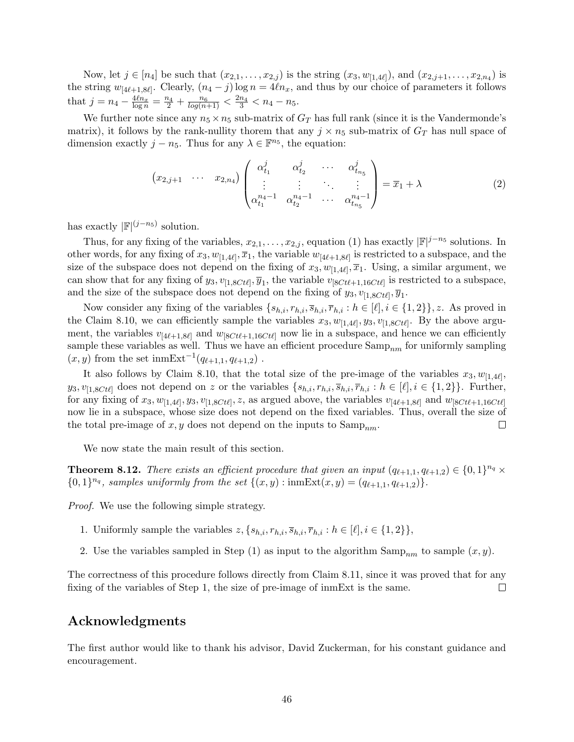Now, let $j \in [n_4]$ be such that $(x_{2,1}, \ldots, x_{2,j})$ is the string $(x_3, w_{[1,4\ell]})$, and $(x_{2,j+1}, \ldots, x_{2,n_4})$ is the string $w_{[4\ell+1,8\ell]}$. Clearly, $(n_4 - j)\log n = 4\ell n_x$, and thus by our choice of parameters it follows that $j = n_4 - \frac{4\ell n_x}{\log n} = \frac{n_4}{2} + \frac{n_6}{log(n+1)} < \frac{2n_4}{3} < n_4 - n_5$.

We further note since any $n_5 \times n_5$ sub-matrix of $G_T$ has full rank (since it is the Vandermonde's matrix), it follows by the rank-nullity thorem that any $j \times n_5$ sub-matrix of $G_T$ has null space of dimension exactly $j - n_5$. Thus for any $\lambda \in \mathbb{F}^{n_5}$, the equation:

$$\begin{pmatrix} x_{2,j+1} & \cdots & x_{2,n_4} \end{pmatrix} \begin{pmatrix} \alpha_{t_1}^{j} & \alpha_{t_2}^{j} & \cdots & \alpha_{t_{n_5}}^{j} \\ \vdots & \vdots & \ddots & \vdots \\ \alpha_{t_1}^{n_4-1} & \alpha_{t_2}^{n_4-1} & \cdots & \alpha_{t_{n_5}}^{n_4-1} \end{pmatrix} = \overline{x}_1 + \lambda \tag{2}$$

has exactly $|\mathbb{F}|^{(j-n_5)}$ solution.

Thus, for any fixing of the variables, $x_{2,1}, \ldots, x_{2,j}$, equation (1) has exactly $|\mathbb{F}|^{j-n_5}$ solutions. In other words, for any fixing of $x_3, w_{[1,4\ell]}, \overline{x}_1$, the variable $w_{[4\ell+1,8\ell]}$ is restricted to a subspace, and the size of the subspace does not depend on the fixing of $x_3, w_{[1,4\ell]}, \overline{x}_1$. Using, a similar argument, we can show that for any fixing of $y_3, v_{[1,8Ct\ell]}, \overline{y}_1$, the variable $v_{[8Ct\ell+1,16Ct\ell]}$ is restricted to a subspace, and the size of the subspace does not depend on the fixing of $y_3, v_{[1,8Ct\ell]}, \overline{y}_1$.

Now consider any fixing of the variables $\{s_{h,i}, r_{h,i}, \overline{s}_{h,i}, \overline{r}_{h,i} : h \in [\ell], i \in \{1,2\}\}, z$. As proved in the Claim 8.10, we can efficiently sample the variables $x_3, w_{[1,4\ell]}, y_3, v_{[1,8Ct\ell]}$. By the above argument, the variables $v_{[4\ell+1,8\ell]}$ and $w_{[8Ct\ell+1,16Ct\ell]}$ now lie in a subspace, and hence we can efficiently sample these variables as well. Thus we have an efficient procedure $\text{Samp}_{nm}$ for uniformly sampling $(x, y)$ from the set $\text{inmExt}^{-1}(q_{\ell+1,1}, q_{\ell+1,2})$ .

It also follows by Claim 8.10, that the total size of the pre-image of the variables $x_3, w_{[1,4\ell]}$, $y_3, v_{[1,8Ct\ell]}$ does not depend on $z$ or the variables $\{s_{h,i}, r_{h,i}, \overline{s}_{h,i}, \overline{r}_{h,i} : h \in [\ell], i \in \{1,2\}\}$. Further, for any fixing of $x_3, w_{[1,4\ell]}, y_3, v_{[1,8Ct\ell]}, z$, as argued above, the variables $v_{[4\ell+1,8\ell]}$ and $w_{[8Ct\ell+1,16Ct\ell]}$ now lie in a subspace, whose size does not depend on the fixed variables. Thus, overall the size of the total pre-image of $x, y$ does not depend on the inputs to $\text{Samp}_{nm}$. □

We now state the main result of this section.

**Theorem 8.12.** *There exists an efficient procedure that given an input $(q_{\ell+1,1}, q_{\ell+1,2}) \in \{0,1\}^{n_q} \times \{0,1\}^{n_q}$, samples uniformly from the set $\{(x,y) : \text{inmExt}(x,y) = (q_{\ell+1,1}, q_{\ell+1,2})\}$.*

*Proof.* We use the following simple strategy.

1. Uniformly sample the variables $z, \{s_{h,i}, r_{h,i}, \overline{s}_{h,i}, \overline{r}_{h,i} : h \in [\ell], i \in \{1,2\}\}$,
2. Use the variables sampled in Step (1) as input to the algorithm $\text{Samp}_{nm}$ to sample $(x, y)$.

The correctness of this procedure follows directly from Claim 8.11, since it was proved that for any fixing of the variables of Step 1, the size of pre-image of inmExt is the same. □

## Acknowledgments

The first author would like to thank his advisor, David Zuckerman, for his constant guidance and encouragement.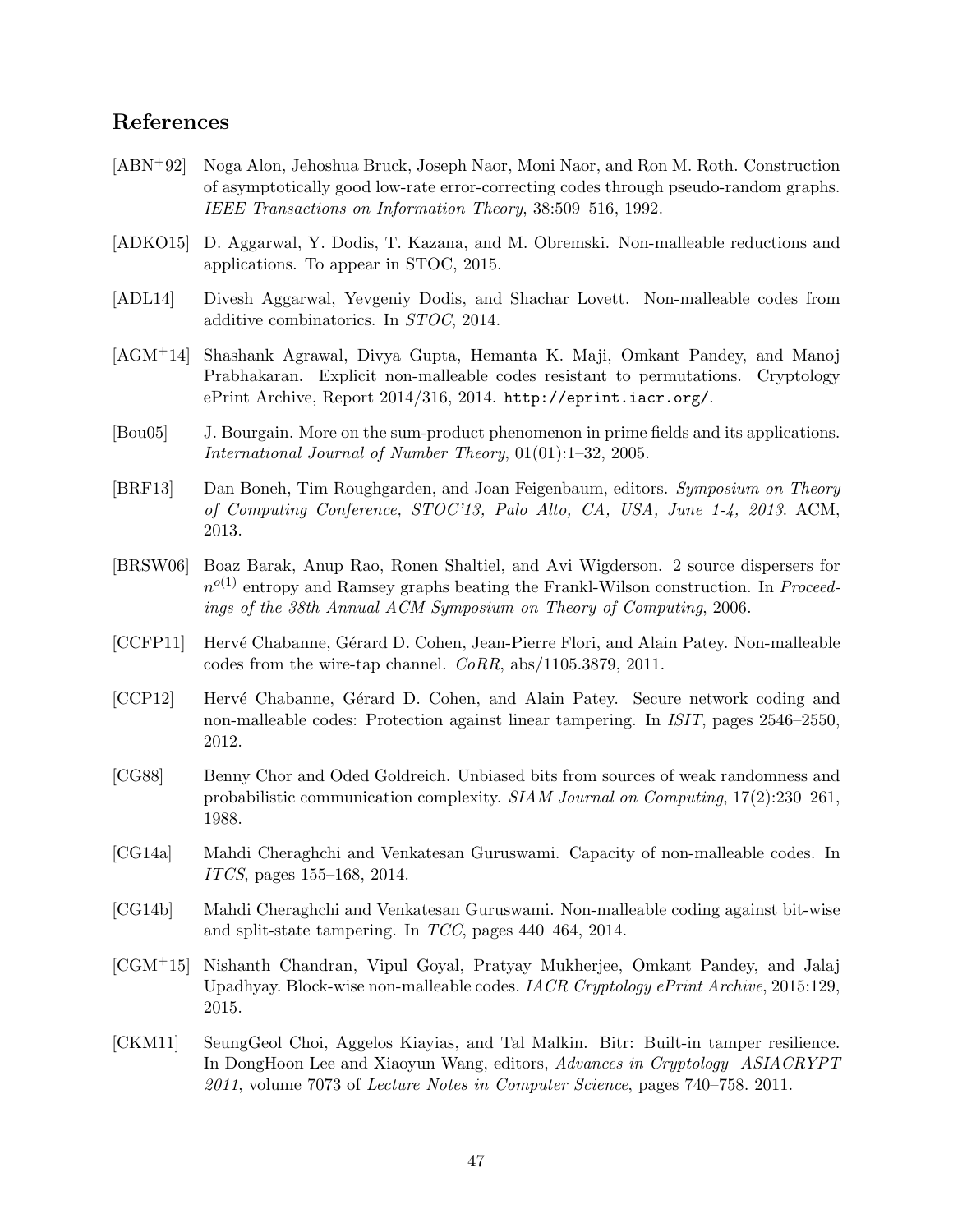## References

[ABN$^+$92] Noga Alon, Jehoshua Bruck, Joseph Naor, Moni Naor, and Ron M. Roth. Construction of asymptotically good low-rate error-correcting codes through pseudo-random graphs. *IEEE Transactions on Information Theory*, 38:509–516, 1992.

[ADKO15] D. Aggarwal, Y. Dodis, T. Kazana, and M. Obremski. Non-malleable reductions and applications. To appear in STOC, 2015.

[ADL14] Divesh Aggarwal, Yevgeniy Dodis, and Shachar Lovett. Non-malleable codes from additive combinatorics. In *STOC*, 2014.

[AGM$^+$14] Shashank Agrawal, Divya Gupta, Hemanta K. Maji, Omkant Pandey, and Manoj Prabhakaran. Explicit non-malleable codes resistant to permutations. Cryptology ePrint Archive, Report 2014/316, 2014. `http://eprint.iacr.org/`.

[Bou05] J. Bourgain. More on the sum-product phenomenon in prime fields and its applications. *International Journal of Number Theory*, 01(01):1–32, 2005.

[BRF13] Dan Boneh, Tim Roughgarden, and Joan Feigenbaum, editors. *Symposium on Theory of Computing Conference, STOC'13, Palo Alto, CA, USA, June 1-4, 2013*. ACM, 2013.

[BRSW06] Boaz Barak, Anup Rao, Ronen Shaltiel, and Avi Wigderson. 2 source dispersers for $n^{o(1)}$ entropy and Ramsey graphs beating the Frankl-Wilson construction. In *Proceedings of the 38th Annual ACM Symposium on Theory of Computing*, 2006.

[CCFP11] Hervé Chabanne, Gérard D. Cohen, Jean-Pierre Flori, and Alain Patey. Non-malleable codes from the wire-tap channel. *CoRR*, abs/1105.3879, 2011.

[CCP12] Hervé Chabanne, Gérard D. Cohen, and Alain Patey. Secure network coding and non-malleable codes: Protection against linear tampering. In *ISIT*, pages 2546–2550, 2012.

[CG88] Benny Chor and Oded Goldreich. Unbiased bits from sources of weak randomness and probabilistic communication complexity. *SIAM Journal on Computing*, 17(2):230–261, 1988.

[CG14a] Mahdi Cheraghchi and Venkatesan Guruswami. Capacity of non-malleable codes. In *ITCS*, pages 155–168, 2014.

[CG14b] Mahdi Cheraghchi and Venkatesan Guruswami. Non-malleable coding against bit-wise and split-state tampering. In *TCC*, pages 440–464, 2014.

[CGM$^+$15] Nishanth Chandran, Vipul Goyal, Pratyay Mukherjee, Omkant Pandey, and Jalaj Upadhyay. Block-wise non-malleable codes. *IACR Cryptology ePrint Archive*, 2015:129, 2015.

[CKM11] SeungGeol Choi, Aggelos Kiayias, and Tal Malkin. Bitr: Built-in tamper resilience. In DongHoon Lee and Xiaoyun Wang, editors, *Advances in Cryptology ASIACRYPT 2011*, volume 7073 of *Lecture Notes in Computer Science*, pages 740–758. 2011.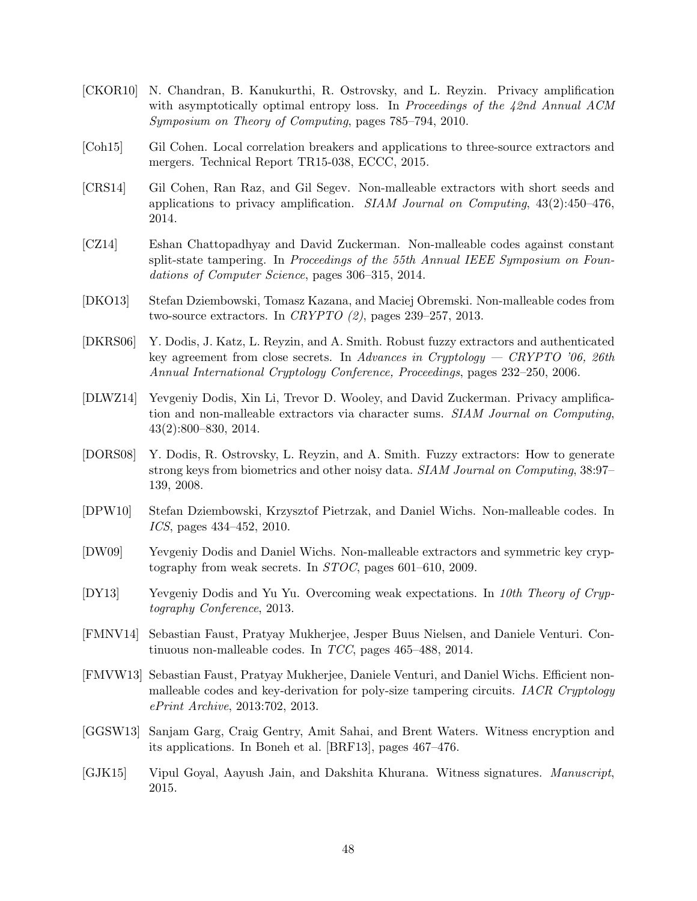[CKOR10] N. Chandran, B. Kanukurthi, R. Ostrovsky, and L. Reyzin. Privacy amplification with asymptotically optimal entropy loss. In *Proceedings of the 42nd Annual ACM Symposium on Theory of Computing*, pages 785–794, 2010.

[Coh15] Gil Cohen. Local correlation breakers and applications to three-source extractors and mergers. Technical Report TR15-038, ECCC, 2015.

[CRS14] Gil Cohen, Ran Raz, and Gil Segev. Non-malleable extractors with short seeds and applications to privacy amplification. *SIAM Journal on Computing*, 43(2):450–476, 2014.

[CZ14] Eshan Chattopadhyay and David Zuckerman. Non-malleable codes against constant split-state tampering. In *Proceedings of the 55th Annual IEEE Symposium on Foundations of Computer Science*, pages 306–315, 2014.

[DKO13] Stefan Dziembowski, Tomasz Kazana, and Maciej Obremski. Non-malleable codes from two-source extractors. In *CRYPTO (2)*, pages 239–257, 2013.

[DKRS06] Y. Dodis, J. Katz, L. Reyzin, and A. Smith. Robust fuzzy extractors and authenticated key agreement from close secrets. In *Advances in Cryptology — CRYPTO '06, 26th Annual International Cryptology Conference, Proceedings*, pages 232–250, 2006.

[DLWZ14] Yevgeniy Dodis, Xin Li, Trevor D. Wooley, and David Zuckerman. Privacy amplification and non-malleable extractors via character sums. *SIAM Journal on Computing*, 43(2):800–830, 2014.

[DORS08] Y. Dodis, R. Ostrovsky, L. Reyzin, and A. Smith. Fuzzy extractors: How to generate strong keys from biometrics and other noisy data. *SIAM Journal on Computing*, 38:97–139, 2008.

[DPW10] Stefan Dziembowski, Krzysztof Pietrzak, and Daniel Wichs. Non-malleable codes. In *ICS*, pages 434–452, 2010.

[DW09] Yevgeniy Dodis and Daniel Wichs. Non-malleable extractors and symmetric key cryptography from weak secrets. In *STOC*, pages 601–610, 2009.

[DY13] Yevgeniy Dodis and Yu Yu. Overcoming weak expectations. In *10th Theory of Cryptography Conference*, 2013.

[FMNV14] Sebastian Faust, Pratyay Mukherjee, Jesper Buus Nielsen, and Daniele Venturi. Continuous non-malleable codes. In *TCC*, pages 465–488, 2014.

[FMVW13] Sebastian Faust, Pratyay Mukherjee, Daniele Venturi, and Daniel Wichs. Efficient non-malleable codes and key-derivation for poly-size tampering circuits. *IACR Cryptology ePrint Archive*, 2013:702, 2013.

[GGSW13] Sanjam Garg, Craig Gentry, Amit Sahai, and Brent Waters. Witness encryption and its applications. In Boneh et al. [BRF13], pages 467–476.

[GJK15] Vipul Goyal, Aayush Jain, and Dakshita Khurana. Witness signatures. *Manuscript*, 2015.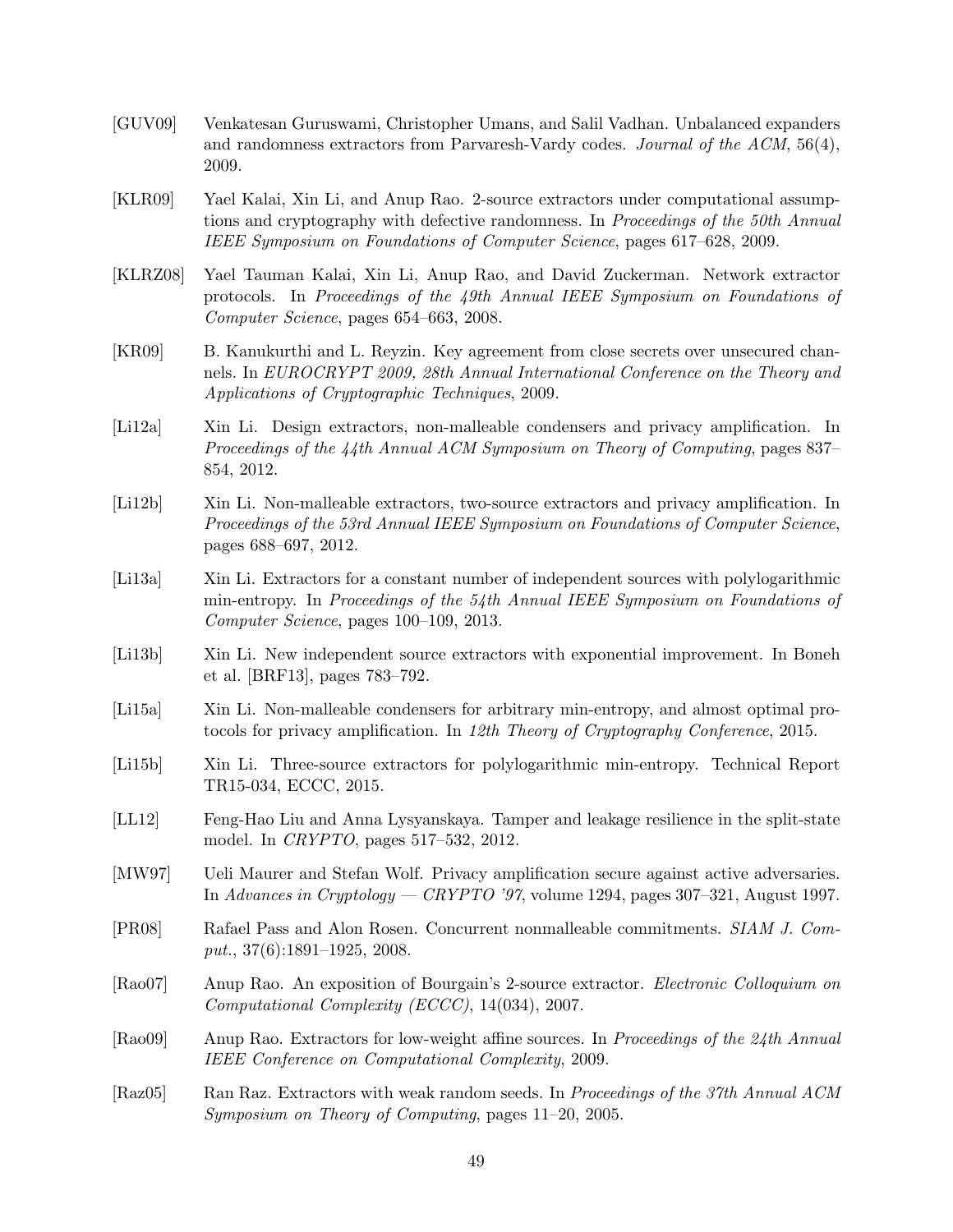[GUV09] Venkatesan Guruswami, Christopher Umans, and Salil Vadhan. Unbalanced expanders and randomness extractors from Parvaresh-Vardy codes. *Journal of the ACM*, 56(4), 2009.

[KLR09] Yael Kalai, Xin Li, and Anup Rao. 2-source extractors under computational assumptions and cryptography with defective randomness. In *Proceedings of the 50th Annual IEEE Symposium on Foundations of Computer Science*, pages 617–628, 2009.

[KLRZ08] Yael Tauman Kalai, Xin Li, Anup Rao, and David Zuckerman. Network extractor protocols. In *Proceedings of the 49th Annual IEEE Symposium on Foundations of Computer Science*, pages 654–663, 2008.

[KR09] B. Kanukurthi and L. Reyzin. Key agreement from close secrets over unsecured channels. In *EUROCRYPT 2009, 28th Annual International Conference on the Theory and Applications of Cryptographic Techniques*, 2009.

[Li12a] Xin Li. Design extractors, non-malleable condensers and privacy amplification. In *Proceedings of the 44th Annual ACM Symposium on Theory of Computing*, pages 837–854, 2012.

[Li12b] Xin Li. Non-malleable extractors, two-source extractors and privacy amplification. In *Proceedings of the 53rd Annual IEEE Symposium on Foundations of Computer Science*, pages 688–697, 2012.

[Li13a] Xin Li. Extractors for a constant number of independent sources with polylogarithmic min-entropy. In *Proceedings of the 54th Annual IEEE Symposium on Foundations of Computer Science*, pages 100–109, 2013.

[Li13b] Xin Li. New independent source extractors with exponential improvement. In Boneh et al. [BRF13], pages 783–792.

[Li15a] Xin Li. Non-malleable condensers for arbitrary min-entropy, and almost optimal protocols for privacy amplification. In *12th Theory of Cryptography Conference*, 2015.

[Li15b] Xin Li. Three-source extractors for polylogarithmic min-entropy. Technical Report TR15-034, ECCC, 2015.

[LL12] Feng-Hao Liu and Anna Lysyanskaya. Tamper and leakage resilience in the split-state model. In *CRYPTO*, pages 517–532, 2012.

[MW97] Ueli Maurer and Stefan Wolf. Privacy amplification secure against active adversaries. In *Advances in Cryptology — CRYPTO '97*, volume 1294, pages 307–321, August 1997.

[PR08] Rafael Pass and Alon Rosen. Concurrent nonmalleable commitments. *SIAM J. Comput.*, 37(6):1891–1925, 2008.

[Rao07] Anup Rao. An exposition of Bourgain's 2-source extractor. *Electronic Colloquium on Computational Complexity (ECCC)*, 14(034), 2007.

[Rao09] Anup Rao. Extractors for low-weight affine sources. In *Proceedings of the 24th Annual IEEE Conference on Computational Complexity*, 2009.

[Raz05] Ran Raz. Extractors with weak random seeds. In *Proceedings of the 37th Annual ACM Symposium on Theory of Computing*, pages 11–20, 2005.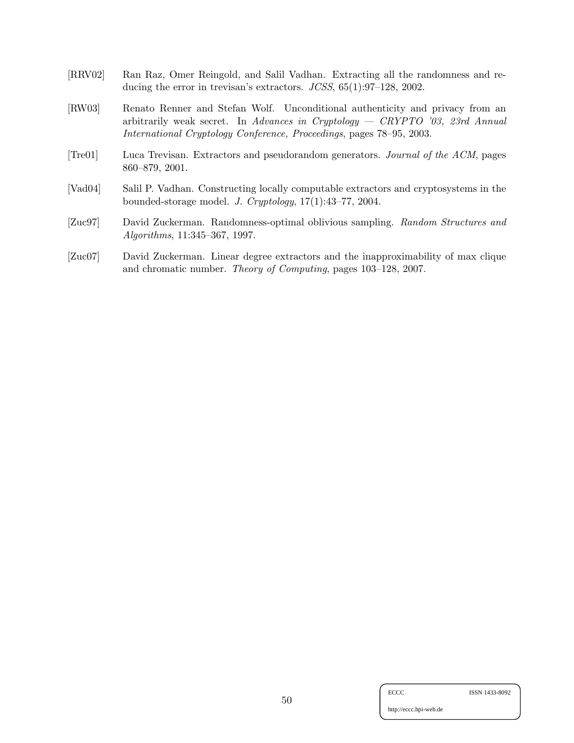[RRV02] Ran Raz, Omer Reingold, and Salil Vadhan. Extracting all the randomness and reducing the error in trevisan's extractors. *JCSS*, 65(1):97–128, 2002.

[RW03] Renato Renner and Stefan Wolf. Unconditional authenticity and privacy from an arbitrarily weak secret. In *Advances in Cryptology — CRYPTO '03, 23rd Annual International Cryptology Conference, Proceedings*, pages 78–95, 2003.

[Tre01] Luca Trevisan. Extractors and pseudorandom generators. *Journal of the ACM*, pages 860–879, 2001.

[Vad04] Salil P. Vadhan. Constructing locally computable extractors and cryptosystems in the bounded-storage model. *J. Cryptology*, 17(1):43–77, 2004.

[Zuc97] David Zuckerman. Randomness-optimal oblivious sampling. *Random Structures and Algorithms*, 11:345–367, 1997.

[Zuc07] David Zuckerman. Linear degree extractors and the inapproximability of max clique and chromatic number. *Theory of Computing*, pages 103–128, 2007.

ECCC ISSN 1433-8092

http://eccc.hpi-web.de